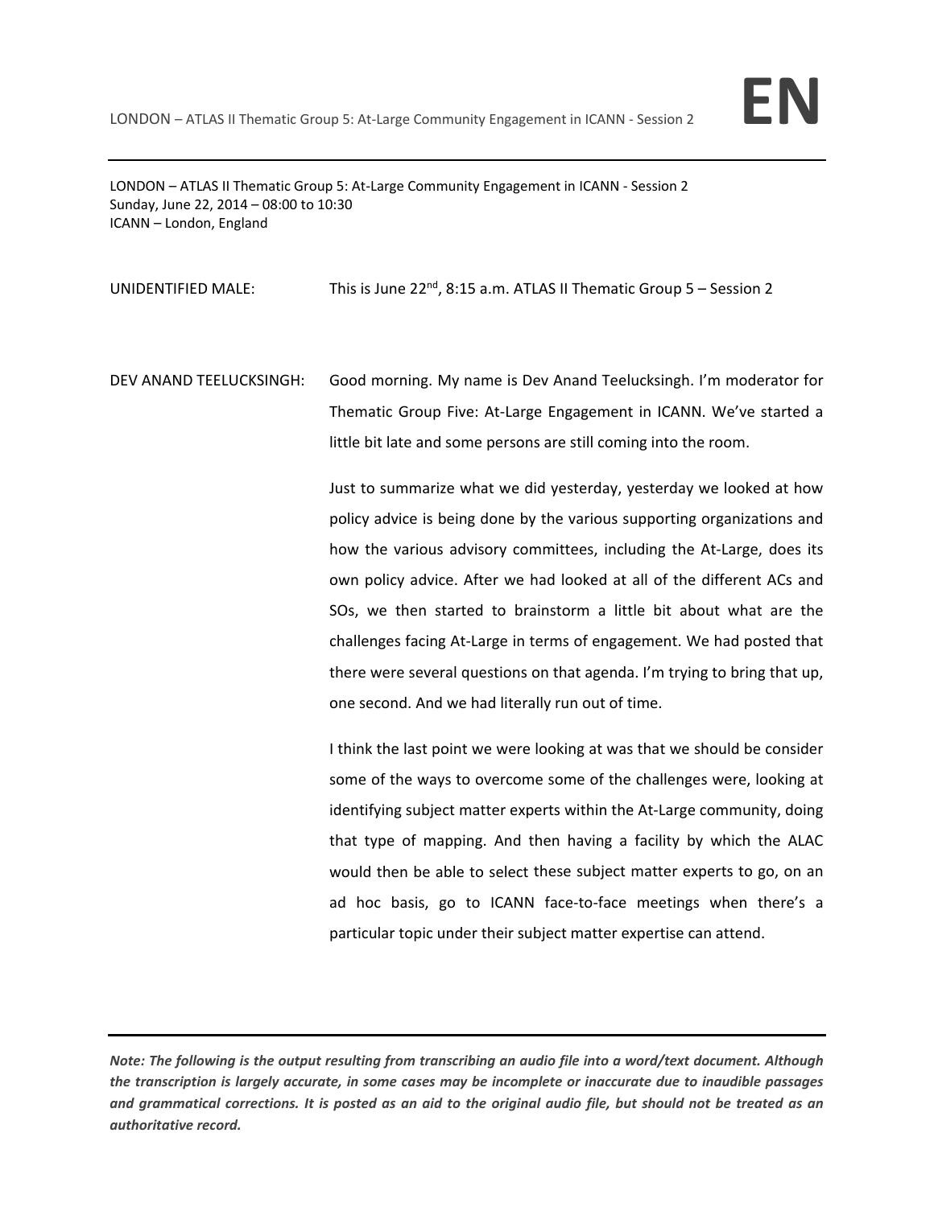LONDON – ATLAS II Thematic Group 5: At-Large Community Engagement in ICANN - Session 2
Sunday, June 22, 2014 – 08:00 to 10:30
ICANN – London, England

UNIDENTIFIED MALE: This is June 22nd, 8:15 a.m. ATLAS II Thematic Group 5 – Session 2

DEV ANAND TEELUCKSINGH: Good morning. My name is Dev Anand Teelucksingh. I'm moderator for Thematic Group Five: At-Large Engagement in ICANN. We've started a little bit late and some persons are still coming into the room.

Just to summarize what we did yesterday, yesterday we looked at how policy advice is being done by the various supporting organizations and how the various advisory committees, including the At-Large, does its own policy advice. After we had looked at all of the different ACs and SOs, we then started to brainstorm a little bit about what are the challenges facing At-Large in terms of engagement. We had posted that there were several questions on that agenda. I'm trying to bring that up, one second. And we had literally run out of time.

I think the last point we were looking at was that we should be consider some of the ways to overcome some of the challenges were, looking at identifying subject matter experts within the At-Large community, doing that type of mapping. And then having a facility by which the ALAC would then be able to select these subject matter experts to go, on an ad hoc basis, go to ICANN face-to-face meetings when there's a particular topic under their subject matter expertise can attend.

*Note: The following is the output resulting from transcribing an audio file into a word/text document. Although the transcription is largely accurate, in some cases may be incomplete or inaccurate due to inaudible passages and grammatical corrections. It is posted as an aid to the original audio file, but should not be treated as an authoritative record.*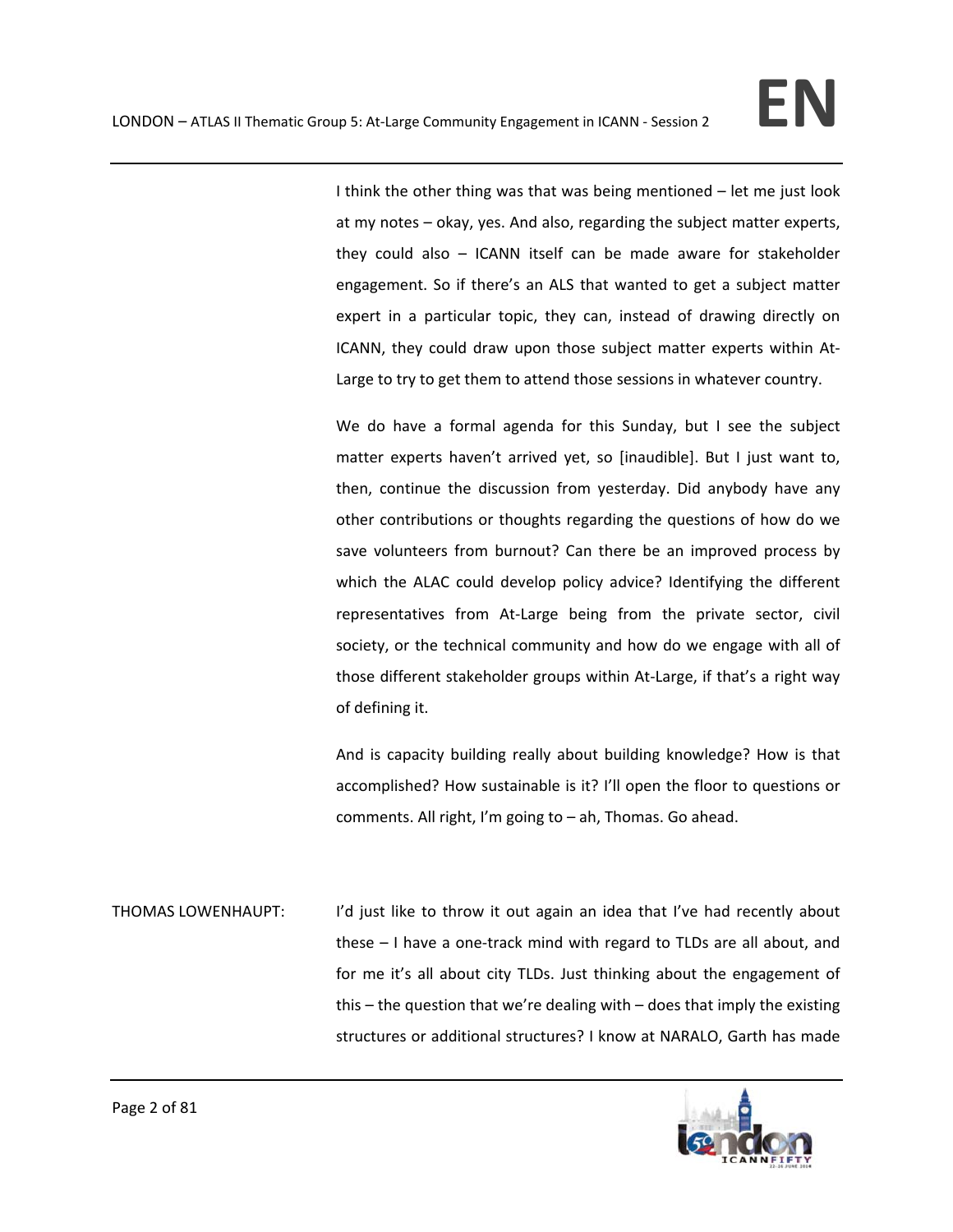I think the other thing was that was being mentioned – let me just look at my notes – okay, yes. And also, regarding the subject matter experts, they could also – ICANN itself can be made aware for stakeholder engagement. So if there's an ALS that wanted to get a subject matter expert in a particular topic, they can, instead of drawing directly on ICANN, they could draw upon those subject matter experts within At-Large to try to get them to attend those sessions in whatever country.

We do have a formal agenda for this Sunday, but I see the subject matter experts haven't arrived yet, so [inaudible]. But I just want to, then, continue the discussion from yesterday. Did anybody have any other contributions or thoughts regarding the questions of how do we save volunteers from burnout? Can there be an improved process by which the ALAC could develop policy advice? Identifying the different representatives from At-Large being from the private sector, civil society, or the technical community and how do we engage with all of those different stakeholder groups within At-Large, if that's a right way of defining it.

And is capacity building really about building knowledge? How is that accomplished? How sustainable is it? I'll open the floor to questions or comments. All right, I'm going to – ah, Thomas. Go ahead.

THOMAS LOWENHAUPT: I'd just like to throw it out again an idea that I've had recently about these – I have a one-track mind with regard to TLDs are all about, and for me it's all about city TLDs. Just thinking about the engagement of this – the question that we're dealing with – does that imply the existing structures or additional structures? I know at NARALO, Garth has made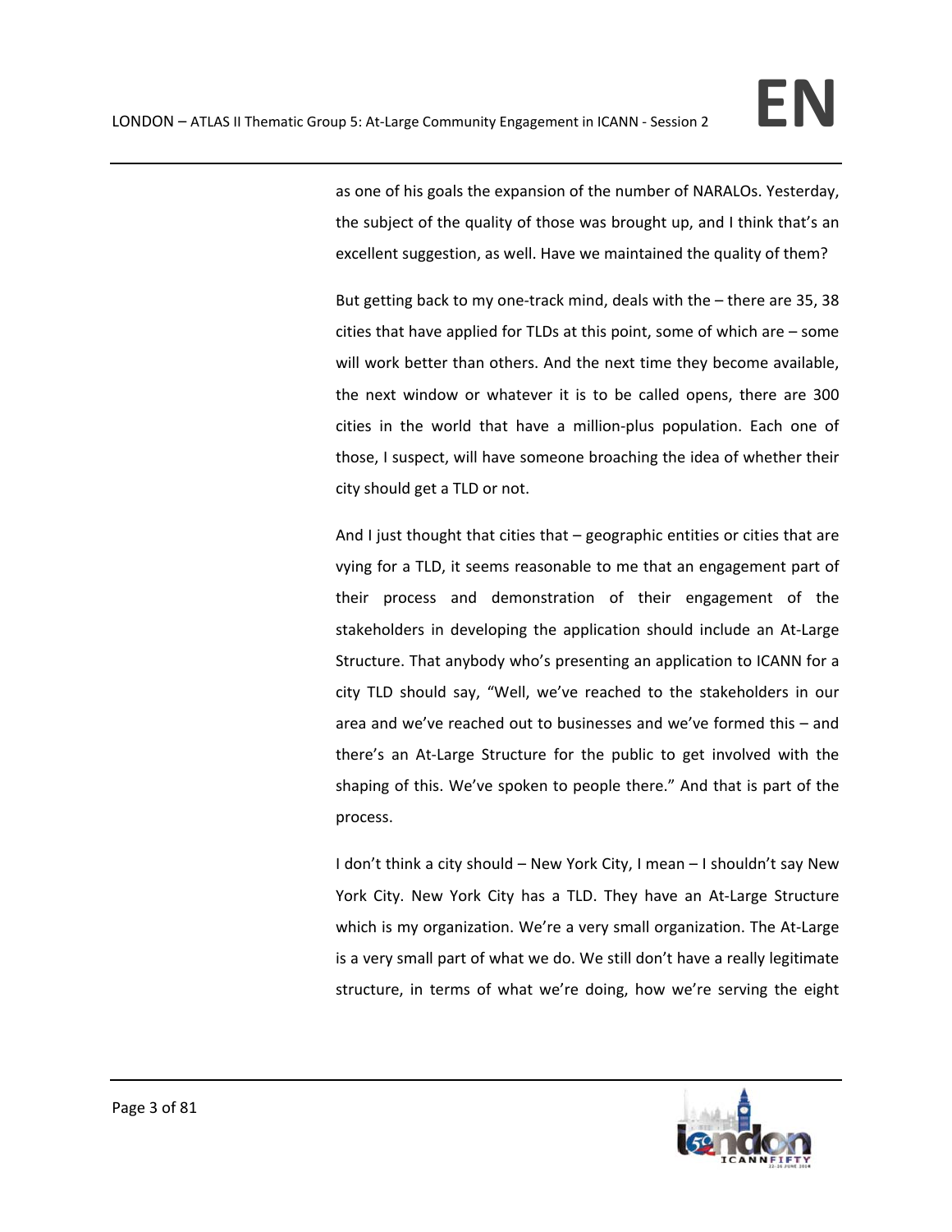as one of his goals the expansion of the number of NARALOs. Yesterday, the subject of the quality of those was brought up, and I think that's an excellent suggestion, as well. Have we maintained the quality of them?

But getting back to my one-track mind, deals with the – there are 35, 38 cities that have applied for TLDs at this point, some of which are – some will work better than others. And the next time they become available, the next window or whatever it is to be called opens, there are 300 cities in the world that have a million-plus population. Each one of those, I suspect, will have someone broaching the idea of whether their city should get a TLD or not.

And I just thought that cities that – geographic entities or cities that are vying for a TLD, it seems reasonable to me that an engagement part of their process and demonstration of their engagement of the stakeholders in developing the application should include an At-Large Structure. That anybody who's presenting an application to ICANN for a city TLD should say, "Well, we've reached to the stakeholders in our area and we've reached out to businesses and we've formed this – and there's an At-Large Structure for the public to get involved with the shaping of this. We've spoken to people there." And that is part of the process.

I don't think a city should – New York City, I mean – I shouldn't say New York City. New York City has a TLD. They have an At-Large Structure which is my organization. We're a very small organization. The At-Large is a very small part of what we do. We still don't have a really legitimate structure, in terms of what we're doing, how we're serving the eight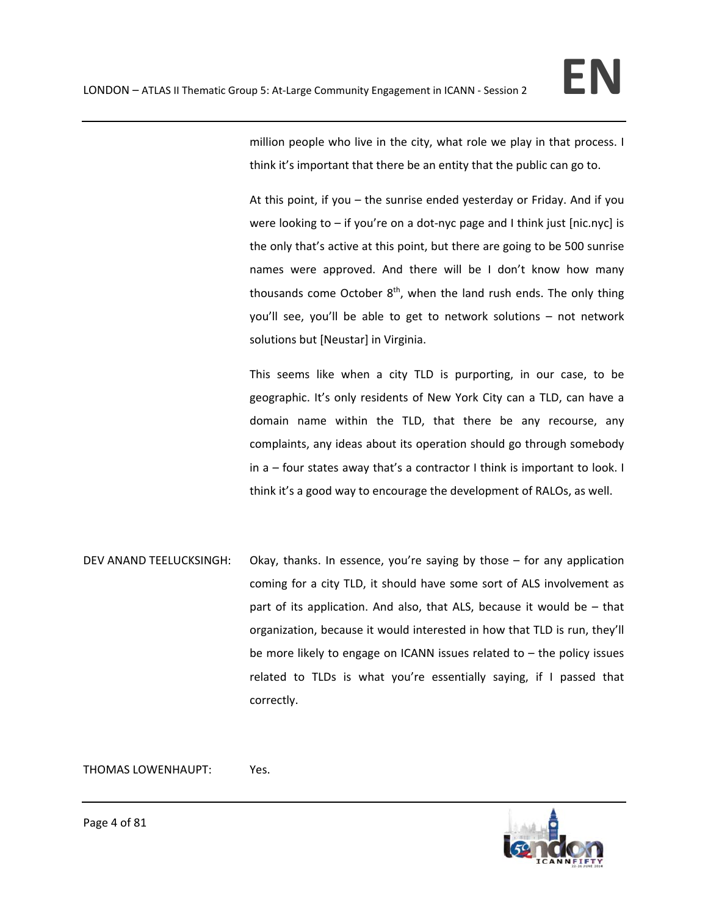million people who live in the city, what role we play in that process. I think it's important that there be an entity that the public can go to.

At this point, if you – the sunrise ended yesterday or Friday. And if you were looking to – if you're on a dot-nyc page and I think just [nic.nyc] is the only that's active at this point, but there are going to be 500 sunrise names were approved. And there will be I don't know how many thousands come October 8th, when the land rush ends. The only thing you'll see, you'll be able to get to network solutions – not network solutions but [Neustar] in Virginia.

This seems like when a city TLD is purporting, in our case, to be geographic. It's only residents of New York City can a TLD, can have a domain name within the TLD, that there be any recourse, any complaints, any ideas about its operation should go through somebody in a – four states away that's a contractor I think is important to look. I think it's a good way to encourage the development of RALOs, as well.

DEV ANAND TEELUCKSINGH: Okay, thanks. In essence, you're saying by those – for any application coming for a city TLD, it should have some sort of ALS involvement as part of its application. And also, that ALS, because it would be – that organization, because it would interested in how that TLD is run, they'll be more likely to engage on ICANN issues related to – the policy issues related to TLDs is what you're essentially saying, if I passed that correctly.

THOMAS LOWENHAUPT: Yes.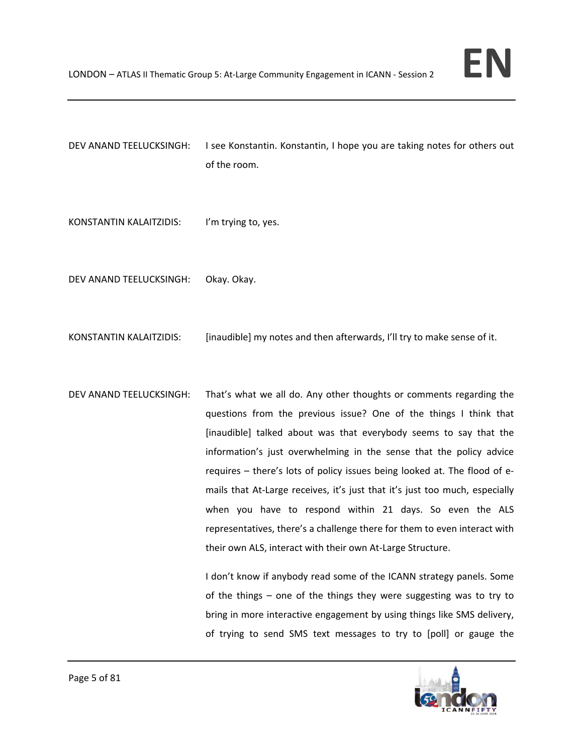DEV ANAND TEELUCKSINGH: I see Konstantin. Konstantin, I hope you are taking notes for others out of the room.

KONSTANTIN KALAITZIDIS: I'm trying to, yes.

DEV ANAND TEELUCKSINGH: Okay. Okay.

KONSTANTIN KALAITZIDIS: [inaudible] my notes and then afterwards, I'll try to make sense of it.

DEV ANAND TEELUCKSINGH: That's what we all do. Any other thoughts or comments regarding the questions from the previous issue? One of the things I think that [inaudible] talked about was that everybody seems to say that the information's just overwhelming in the sense that the policy advice requires – there's lots of policy issues being looked at. The flood of e-mails that At-Large receives, it's just that it's just too much, especially when you have to respond within 21 days. So even the ALS representatives, there's a challenge there for them to even interact with their own ALS, interact with their own At-Large Structure.

I don't know if anybody read some of the ICANN strategy panels. Some of the things – one of the things they were suggesting was to try to bring in more interactive engagement by using things like SMS delivery, of trying to send SMS text messages to try to [poll] or gauge the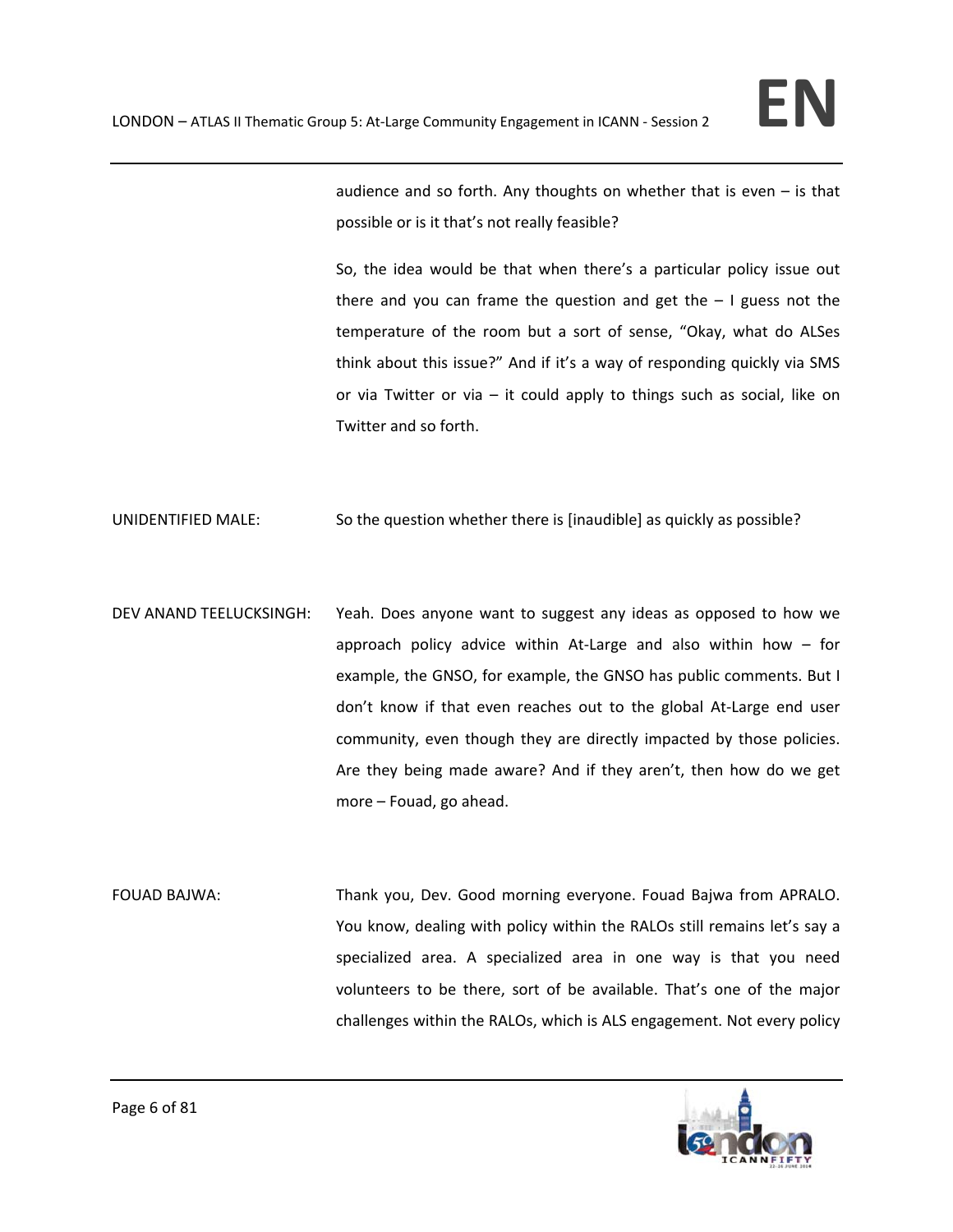audience and so forth. Any thoughts on whether that is even – is that possible or is it that's not really feasible?

So, the idea would be that when there's a particular policy issue out there and you can frame the question and get the – I guess not the temperature of the room but a sort of sense, "Okay, what do ALSes think about this issue?" And if it's a way of responding quickly via SMS or via Twitter or via – it could apply to things such as social, like on Twitter and so forth.

UNIDENTIFIED MALE: So the question whether there is [inaudible] as quickly as possible?

DEV ANAND TEELUCKSINGH: Yeah. Does anyone want to suggest any ideas as opposed to how we approach policy advice within At-Large and also within how – for example, the GNSO, for example, the GNSO has public comments. But I don't know if that even reaches out to the global At-Large end user community, even though they are directly impacted by those policies. Are they being made aware? And if they aren't, then how do we get more – Fouad, go ahead.

FOUAD BAJWA: Thank you, Dev. Good morning everyone. Fouad Bajwa from APRALO. You know, dealing with policy within the RALOs still remains let's say a specialized area. A specialized area in one way is that you need volunteers to be there, sort of be available. That's one of the major challenges within the RALOs, which is ALS engagement. Not every policy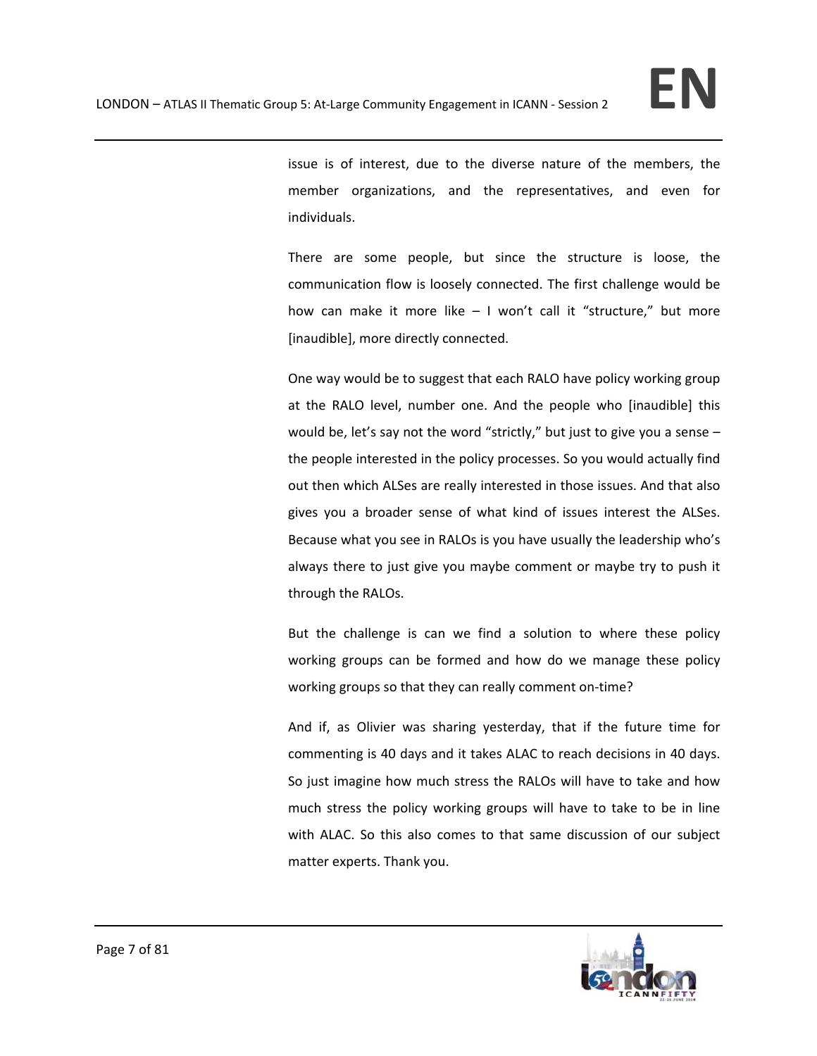issue is of interest, due to the diverse nature of the members, the member organizations, and the representatives, and even for individuals.

There are some people, but since the structure is loose, the communication flow is loosely connected. The first challenge would be how can make it more like – I won't call it "structure," but more [inaudible], more directly connected.

One way would be to suggest that each RALO have policy working group at the RALO level, number one. And the people who [inaudible] this would be, let's say not the word "strictly," but just to give you a sense – the people interested in the policy processes. So you would actually find out then which ALSes are really interested in those issues. And that also gives you a broader sense of what kind of issues interest the ALSes. Because what you see in RALOs is you have usually the leadership who's always there to just give you maybe comment or maybe try to push it through the RALOs.

But the challenge is can we find a solution to where these policy working groups can be formed and how do we manage these policy working groups so that they can really comment on-time?

And if, as Olivier was sharing yesterday, that if the future time for commenting is 40 days and it takes ALAC to reach decisions in 40 days. So just imagine how much stress the RALOs will have to take and how much stress the policy working groups will have to take to be in line with ALAC. So this also comes to that same discussion of our subject matter experts. Thank you.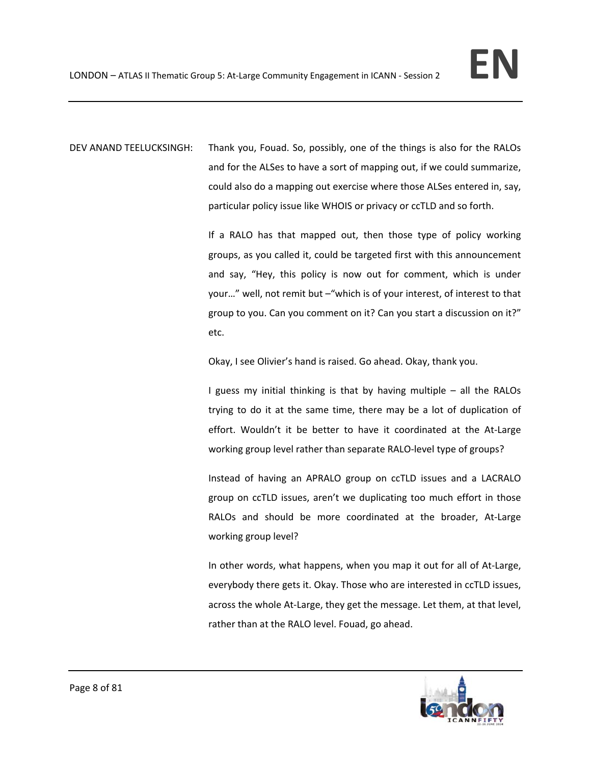DEV ANAND TEELUCKSINGH: Thank you, Fouad. So, possibly, one of the things is also for the RALOs and for the ALSes to have a sort of mapping out, if we could summarize, could also do a mapping out exercise where those ALSes entered in, say, particular policy issue like WHOIS or privacy or ccTLD and so forth.

If a RALO has that mapped out, then those type of policy working groups, as you called it, could be targeted first with this announcement and say, "Hey, this policy is now out for comment, which is under your…" well, not remit but –"which is of your interest, of interest to that group to you. Can you comment on it? Can you start a discussion on it?" etc.

Okay, I see Olivier's hand is raised. Go ahead. Okay, thank you.

I guess my initial thinking is that by having multiple – all the RALOs trying to do it at the same time, there may be a lot of duplication of effort. Wouldn't it be better to have it coordinated at the At-Large working group level rather than separate RALO-level type of groups?

Instead of having an APRALO group on ccTLD issues and a LACRALO group on ccTLD issues, aren't we duplicating too much effort in those RALOs and should be more coordinated at the broader, At-Large working group level?

In other words, what happens, when you map it out for all of At-Large, everybody there gets it. Okay. Those who are interested in ccTLD issues, across the whole At-Large, they get the message. Let them, at that level, rather than at the RALO level. Fouad, go ahead.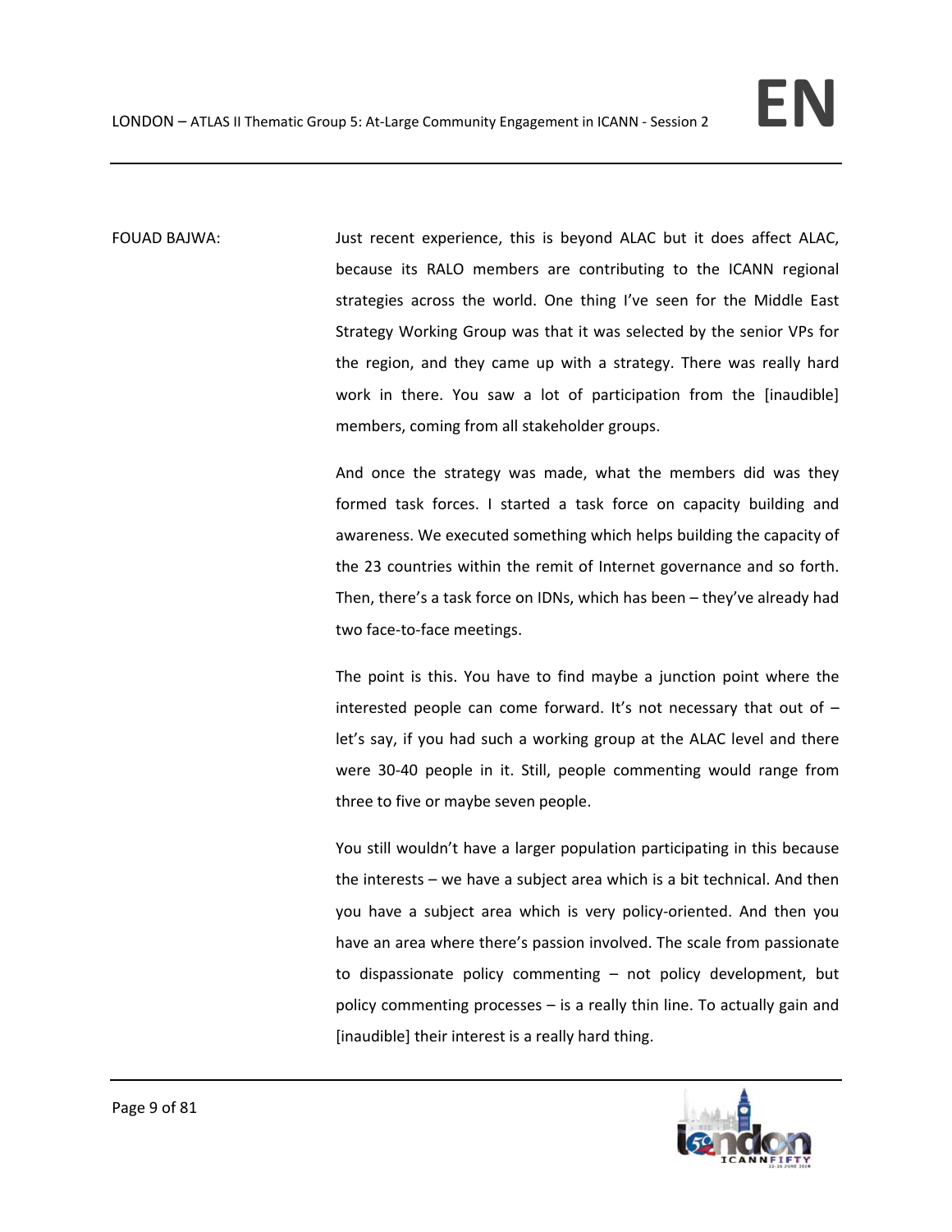FOUAD BAJWA: Just recent experience, this is beyond ALAC but it does affect ALAC, because its RALO members are contributing to the ICANN regional strategies across the world. One thing I've seen for the Middle East Strategy Working Group was that it was selected by the senior VPs for the region, and they came up with a strategy. There was really hard work in there. You saw a lot of participation from the [inaudible] members, coming from all stakeholder groups.

And once the strategy was made, what the members did was they formed task forces. I started a task force on capacity building and awareness. We executed something which helps building the capacity of the 23 countries within the remit of Internet governance and so forth. Then, there's a task force on IDNs, which has been – they've already had two face-to-face meetings.

The point is this. You have to find maybe a junction point where the interested people can come forward. It's not necessary that out of – let's say, if you had such a working group at the ALAC level and there were 30-40 people in it. Still, people commenting would range from three to five or maybe seven people.

You still wouldn't have a larger population participating in this because the interests – we have a subject area which is a bit technical. And then you have a subject area which is very policy-oriented. And then you have an area where there's passion involved. The scale from passionate to dispassionate policy commenting – not policy development, but policy commenting processes – is a really thin line. To actually gain and [inaudible] their interest is a really hard thing.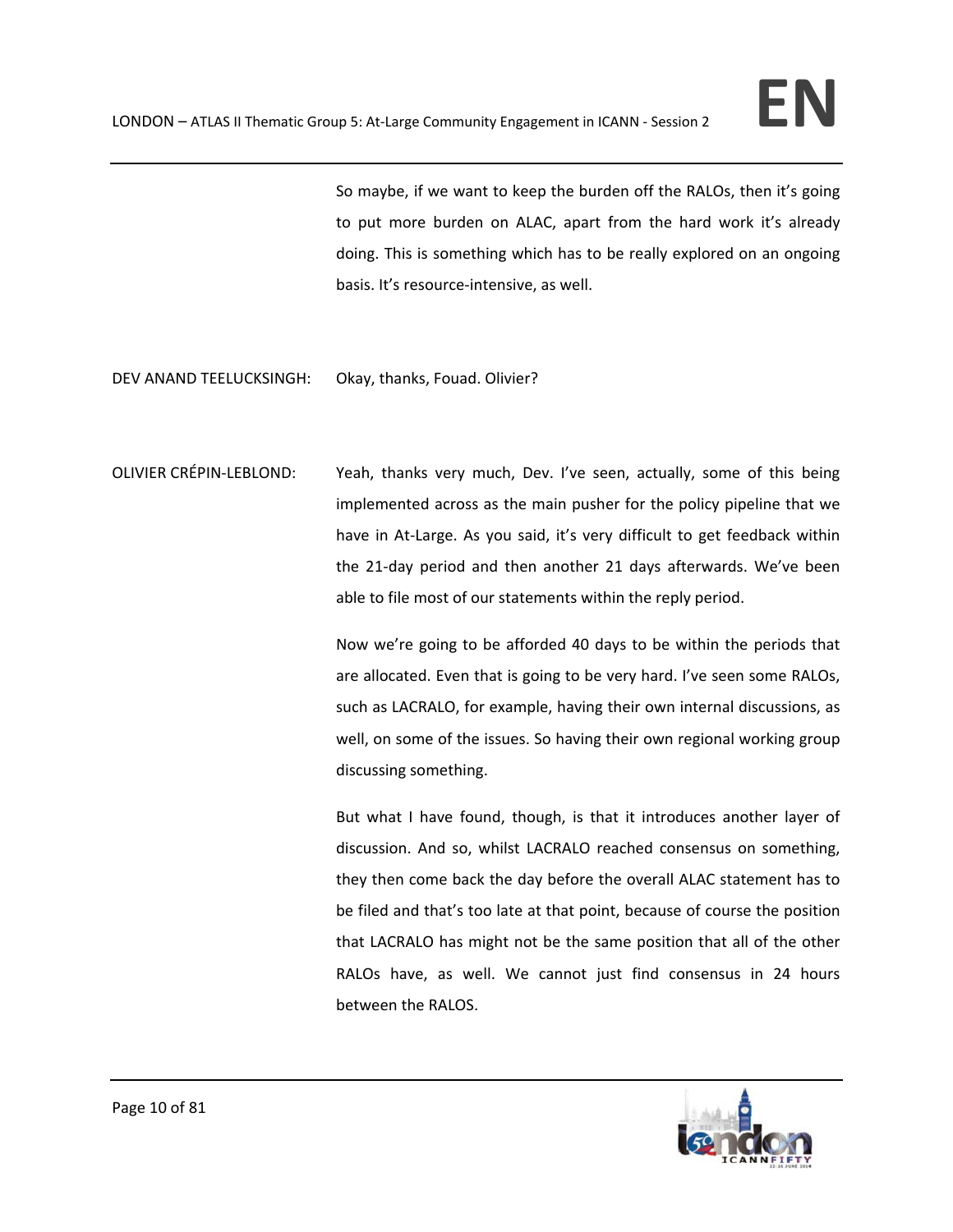So maybe, if we want to keep the burden off the RALOs, then it's going to put more burden on ALAC, apart from the hard work it's already doing. This is something which has to be really explored on an ongoing basis. It's resource-intensive, as well.

DEV ANAND TEELUCKSINGH: Okay, thanks, Fouad. Olivier?

OLIVIER CRÉPIN-LEBLOND: Yeah, thanks very much, Dev. I've seen, actually, some of this being implemented across as the main pusher for the policy pipeline that we have in At-Large. As you said, it's very difficult to get feedback within the 21-day period and then another 21 days afterwards. We've been able to file most of our statements within the reply period.

Now we're going to be afforded 40 days to be within the periods that are allocated. Even that is going to be very hard. I've seen some RALOs, such as LACRALO, for example, having their own internal discussions, as well, on some of the issues. So having their own regional working group discussing something.

But what I have found, though, is that it introduces another layer of discussion. And so, whilst LACRALO reached consensus on something, they then come back the day before the overall ALAC statement has to be filed and that's too late at that point, because of course the position that LACRALO has might not be the same position that all of the other RALOs have, as well. We cannot just find consensus in 24 hours between the RALOS.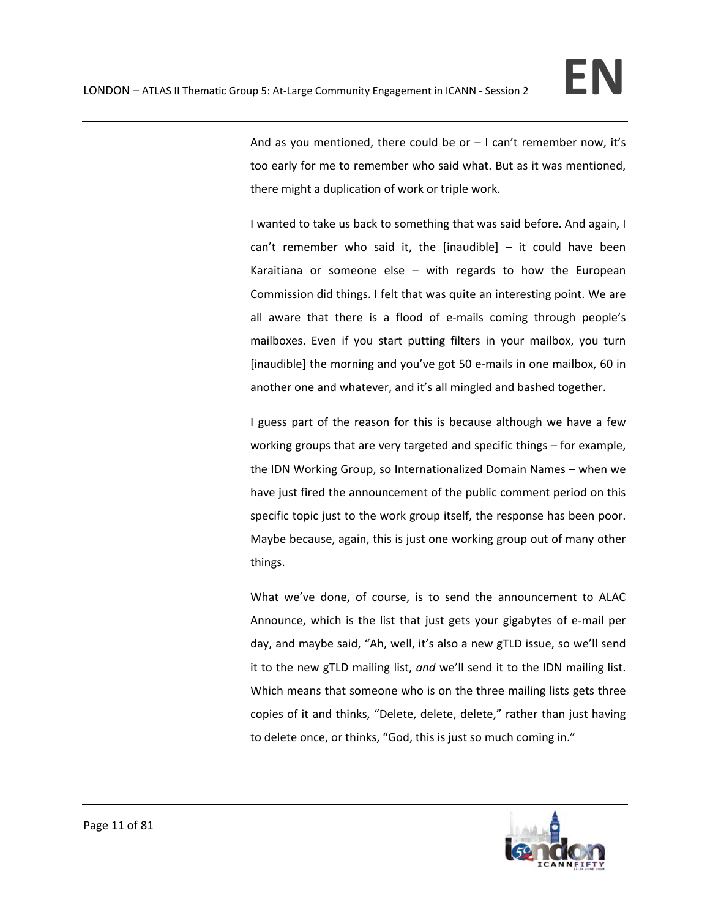And as you mentioned, there could be or – I can't remember now, it's too early for me to remember who said what. But as it was mentioned, there might a duplication of work or triple work.

I wanted to take us back to something that was said before. And again, I can't remember who said it, the [inaudible] – it could have been Karaitiana or someone else – with regards to how the European Commission did things. I felt that was quite an interesting point. We are all aware that there is a flood of e-mails coming through people's mailboxes. Even if you start putting filters in your mailbox, you turn [inaudible] the morning and you've got 50 e-mails in one mailbox, 60 in another one and whatever, and it's all mingled and bashed together.

I guess part of the reason for this is because although we have a few working groups that are very targeted and specific things – for example, the IDN Working Group, so Internationalized Domain Names – when we have just fired the announcement of the public comment period on this specific topic just to the work group itself, the response has been poor. Maybe because, again, this is just one working group out of many other things.

What we've done, of course, is to send the announcement to ALAC Announce, which is the list that just gets your gigabytes of e-mail per day, and maybe said, "Ah, well, it's also a new gTLD issue, so we'll send it to the new gTLD mailing list, *and* we'll send it to the IDN mailing list. Which means that someone who is on the three mailing lists gets three copies of it and thinks, "Delete, delete, delete," rather than just having to delete once, or thinks, "God, this is just so much coming in."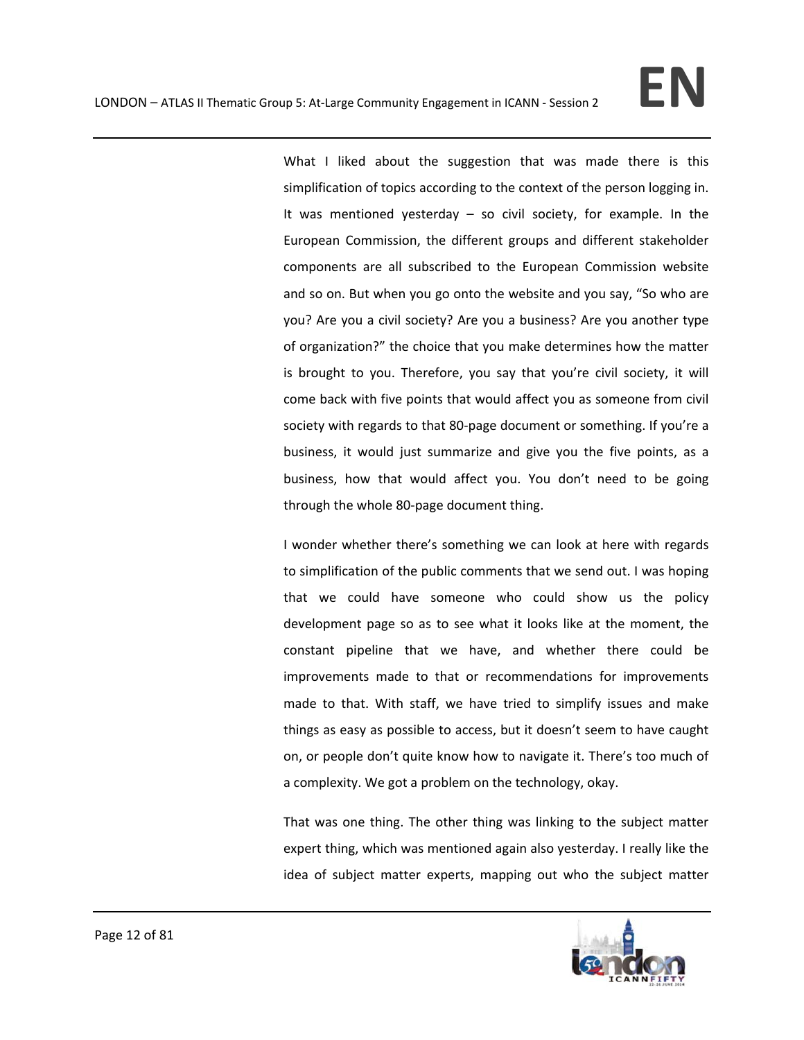What I liked about the suggestion that was made there is this simplification of topics according to the context of the person logging in. It was mentioned yesterday – so civil society, for example. In the European Commission, the different groups and different stakeholder components are all subscribed to the European Commission website and so on. But when you go onto the website and you say, "So who are you? Are you a civil society? Are you a business? Are you another type of organization?" the choice that you make determines how the matter is brought to you. Therefore, you say that you're civil society, it will come back with five points that would affect you as someone from civil society with regards to that 80-page document or something. If you're a business, it would just summarize and give you the five points, as a business, how that would affect you. You don't need to be going through the whole 80-page document thing.

I wonder whether there's something we can look at here with regards to simplification of the public comments that we send out. I was hoping that we could have someone who could show us the policy development page so as to see what it looks like at the moment, the constant pipeline that we have, and whether there could be improvements made to that or recommendations for improvements made to that. With staff, we have tried to simplify issues and make things as easy as possible to access, but it doesn't seem to have caught on, or people don't quite know how to navigate it. There's too much of a complexity. We got a problem on the technology, okay.

That was one thing. The other thing was linking to the subject matter expert thing, which was mentioned again also yesterday. I really like the idea of subject matter experts, mapping out who the subject matter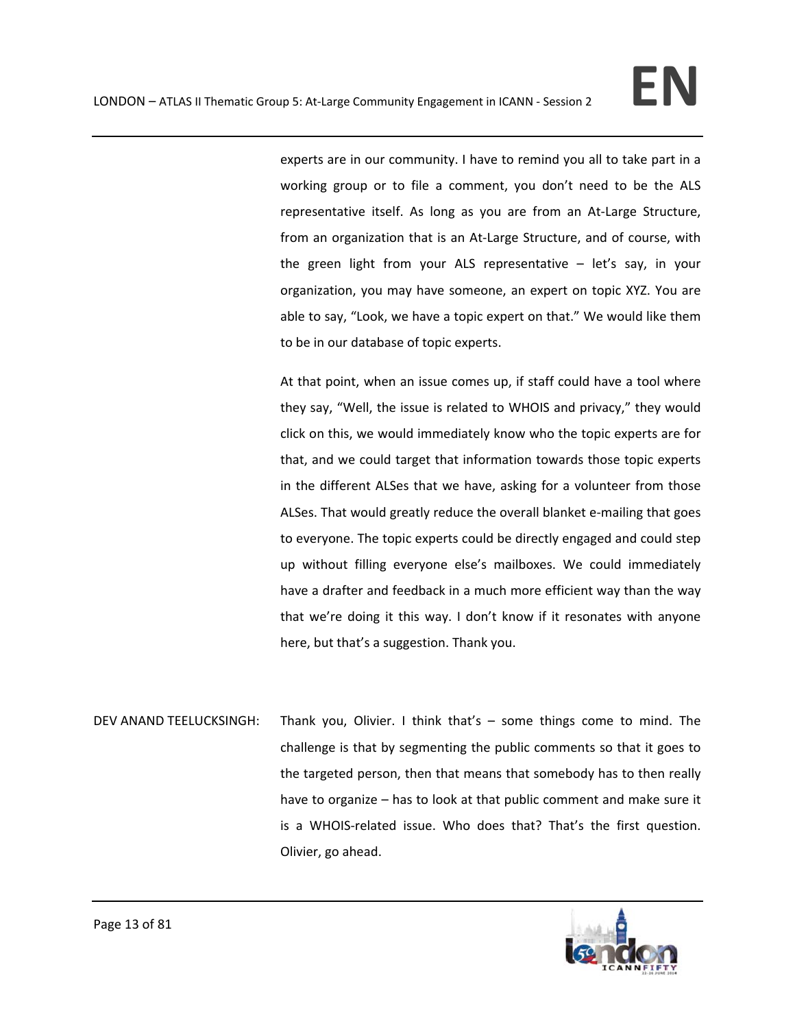experts are in our community. I have to remind you all to take part in a working group or to file a comment, you don't need to be the ALS representative itself. As long as you are from an At-Large Structure, from an organization that is an At-Large Structure, and of course, with the green light from your ALS representative – let's say, in your organization, you may have someone, an expert on topic XYZ. You are able to say, "Look, we have a topic expert on that." We would like them to be in our database of topic experts.

At that point, when an issue comes up, if staff could have a tool where they say, "Well, the issue is related to WHOIS and privacy," they would click on this, we would immediately know who the topic experts are for that, and we could target that information towards those topic experts in the different ALSes that we have, asking for a volunteer from those ALSes. That would greatly reduce the overall blanket e-mailing that goes to everyone. The topic experts could be directly engaged and could step up without filling everyone else's mailboxes. We could immediately have a drafter and feedback in a much more efficient way than the way that we're doing it this way. I don't know if it resonates with anyone here, but that's a suggestion. Thank you.

DEV ANAND TEELUCKSINGH: Thank you, Olivier. I think that's – some things come to mind. The challenge is that by segmenting the public comments so that it goes to the targeted person, then that means that somebody has to then really have to organize – has to look at that public comment and make sure it is a WHOIS-related issue. Who does that? That's the first question. Olivier, go ahead.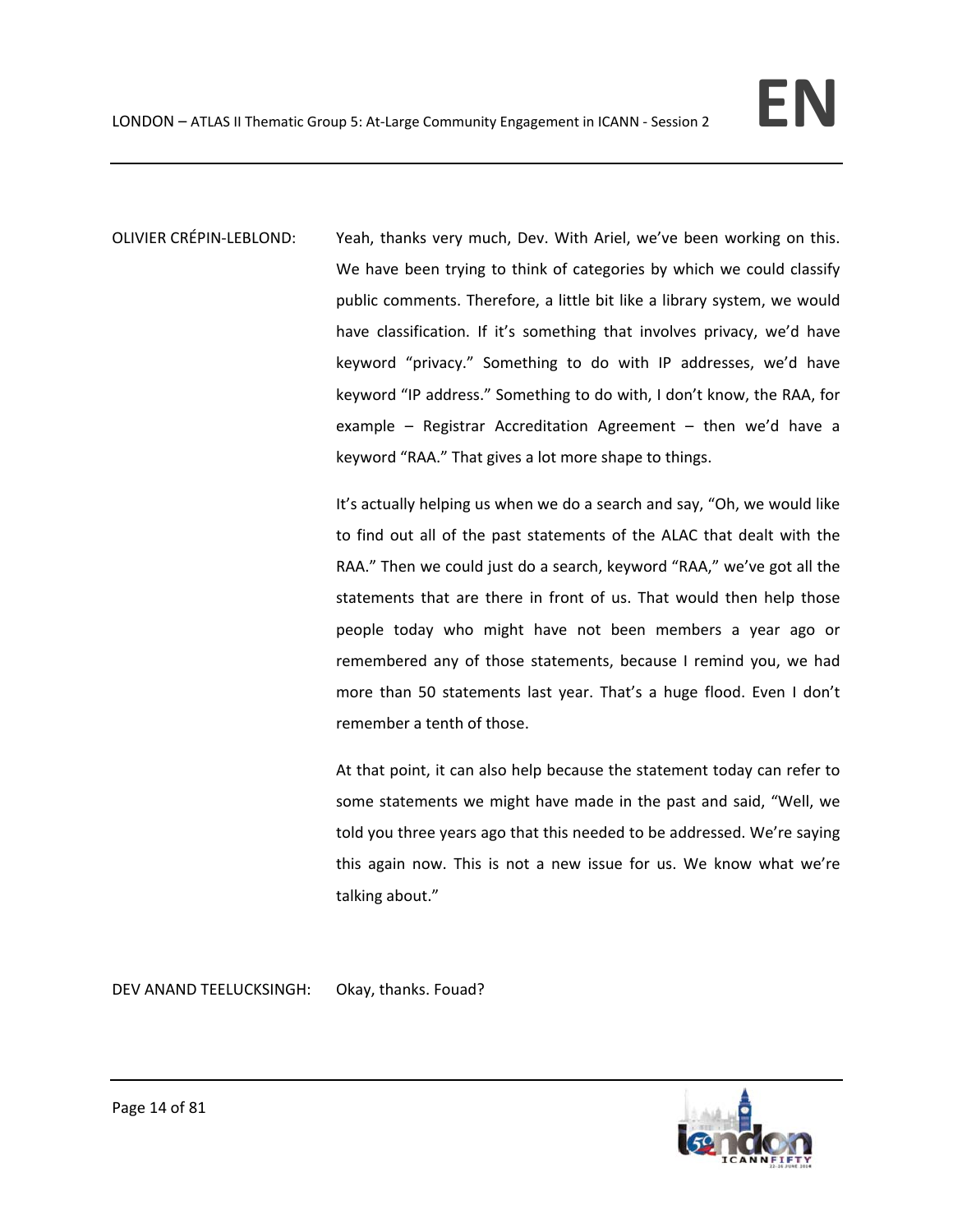OLIVIER CRÉPIN-LEBLOND: Yeah, thanks very much, Dev. With Ariel, we've been working on this. We have been trying to think of categories by which we could classify public comments. Therefore, a little bit like a library system, we would have classification. If it's something that involves privacy, we'd have keyword "privacy." Something to do with IP addresses, we'd have keyword "IP address." Something to do with, I don't know, the RAA, for example – Registrar Accreditation Agreement – then we'd have a keyword "RAA." That gives a lot more shape to things.

It's actually helping us when we do a search and say, "Oh, we would like to find out all of the past statements of the ALAC that dealt with the RAA." Then we could just do a search, keyword "RAA," we've got all the statements that are there in front of us. That would then help those people today who might have not been members a year ago or remembered any of those statements, because I remind you, we had more than 50 statements last year. That's a huge flood. Even I don't remember a tenth of those.

At that point, it can also help because the statement today can refer to some statements we might have made in the past and said, "Well, we told you three years ago that this needed to be addressed. We're saying this again now. This is not a new issue for us. We know what we're talking about."

DEV ANAND TEELUCKSINGH: Okay, thanks. Fouad?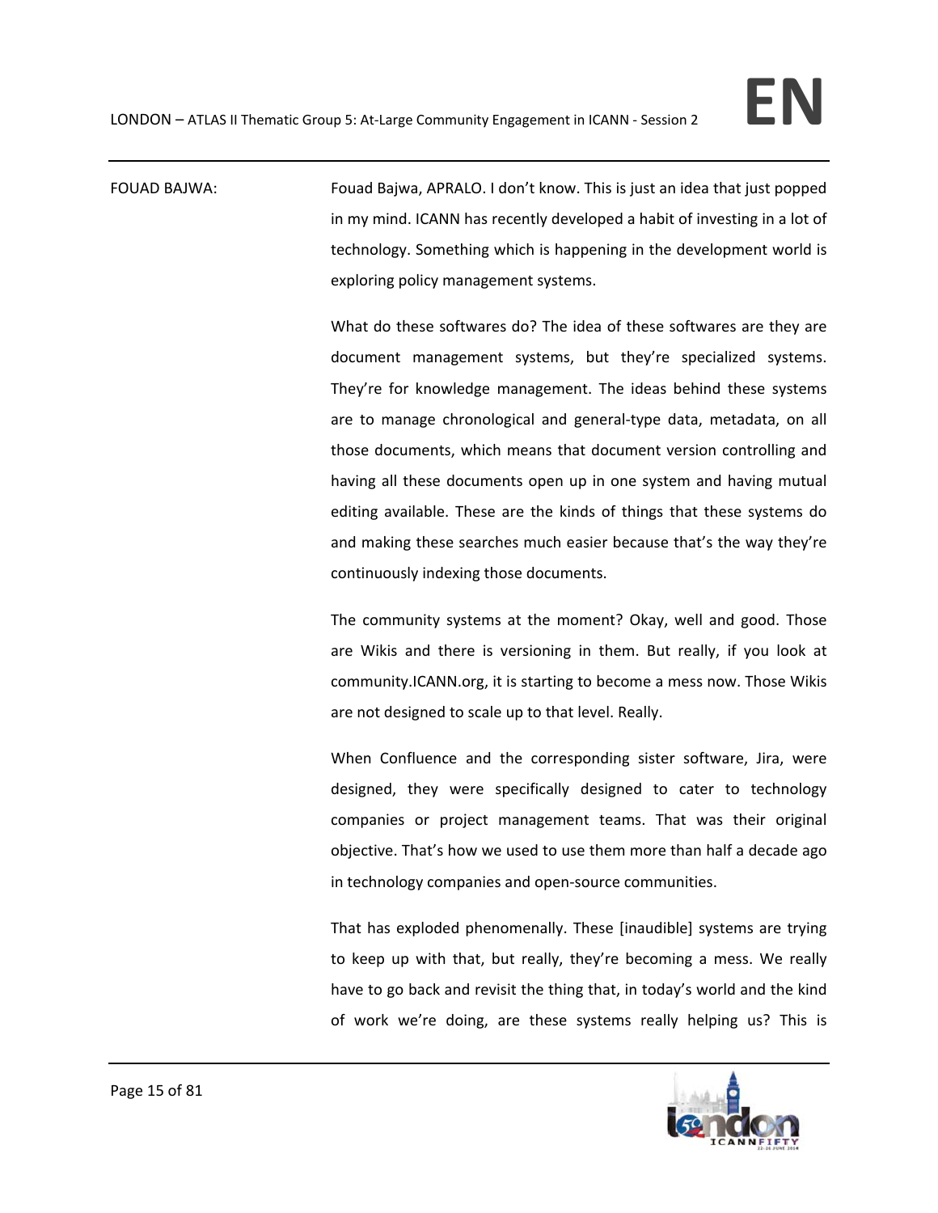FOUAD BAJWA: Fouad Bajwa, APRALO. I don't know. This is just an idea that just popped in my mind. ICANN has recently developed a habit of investing in a lot of technology. Something which is happening in the development world is exploring policy management systems.

What do these softwares do? The idea of these softwares are they are document management systems, but they're specialized systems. They're for knowledge management. The ideas behind these systems are to manage chronological and general-type data, metadata, on all those documents, which means that document version controlling and having all these documents open up in one system and having mutual editing available. These are the kinds of things that these systems do and making these searches much easier because that's the way they're continuously indexing those documents.

The community systems at the moment? Okay, well and good. Those are Wikis and there is versioning in them. But really, if you look at community.ICANN.org, it is starting to become a mess now. Those Wikis are not designed to scale up to that level. Really.

When Confluence and the corresponding sister software, Jira, were designed, they were specifically designed to cater to technology companies or project management teams. That was their original objective. That's how we used to use them more than half a decade ago in technology companies and open-source communities.

That has exploded phenomenally. These [inaudible] systems are trying to keep up with that, but really, they're becoming a mess. We really have to go back and revisit the thing that, in today's world and the kind of work we're doing, are these systems really helping us? This is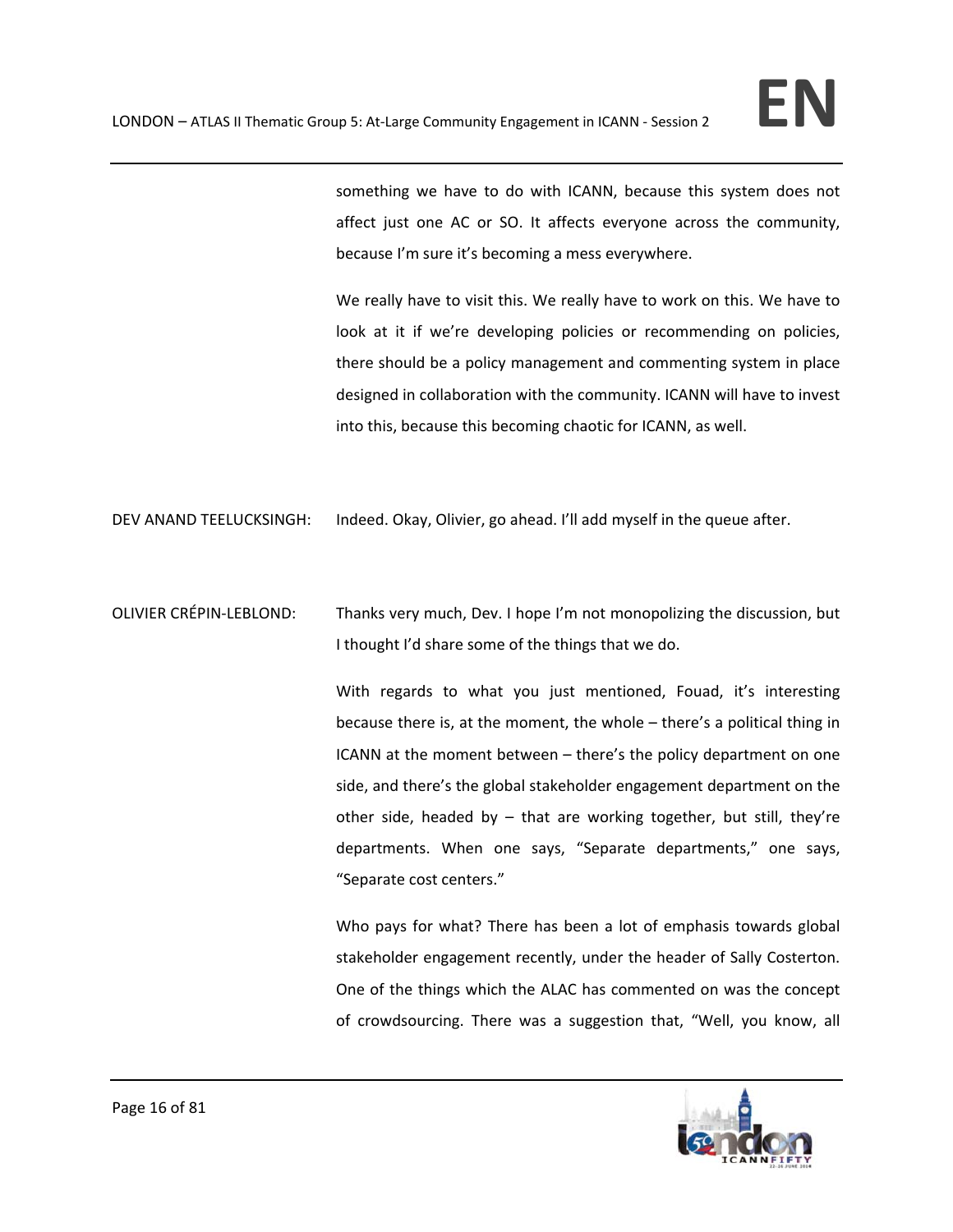something we have to do with ICANN, because this system does not affect just one AC or SO. It affects everyone across the community, because I'm sure it's becoming a mess everywhere.

We really have to visit this. We really have to work on this. We have to look at it if we're developing policies or recommending on policies, there should be a policy management and commenting system in place designed in collaboration with the community. ICANN will have to invest into this, because this becoming chaotic for ICANN, as well.

DEV ANAND TEELUCKSINGH: Indeed. Okay, Olivier, go ahead. I'll add myself in the queue after.

OLIVIER CRÉPIN-LEBLOND: Thanks very much, Dev. I hope I'm not monopolizing the discussion, but I thought I'd share some of the things that we do.

With regards to what you just mentioned, Fouad, it's interesting because there is, at the moment, the whole – there's a political thing in ICANN at the moment between – there's the policy department on one side, and there's the global stakeholder engagement department on the other side, headed by – that are working together, but still, they're departments. When one says, "Separate departments," one says, "Separate cost centers."

Who pays for what? There has been a lot of emphasis towards global stakeholder engagement recently, under the header of Sally Costerton. One of the things which the ALAC has commented on was the concept of crowdsourcing. There was a suggestion that, "Well, you know, all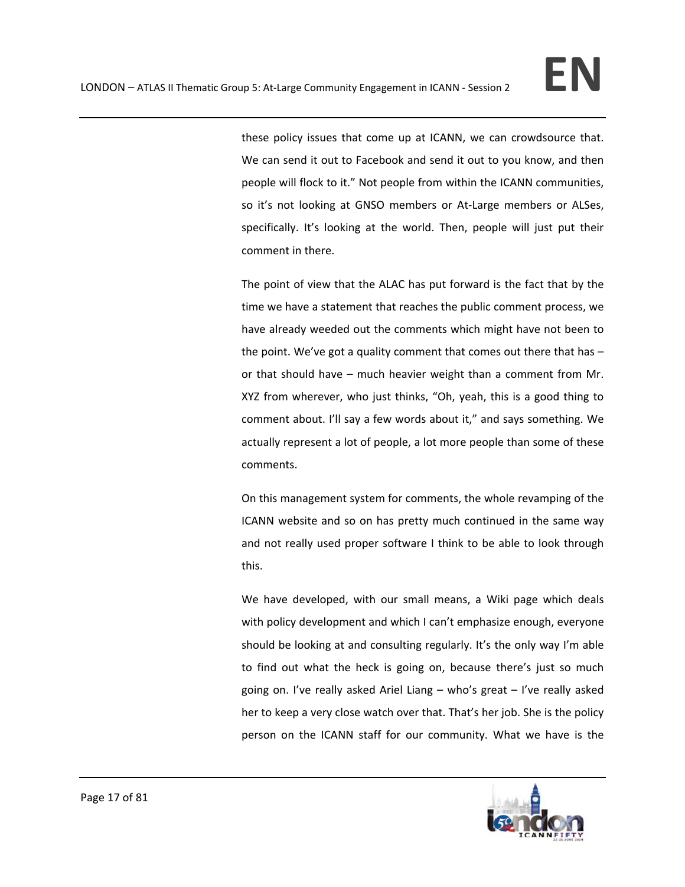these policy issues that come up at ICANN, we can crowdsource that. We can send it out to Facebook and send it out to you know, and then people will flock to it." Not people from within the ICANN communities, so it's not looking at GNSO members or At-Large members or ALSes, specifically. It's looking at the world. Then, people will just put their comment in there.

The point of view that the ALAC has put forward is the fact that by the time we have a statement that reaches the public comment process, we have already weeded out the comments which might have not been to the point. We've got a quality comment that comes out there that has – or that should have – much heavier weight than a comment from Mr. XYZ from wherever, who just thinks, "Oh, yeah, this is a good thing to comment about. I'll say a few words about it," and says something. We actually represent a lot of people, a lot more people than some of these comments.

On this management system for comments, the whole revamping of the ICANN website and so on has pretty much continued in the same way and not really used proper software I think to be able to look through this.

We have developed, with our small means, a Wiki page which deals with policy development and which I can't emphasize enough, everyone should be looking at and consulting regularly. It's the only way I'm able to find out what the heck is going on, because there's just so much going on. I've really asked Ariel Liang – who's great – I've really asked her to keep a very close watch over that. That's her job. She is the policy person on the ICANN staff for our community. What we have is the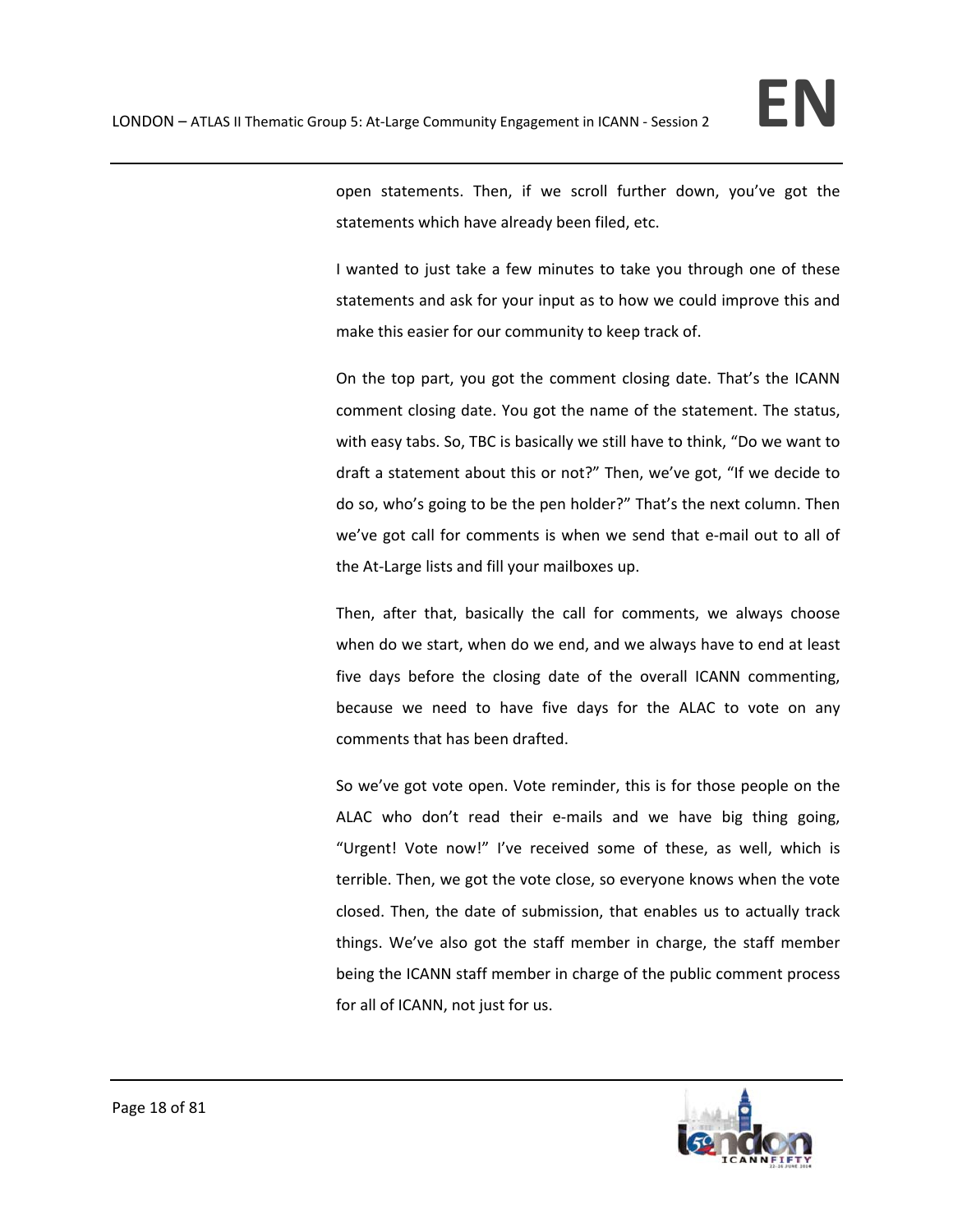open statements. Then, if we scroll further down, you've got the statements which have already been filed, etc.

I wanted to just take a few minutes to take you through one of these statements and ask for your input as to how we could improve this and make this easier for our community to keep track of.

On the top part, you got the comment closing date. That's the ICANN comment closing date. You got the name of the statement. The status, with easy tabs. So, TBC is basically we still have to think, "Do we want to draft a statement about this or not?" Then, we've got, "If we decide to do so, who's going to be the pen holder?" That's the next column. Then we've got call for comments is when we send that e-mail out to all of the At-Large lists and fill your mailboxes up.

Then, after that, basically the call for comments, we always choose when do we start, when do we end, and we always have to end at least five days before the closing date of the overall ICANN commenting, because we need to have five days for the ALAC to vote on any comments that has been drafted.

So we've got vote open. Vote reminder, this is for those people on the ALAC who don't read their e-mails and we have big thing going, "Urgent! Vote now!" I've received some of these, as well, which is terrible. Then, we got the vote close, so everyone knows when the vote closed. Then, the date of submission, that enables us to actually track things. We've also got the staff member in charge, the staff member being the ICANN staff member in charge of the public comment process for all of ICANN, not just for us.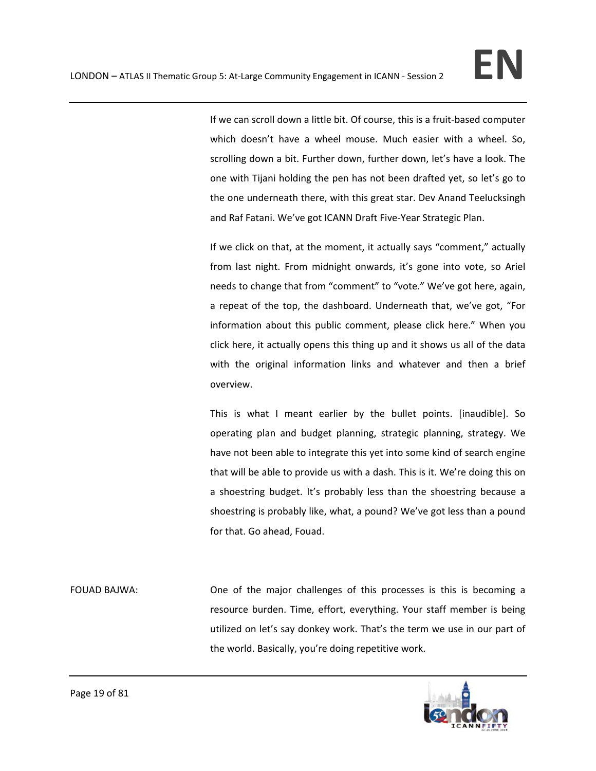If we can scroll down a little bit. Of course, this is a fruit-based computer which doesn't have a wheel mouse. Much easier with a wheel. So, scrolling down a bit. Further down, further down, let's have a look. The one with Tijani holding the pen has not been drafted yet, so let's go to the one underneath there, with this great star. Dev Anand Teelucksingh and Raf Fatani. We've got ICANN Draft Five-Year Strategic Plan.

If we click on that, at the moment, it actually says "comment," actually from last night. From midnight onwards, it's gone into vote, so Ariel needs to change that from "comment" to "vote." We've got here, again, a repeat of the top, the dashboard. Underneath that, we've got, "For information about this public comment, please click here." When you click here, it actually opens this thing up and it shows us all of the data with the original information links and whatever and then a brief overview.

This is what I meant earlier by the bullet points. [inaudible]. So operating plan and budget planning, strategic planning, strategy. We have not been able to integrate this yet into some kind of search engine that will be able to provide us with a dash. This is it. We're doing this on a shoestring budget. It's probably less than the shoestring because a shoestring is probably like, what, a pound? We've got less than a pound for that. Go ahead, Fouad.

FOUAD BAJWA: One of the major challenges of this processes is this is becoming a resource burden. Time, effort, everything. Your staff member is being utilized on let's say donkey work. That's the term we use in our part of the world. Basically, you're doing repetitive work.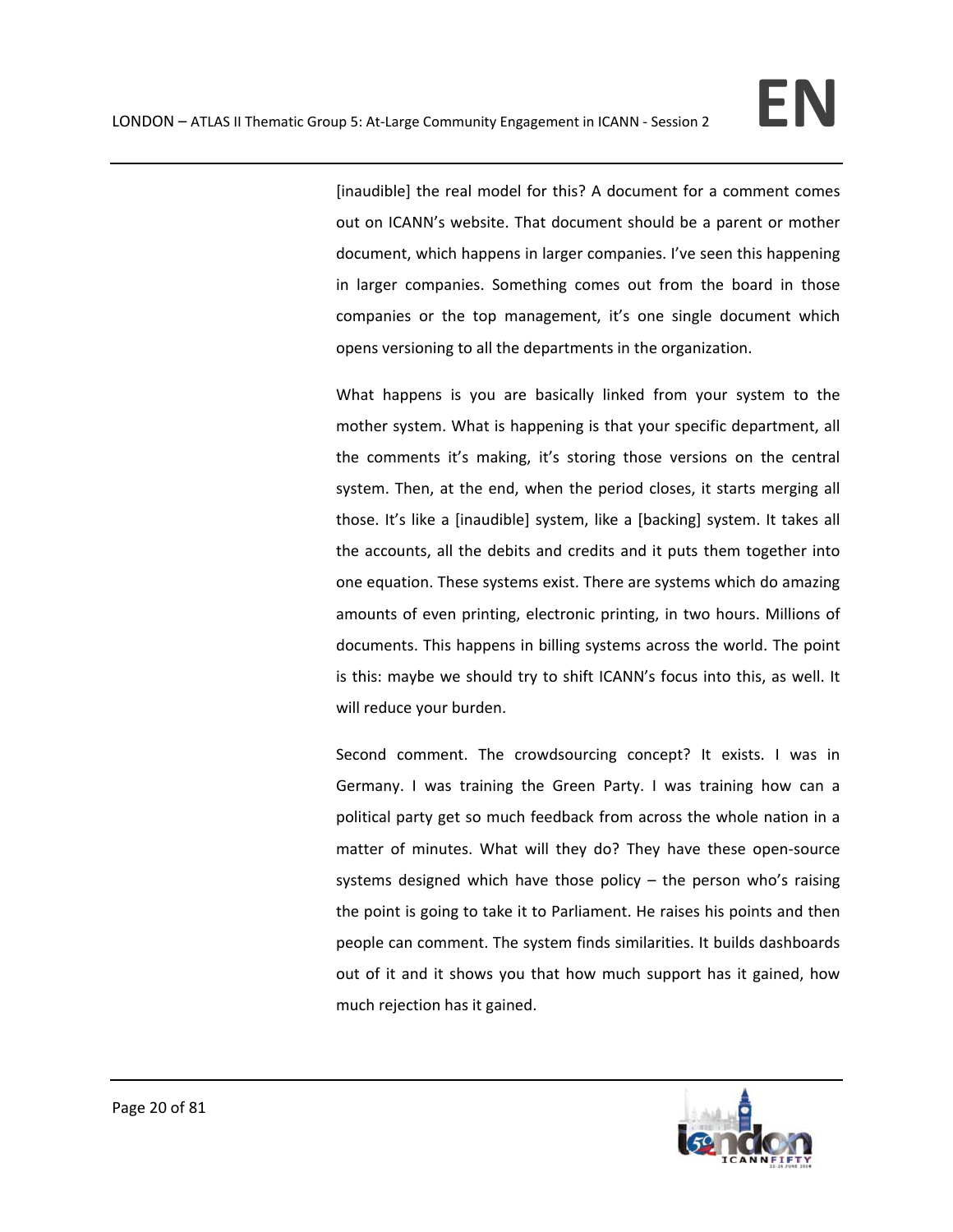[inaudible] the real model for this? A document for a comment comes out on ICANN's website. That document should be a parent or mother document, which happens in larger companies. I've seen this happening in larger companies. Something comes out from the board in those companies or the top management, it's one single document which opens versioning to all the departments in the organization.

What happens is you are basically linked from your system to the mother system. What is happening is that your specific department, all the comments it's making, it's storing those versions on the central system. Then, at the end, when the period closes, it starts merging all those. It's like a [inaudible] system, like a [backing] system. It takes all the accounts, all the debits and credits and it puts them together into one equation. These systems exist. There are systems which do amazing amounts of even printing, electronic printing, in two hours. Millions of documents. This happens in billing systems across the world. The point is this: maybe we should try to shift ICANN's focus into this, as well. It will reduce your burden.

Second comment. The crowdsourcing concept? It exists. I was in Germany. I was training the Green Party. I was training how can a political party get so much feedback from across the whole nation in a matter of minutes. What will they do? They have these open-source systems designed which have those policy – the person who's raising the point is going to take it to Parliament. He raises his points and then people can comment. The system finds similarities. It builds dashboards out of it and it shows you that how much support has it gained, how much rejection has it gained.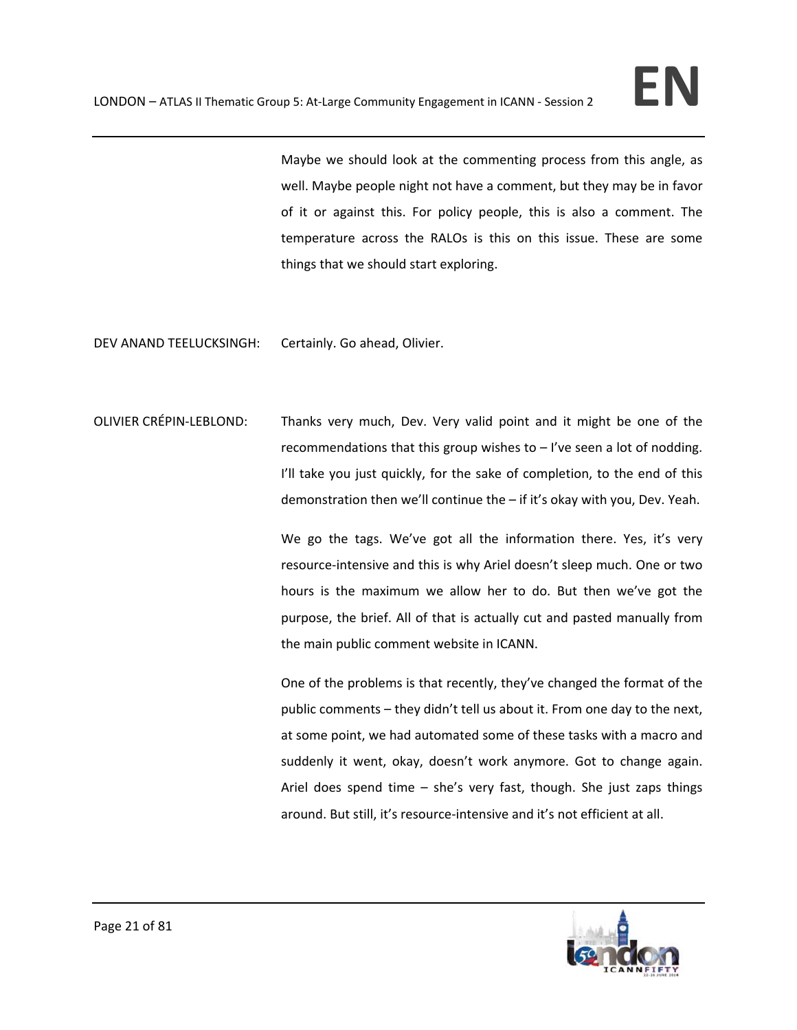Maybe we should look at the commenting process from this angle, as well. Maybe people night not have a comment, but they may be in favor of it or against this. For policy people, this is also a comment. The temperature across the RALOs is this on this issue. These are some things that we should start exploring.

DEV ANAND TEELUCKSINGH: Certainly. Go ahead, Olivier.

OLIVIER CRÉPIN-LEBLOND: Thanks very much, Dev. Very valid point and it might be one of the recommendations that this group wishes to – I've seen a lot of nodding. I'll take you just quickly, for the sake of completion, to the end of this demonstration then we'll continue the – if it's okay with you, Dev. Yeah.

We go the tags. We've got all the information there. Yes, it's very resource-intensive and this is why Ariel doesn't sleep much. One or two hours is the maximum we allow her to do. But then we've got the purpose, the brief. All of that is actually cut and pasted manually from the main public comment website in ICANN.

One of the problems is that recently, they've changed the format of the public comments – they didn't tell us about it. From one day to the next, at some point, we had automated some of these tasks with a macro and suddenly it went, okay, doesn't work anymore. Got to change again. Ariel does spend time – she's very fast, though. She just zaps things around. But still, it's resource-intensive and it's not efficient at all.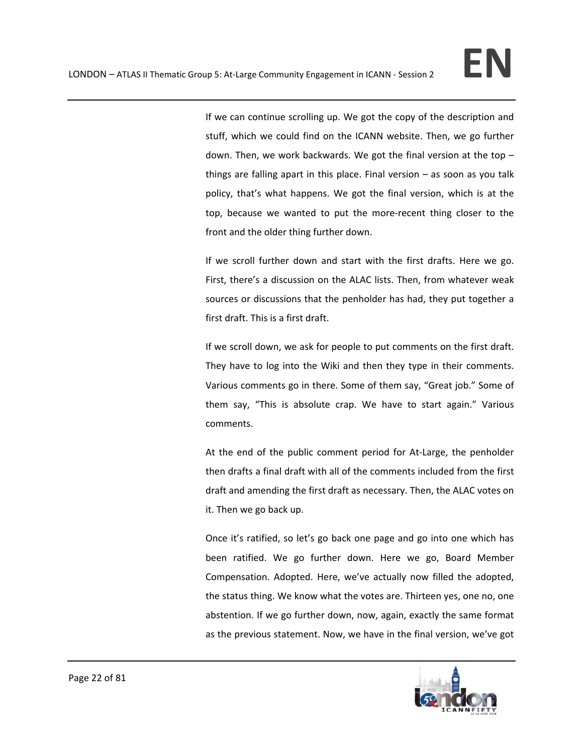If we can continue scrolling up. We got the copy of the description and stuff, which we could find on the ICANN website. Then, we go further down. Then, we work backwards. We got the final version at the top – things are falling apart in this place. Final version – as soon as you talk policy, that's what happens. We got the final version, which is at the top, because we wanted to put the more-recent thing closer to the front and the older thing further down.

If we scroll further down and start with the first drafts. Here we go. First, there's a discussion on the ALAC lists. Then, from whatever weak sources or discussions that the penholder has had, they put together a first draft. This is a first draft.

If we scroll down, we ask for people to put comments on the first draft. They have to log into the Wiki and then they type in their comments. Various comments go in there. Some of them say, "Great job." Some of them say, "This is absolute crap. We have to start again." Various comments.

At the end of the public comment period for At-Large, the penholder then drafts a final draft with all of the comments included from the first draft and amending the first draft as necessary. Then, the ALAC votes on it. Then we go back up.

Once it's ratified, so let's go back one page and go into one which has been ratified. We go further down. Here we go, Board Member Compensation. Adopted. Here, we've actually now filled the adopted, the status thing. We know what the votes are. Thirteen yes, one no, one abstention. If we go further down, now, again, exactly the same format as the previous statement. Now, we have in the final version, we've got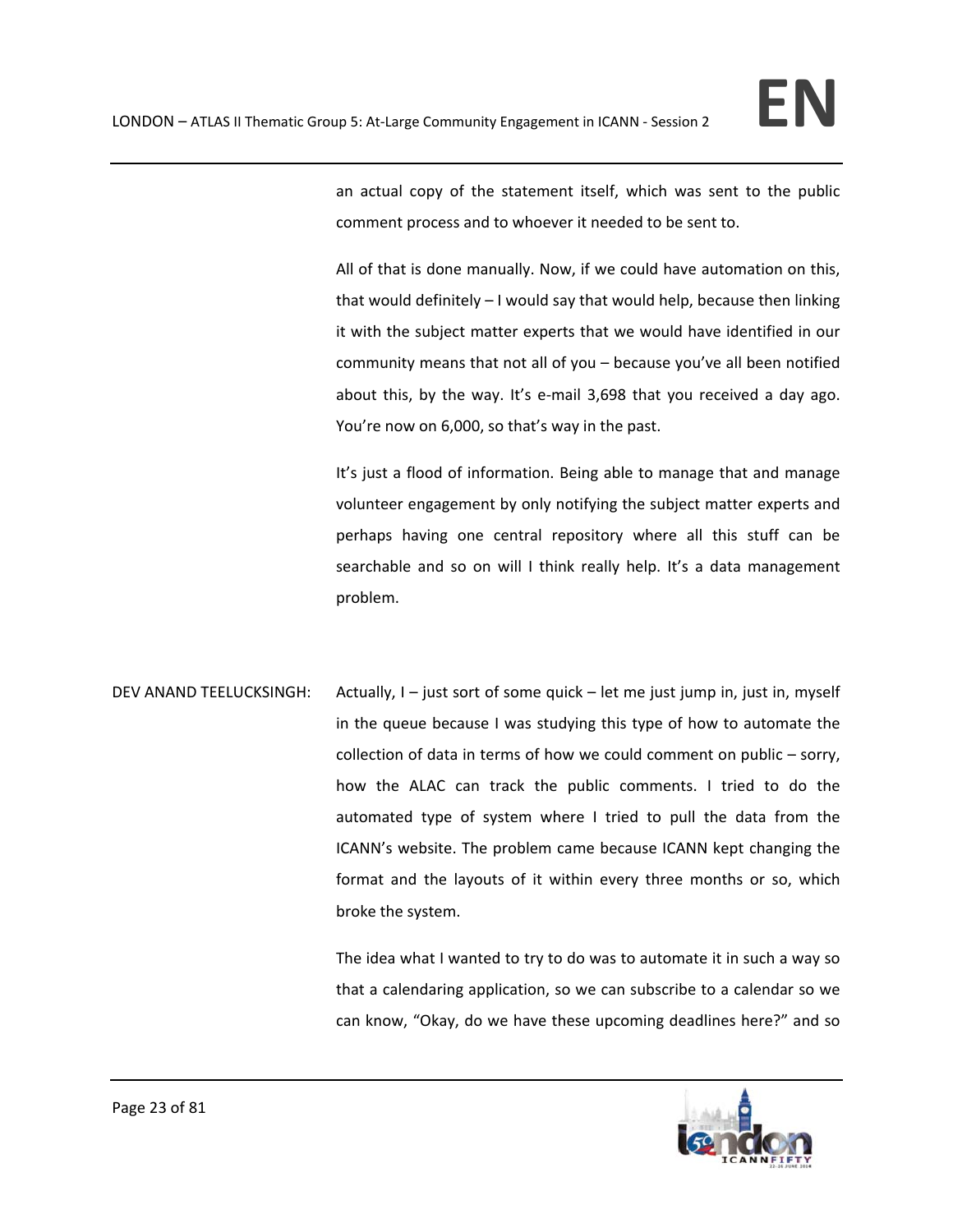an actual copy of the statement itself, which was sent to the public comment process and to whoever it needed to be sent to.

All of that is done manually. Now, if we could have automation on this, that would definitely – I would say that would help, because then linking it with the subject matter experts that we would have identified in our community means that not all of you – because you've all been notified about this, by the way. It's e-mail 3,698 that you received a day ago. You're now on 6,000, so that's way in the past.

It's just a flood of information. Being able to manage that and manage volunteer engagement by only notifying the subject matter experts and perhaps having one central repository where all this stuff can be searchable and so on will I think really help. It's a data management problem.

DEV ANAND TEELUCKSINGH: Actually, I – just sort of some quick – let me just jump in, just in, myself in the queue because I was studying this type of how to automate the collection of data in terms of how we could comment on public – sorry, how the ALAC can track the public comments. I tried to do the automated type of system where I tried to pull the data from the ICANN's website. The problem came because ICANN kept changing the format and the layouts of it within every three months or so, which broke the system.

The idea what I wanted to try to do was to automate it in such a way so that a calendaring application, so we can subscribe to a calendar so we can know, "Okay, do we have these upcoming deadlines here?" and so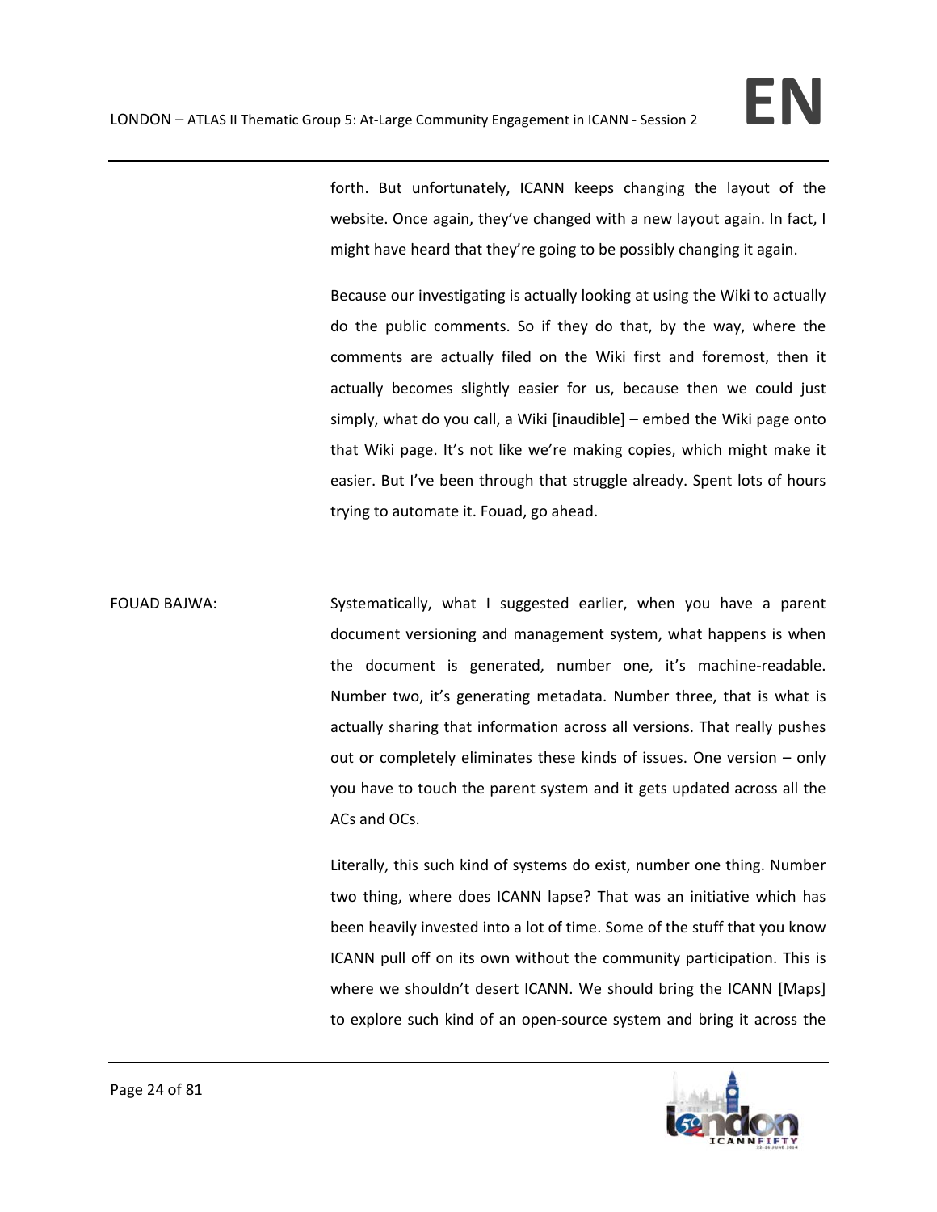forth. But unfortunately, ICANN keeps changing the layout of the website. Once again, they've changed with a new layout again. In fact, I might have heard that they're going to be possibly changing it again.

Because our investigating is actually looking at using the Wiki to actually do the public comments. So if they do that, by the way, where the comments are actually filed on the Wiki first and foremost, then it actually becomes slightly easier for us, because then we could just simply, what do you call, a Wiki [inaudible] – embed the Wiki page onto that Wiki page. It's not like we're making copies, which might make it easier. But I've been through that struggle already. Spent lots of hours trying to automate it. Fouad, go ahead.

FOUAD BAJWA: Systematically, what I suggested earlier, when you have a parent document versioning and management system, what happens is when the document is generated, number one, it's machine-readable. Number two, it's generating metadata. Number three, that is what is actually sharing that information across all versions. That really pushes out or completely eliminates these kinds of issues. One version – only you have to touch the parent system and it gets updated across all the ACs and OCs.

Literally, this such kind of systems do exist, number one thing. Number two thing, where does ICANN lapse? That was an initiative which has been heavily invested into a lot of time. Some of the stuff that you know ICANN pull off on its own without the community participation. This is where we shouldn't desert ICANN. We should bring the ICANN [Maps] to explore such kind of an open-source system and bring it across the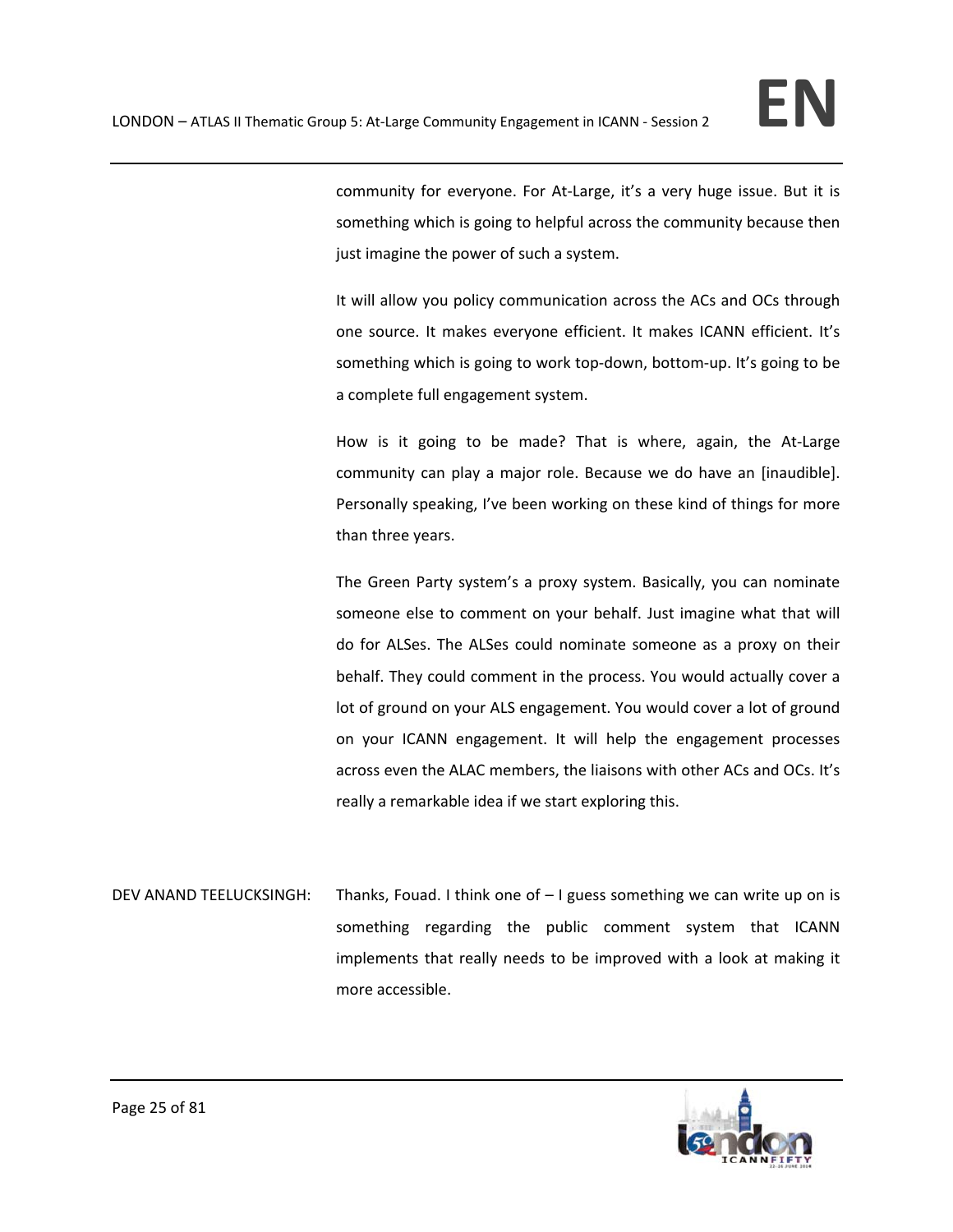community for everyone. For At-Large, it's a very huge issue. But it is something which is going to helpful across the community because then just imagine the power of such a system.

It will allow you policy communication across the ACs and OCs through one source. It makes everyone efficient. It makes ICANN efficient. It's something which is going to work top-down, bottom-up. It's going to be a complete full engagement system.

How is it going to be made? That is where, again, the At-Large community can play a major role. Because we do have an [inaudible]. Personally speaking, I've been working on these kind of things for more than three years.

The Green Party system's a proxy system. Basically, you can nominate someone else to comment on your behalf. Just imagine what that will do for ALSes. The ALSes could nominate someone as a proxy on their behalf. They could comment in the process. You would actually cover a lot of ground on your ALS engagement. You would cover a lot of ground on your ICANN engagement. It will help the engagement processes across even the ALAC members, the liaisons with other ACs and OCs. It's really a remarkable idea if we start exploring this.

DEV ANAND TEELUCKSINGH: Thanks, Fouad. I think one of – I guess something we can write up on is something regarding the public comment system that ICANN implements that really needs to be improved with a look at making it more accessible.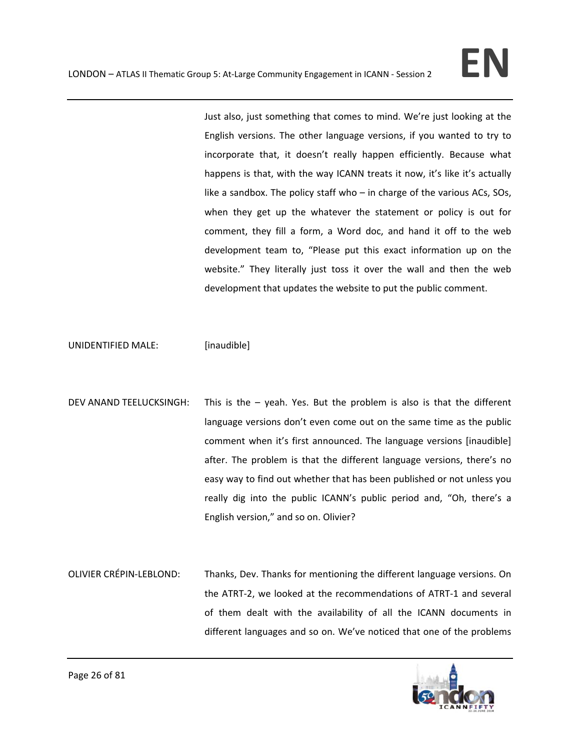Just also, just something that comes to mind. We're just looking at the English versions. The other language versions, if you wanted to try to incorporate that, it doesn't really happen efficiently. Because what happens is that, with the way ICANN treats it now, it's like it's actually like a sandbox. The policy staff who – in charge of the various ACs, SOs, when they get up the whatever the statement or policy is out for comment, they fill a form, a Word doc, and hand it off to the web development team to, "Please put this exact information up on the website." They literally just toss it over the wall and then the web development that updates the website to put the public comment.

UNIDENTIFIED MALE: [inaudible]

DEV ANAND TEELUCKSINGH: This is the – yeah. Yes. But the problem is also is that the different language versions don't even come out on the same time as the public comment when it's first announced. The language versions [inaudible] after. The problem is that the different language versions, there's no easy way to find out whether that has been published or not unless you really dig into the public ICANN's public period and, "Oh, there's a English version," and so on. Olivier?

OLIVIER CRÉPIN-LEBLOND: Thanks, Dev. Thanks for mentioning the different language versions. On the ATRT-2, we looked at the recommendations of ATRT-1 and several of them dealt with the availability of all the ICANN documents in different languages and so on. We've noticed that one of the problems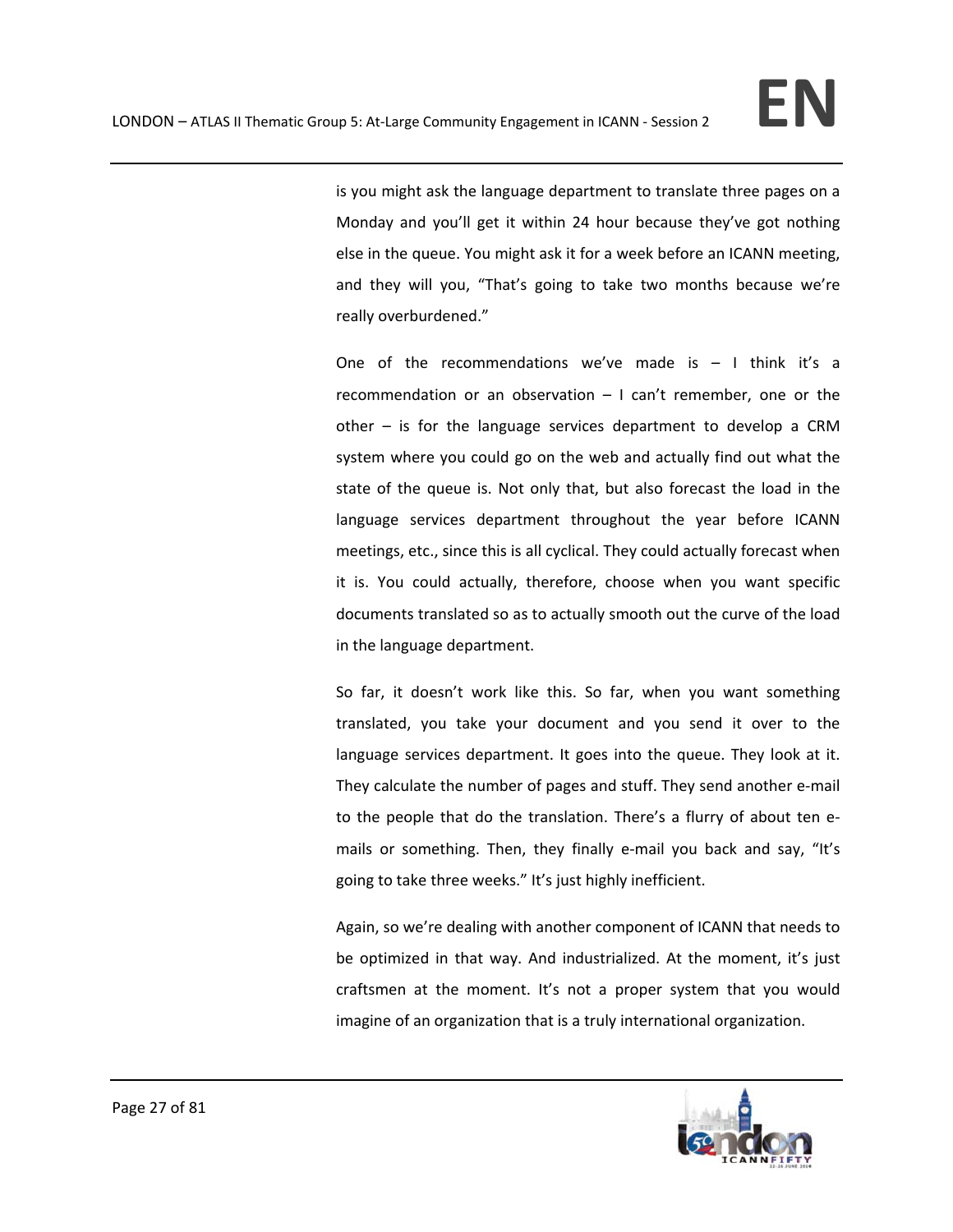is you might ask the language department to translate three pages on a Monday and you'll get it within 24 hour because they've got nothing else in the queue. You might ask it for a week before an ICANN meeting, and they will you, "That's going to take two months because we're really overburdened."

One of the recommendations we've made is – I think it's a recommendation or an observation – I can't remember, one or the other – is for the language services department to develop a CRM system where you could go on the web and actually find out what the state of the queue is. Not only that, but also forecast the load in the language services department throughout the year before ICANN meetings, etc., since this is all cyclical. They could actually forecast when it is. You could actually, therefore, choose when you want specific documents translated so as to actually smooth out the curve of the load in the language department.

So far, it doesn't work like this. So far, when you want something translated, you take your document and you send it over to the language services department. It goes into the queue. They look at it. They calculate the number of pages and stuff. They send another e-mail to the people that do the translation. There's a flurry of about ten e-mails or something. Then, they finally e-mail you back and say, "It's going to take three weeks." It's just highly inefficient.

Again, so we're dealing with another component of ICANN that needs to be optimized in that way. And industrialized. At the moment, it's just craftsmen at the moment. It's not a proper system that you would imagine of an organization that is a truly international organization.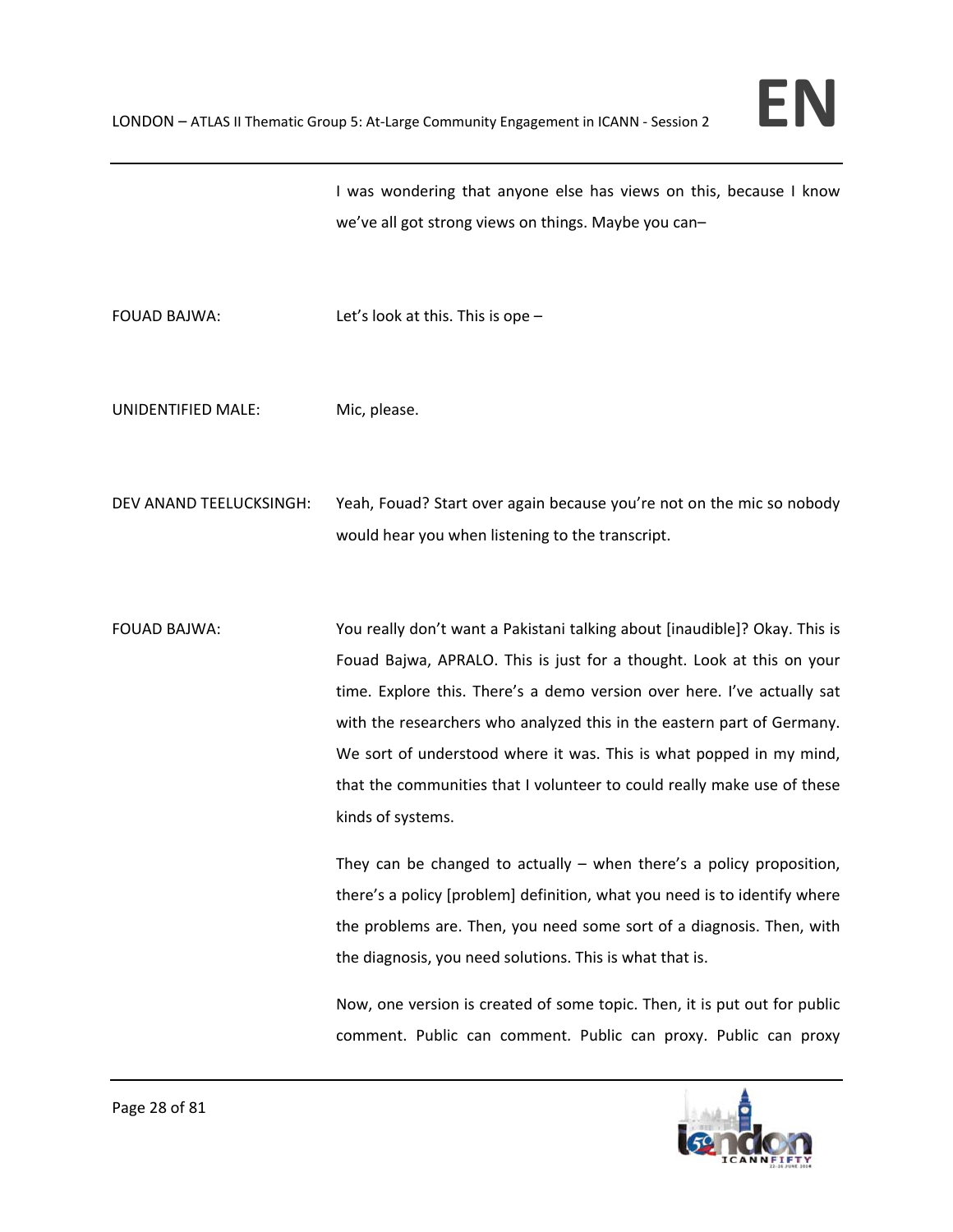I was wondering that anyone else has views on this, because I know we've all got strong views on things. Maybe you can–

FOUAD BAJWA: Let's look at this. This is ope –

UNIDENTIFIED MALE: Mic, please.

DEV ANAND TEELUCKSINGH: Yeah, Fouad? Start over again because you're not on the mic so nobody would hear you when listening to the transcript.

FOUAD BAJWA: You really don't want a Pakistani talking about [inaudible]? Okay. This is Fouad Bajwa, APRALO. This is just for a thought. Look at this on your time. Explore this. There's a demo version over here. I've actually sat with the researchers who analyzed this in the eastern part of Germany. We sort of understood where it was. This is what popped in my mind, that the communities that I volunteer to could really make use of these kinds of systems.

They can be changed to actually – when there's a policy proposition, there's a policy [problem] definition, what you need is to identify where the problems are. Then, you need some sort of a diagnosis. Then, with the diagnosis, you need solutions. This is what that is.

Now, one version is created of some topic. Then, it is put out for public comment. Public can comment. Public can proxy. Public can proxy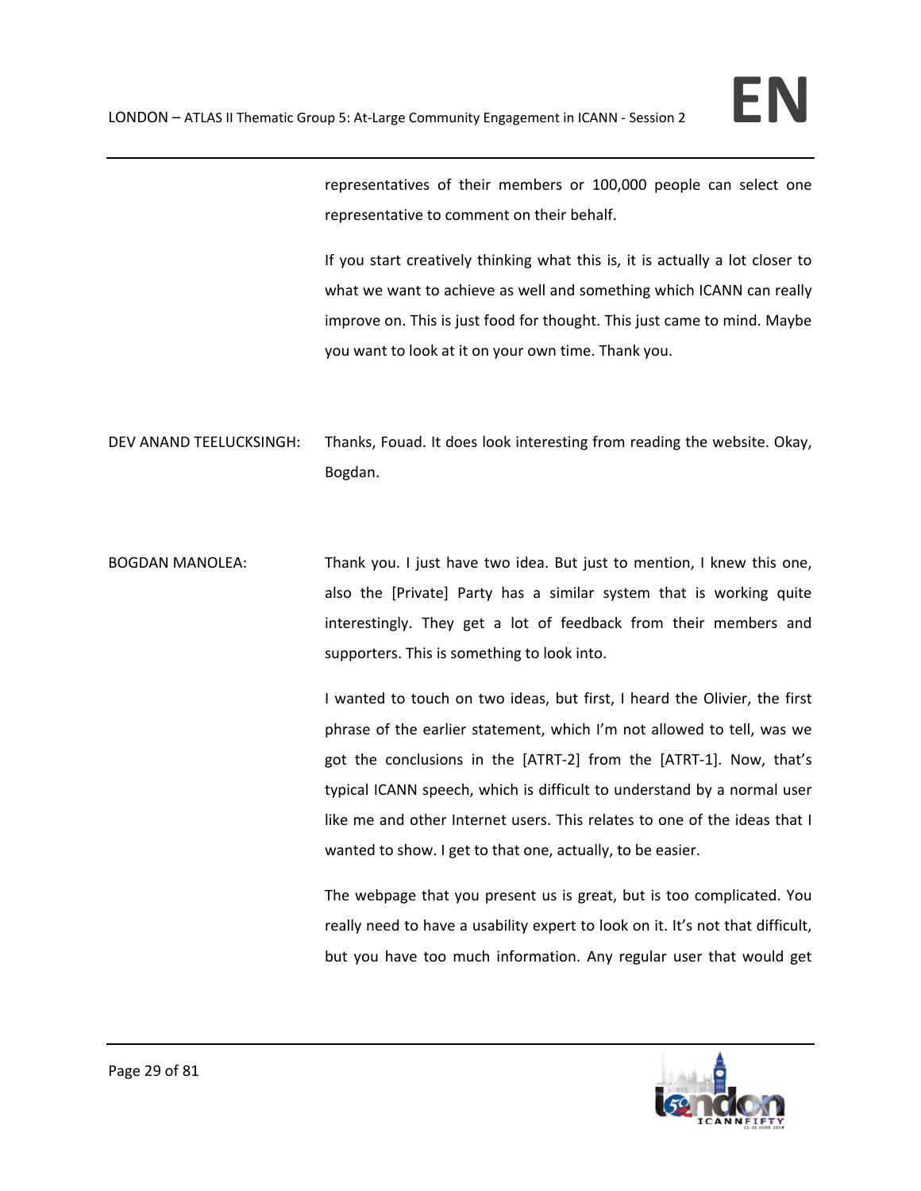representatives of their members or 100,000 people can select one representative to comment on their behalf.

If you start creatively thinking what this is, it is actually a lot closer to what we want to achieve as well and something which ICANN can really improve on. This is just food for thought. This just came to mind. Maybe you want to look at it on your own time. Thank you.

DEV ANAND TEELUCKSINGH: Thanks, Fouad. It does look interesting from reading the website. Okay, Bogdan.

BOGDAN MANOLEA: Thank you. I just have two idea. But just to mention, I knew this one, also the [Private] Party has a similar system that is working quite interestingly. They get a lot of feedback from their members and supporters. This is something to look into.

I wanted to touch on two ideas, but first, I heard the Olivier, the first phrase of the earlier statement, which I'm not allowed to tell, was we got the conclusions in the [ATRT-2] from the [ATRT-1]. Now, that's typical ICANN speech, which is difficult to understand by a normal user like me and other Internet users. This relates to one of the ideas that I wanted to show. I get to that one, actually, to be easier.

The webpage that you present us is great, but is too complicated. You really need to have a usability expert to look on it. It's not that difficult, but you have too much information. Any regular user that would get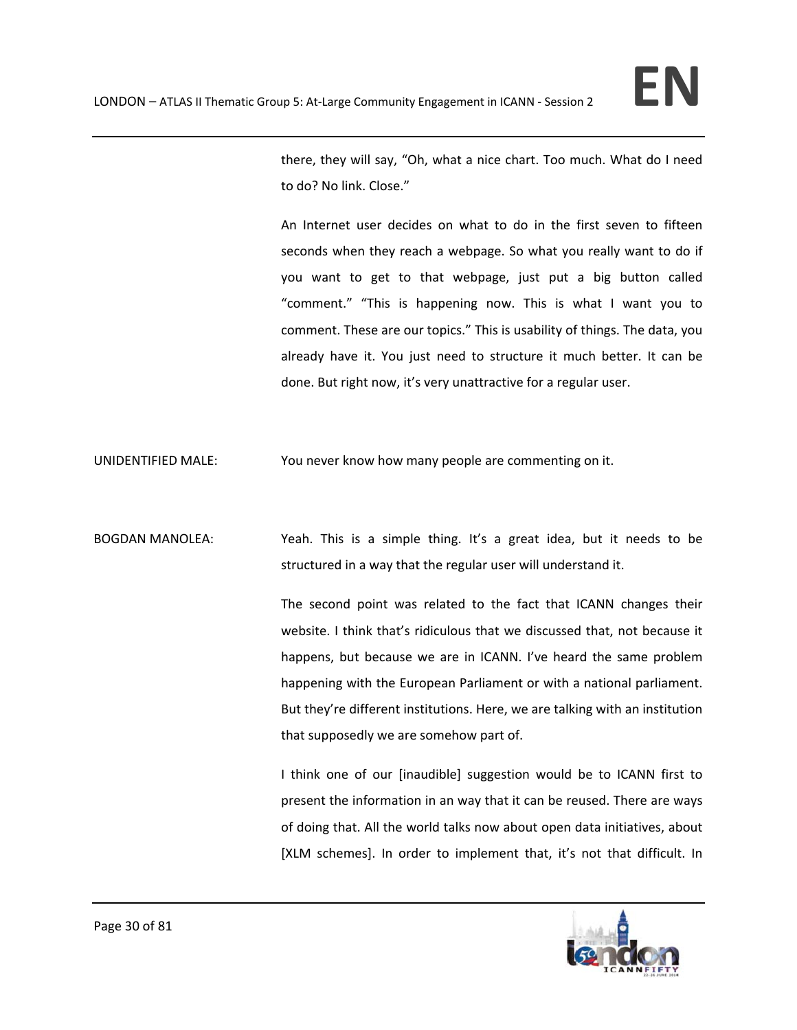there, they will say, "Oh, what a nice chart. Too much. What do I need to do? No link. Close."

An Internet user decides on what to do in the first seven to fifteen seconds when they reach a webpage. So what you really want to do if you want to get to that webpage, just put a big button called "comment." "This is happening now. This is what I want you to comment. These are our topics." This is usability of things. The data, you already have it. You just need to structure it much better. It can be done. But right now, it's very unattractive for a regular user.

UNIDENTIFIED MALE: You never know how many people are commenting on it.

BOGDAN MANOLEA: Yeah. This is a simple thing. It's a great idea, but it needs to be structured in a way that the regular user will understand it.

The second point was related to the fact that ICANN changes their website. I think that's ridiculous that we discussed that, not because it happens, but because we are in ICANN. I've heard the same problem happening with the European Parliament or with a national parliament. But they're different institutions. Here, we are talking with an institution that supposedly we are somehow part of.

I think one of our [inaudible] suggestion would be to ICANN first to present the information in an way that it can be reused. There are ways of doing that. All the world talks now about open data initiatives, about [XLM schemes]. In order to implement that, it's not that difficult. In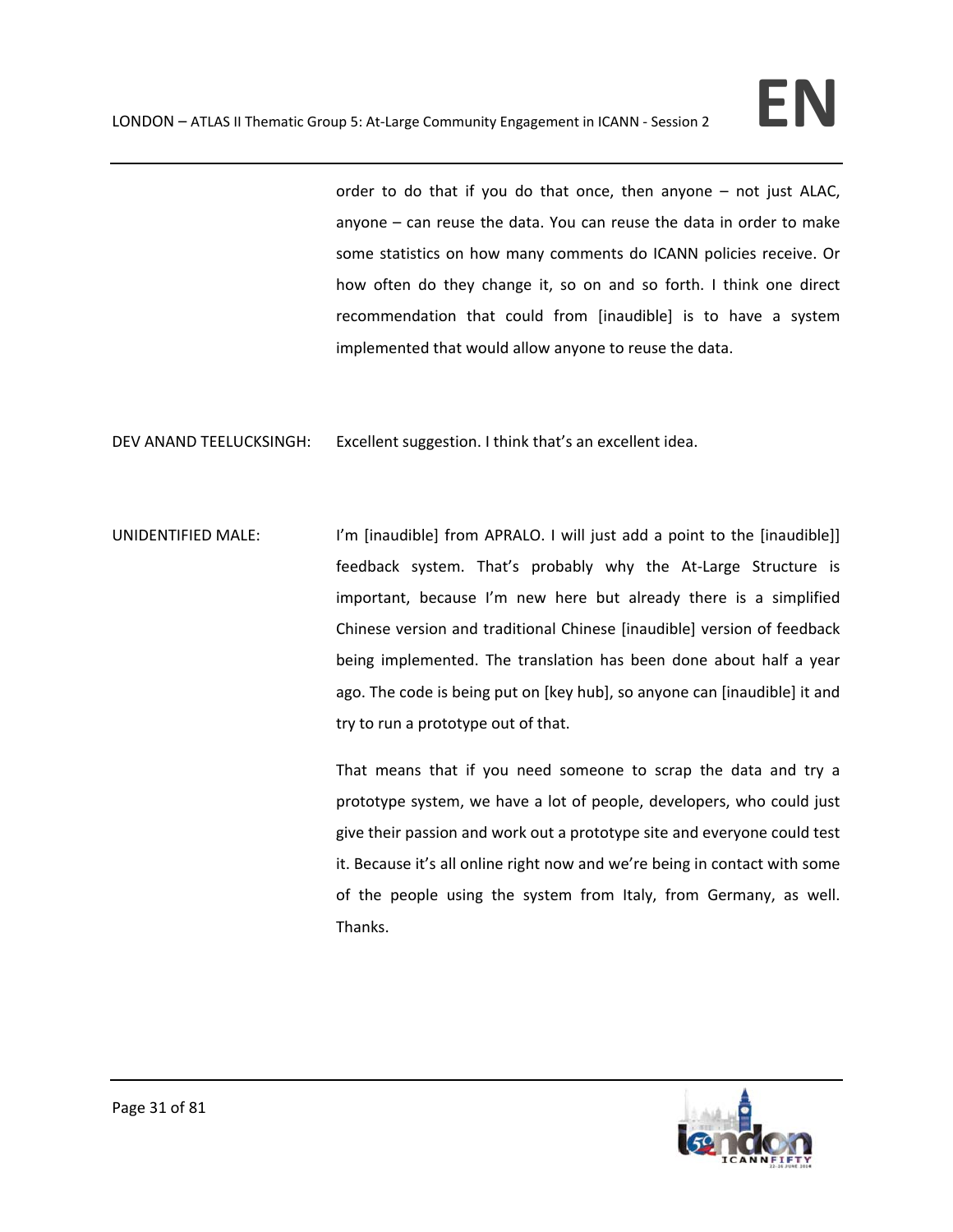order to do that if you do that once, then anyone – not just ALAC, anyone – can reuse the data. You can reuse the data in order to make some statistics on how many comments do ICANN policies receive. Or how often do they change it, so on and so forth. I think one direct recommendation that could from [inaudible] is to have a system implemented that would allow anyone to reuse the data.

DEV ANAND TEELUCKSINGH: Excellent suggestion. I think that's an excellent idea.

UNIDENTIFIED MALE: I'm [inaudible] from APRALO. I will just add a point to the [inaudible]] feedback system. That's probably why the At-Large Structure is important, because I'm new here but already there is a simplified Chinese version and traditional Chinese [inaudible] version of feedback being implemented. The translation has been done about half a year ago. The code is being put on [key hub], so anyone can [inaudible] it and try to run a prototype out of that.

That means that if you need someone to scrap the data and try a prototype system, we have a lot of people, developers, who could just give their passion and work out a prototype site and everyone could test it. Because it's all online right now and we're being in contact with some of the people using the system from Italy, from Germany, as well. Thanks.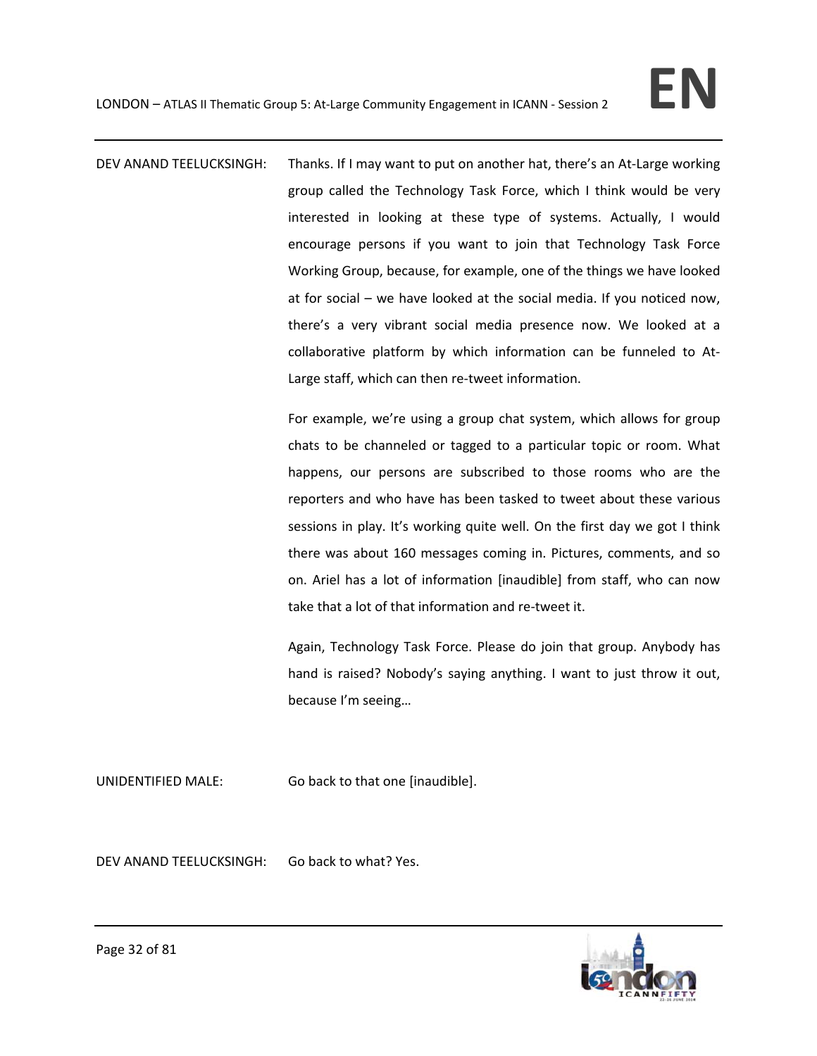DEV ANAND TEELUCKSINGH: Thanks. If I may want to put on another hat, there's an At-Large working group called the Technology Task Force, which I think would be very interested in looking at these type of systems. Actually, I would encourage persons if you want to join that Technology Task Force Working Group, because, for example, one of the things we have looked at for social – we have looked at the social media. If you noticed now, there's a very vibrant social media presence now. We looked at a collaborative platform by which information can be funneled to At-Large staff, which can then re-tweet information.

For example, we're using a group chat system, which allows for group chats to be channeled or tagged to a particular topic or room. What happens, our persons are subscribed to those rooms who are the reporters and who have has been tasked to tweet about these various sessions in play. It's working quite well. On the first day we got I think there was about 160 messages coming in. Pictures, comments, and so on. Ariel has a lot of information [inaudible] from staff, who can now take that a lot of that information and re-tweet it.

Again, Technology Task Force. Please do join that group. Anybody has hand is raised? Nobody's saying anything. I want to just throw it out, because I'm seeing…

UNIDENTIFIED MALE: Go back to that one [inaudible].

DEV ANAND TEELUCKSINGH: Go back to what? Yes.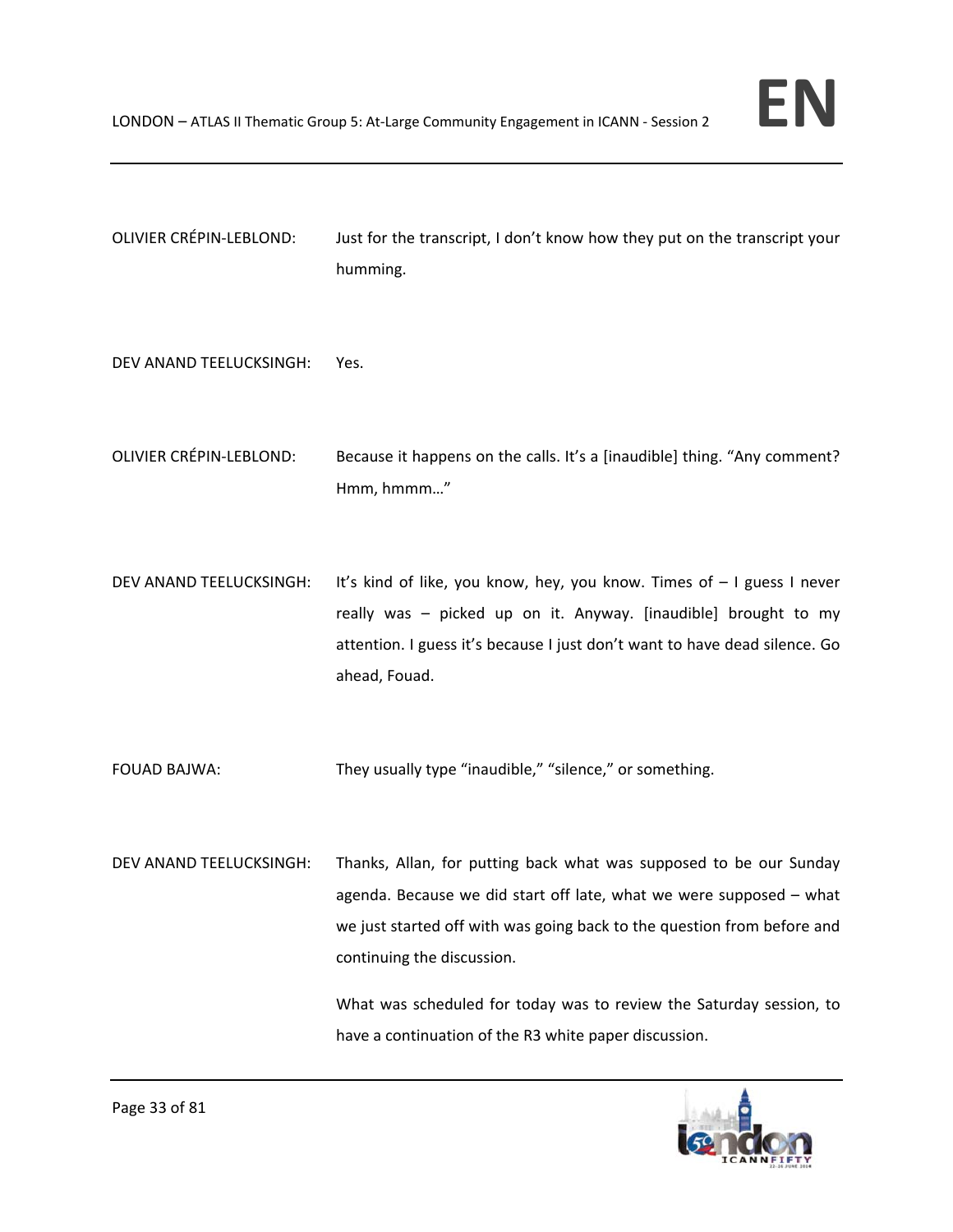OLIVIER CRÉPIN-LEBLOND: Just for the transcript, I don't know how they put on the transcript your humming.

DEV ANAND TEELUCKSINGH: Yes.

OLIVIER CRÉPIN-LEBLOND: Because it happens on the calls. It's a [inaudible] thing. "Any comment? Hmm, hmmm…"

DEV ANAND TEELUCKSINGH: It's kind of like, you know, hey, you know. Times of – I guess I never really was – picked up on it. Anyway. [inaudible] brought to my attention. I guess it's because I just don't want to have dead silence. Go ahead, Fouad.

FOUAD BAJWA: They usually type "inaudible," "silence," or something.

DEV ANAND TEELUCKSINGH: Thanks, Allan, for putting back what was supposed to be our Sunday agenda. Because we did start off late, what we were supposed – what we just started off with was going back to the question from before and continuing the discussion.

What was scheduled for today was to review the Saturday session, to have a continuation of the R3 white paper discussion.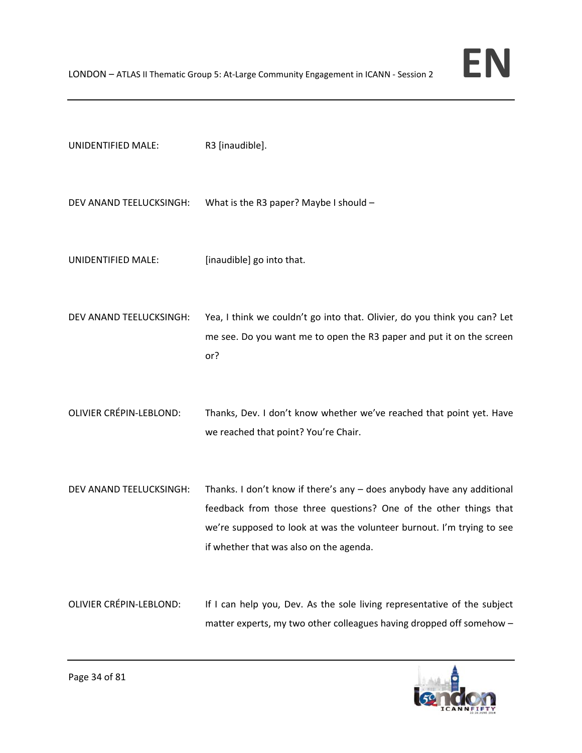UNIDENTIFIED MALE: R3 [inaudible].

DEV ANAND TEELUCKSINGH: What is the R3 paper? Maybe I should –

UNIDENTIFIED MALE: [inaudible] go into that.

DEV ANAND TEELUCKSINGH: Yea, I think we couldn't go into that. Olivier, do you think you can? Let me see. Do you want me to open the R3 paper and put it on the screen or?

OLIVIER CRÉPIN-LEBLOND: Thanks, Dev. I don't know whether we've reached that point yet. Have we reached that point? You're Chair.

DEV ANAND TEELUCKSINGH: Thanks. I don't know if there's any – does anybody have any additional feedback from those three questions? One of the other things that we're supposed to look at was the volunteer burnout. I'm trying to see if whether that was also on the agenda.

OLIVIER CRÉPIN-LEBLOND: If I can help you, Dev. As the sole living representative of the subject matter experts, my two other colleagues having dropped off somehow –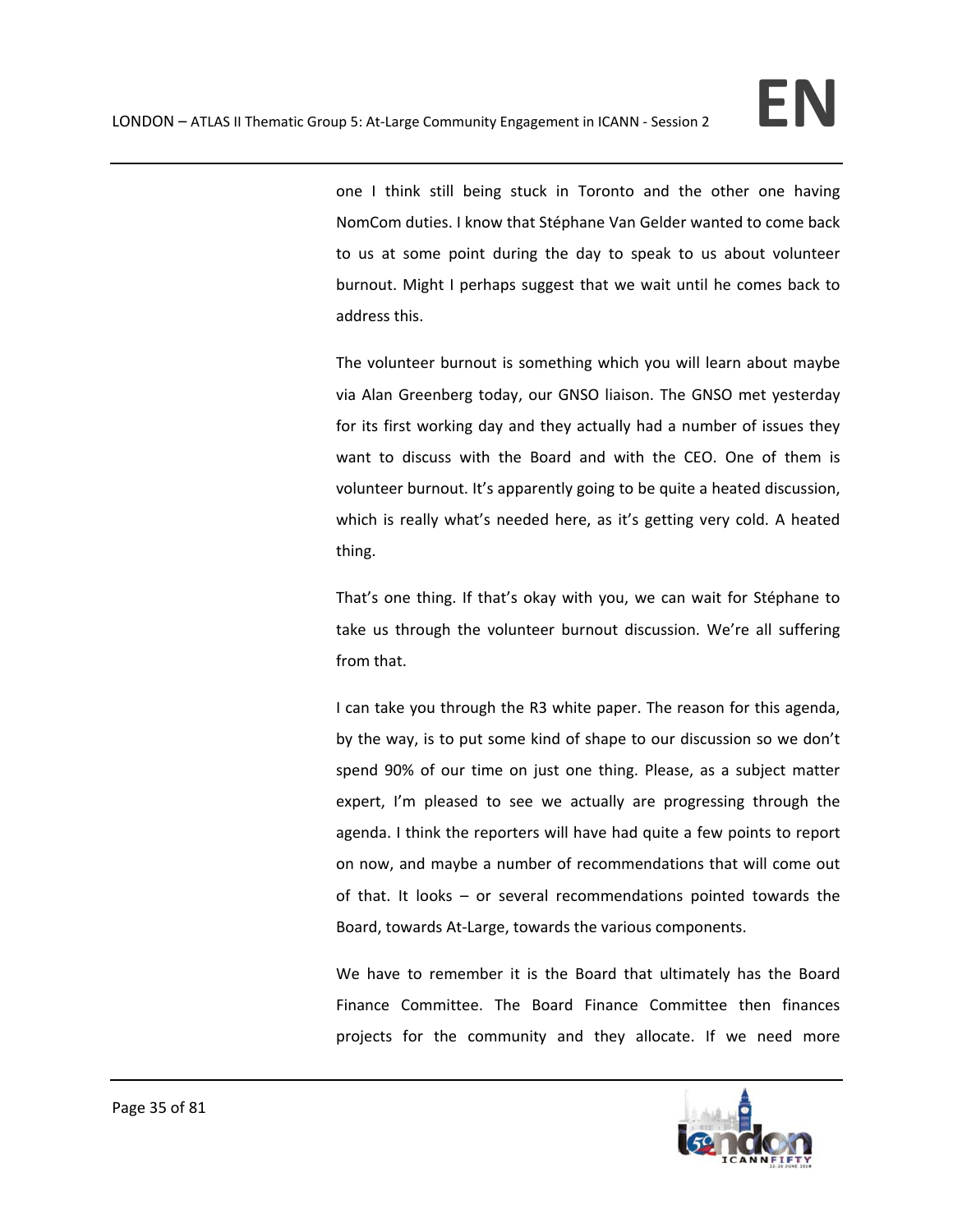one I think still being stuck in Toronto and the other one having NomCom duties. I know that Stéphane Van Gelder wanted to come back to us at some point during the day to speak to us about volunteer burnout. Might I perhaps suggest that we wait until he comes back to address this.

The volunteer burnout is something which you will learn about maybe via Alan Greenberg today, our GNSO liaison. The GNSO met yesterday for its first working day and they actually had a number of issues they want to discuss with the Board and with the CEO. One of them is volunteer burnout. It's apparently going to be quite a heated discussion, which is really what's needed here, as it's getting very cold. A heated thing.

That's one thing. If that's okay with you, we can wait for Stéphane to take us through the volunteer burnout discussion. We're all suffering from that.

I can take you through the R3 white paper. The reason for this agenda, by the way, is to put some kind of shape to our discussion so we don't spend 90% of our time on just one thing. Please, as a subject matter expert, I'm pleased to see we actually are progressing through the agenda. I think the reporters will have had quite a few points to report on now, and maybe a number of recommendations that will come out of that. It looks – or several recommendations pointed towards the Board, towards At-Large, towards the various components.

We have to remember it is the Board that ultimately has the Board Finance Committee. The Board Finance Committee then finances projects for the community and they allocate. If we need more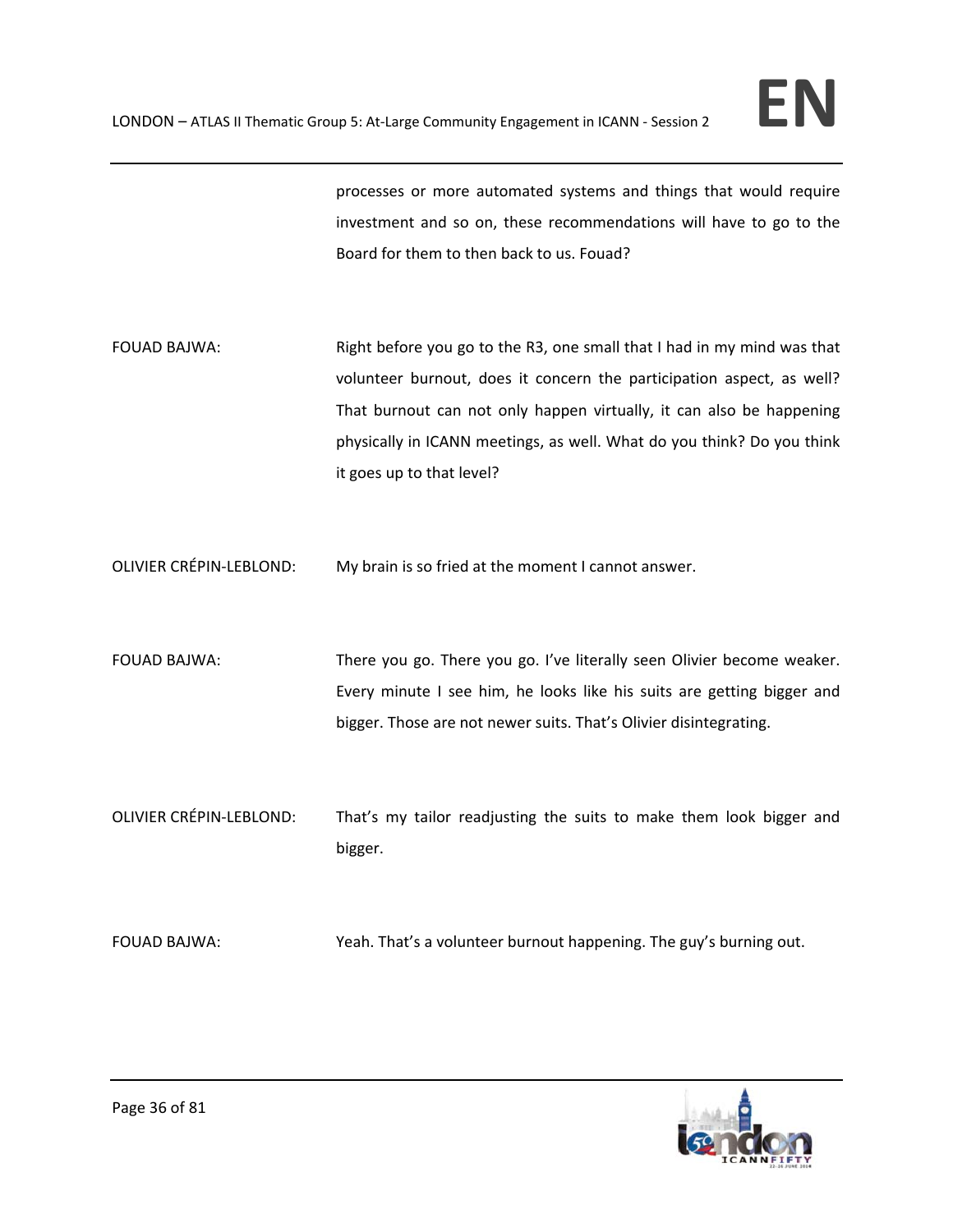processes or more automated systems and things that would require investment and so on, these recommendations will have to go to the Board for them to then back to us. Fouad?

FOUAD BAJWA: Right before you go to the R3, one small that I had in my mind was that volunteer burnout, does it concern the participation aspect, as well? That burnout can not only happen virtually, it can also be happening physically in ICANN meetings, as well. What do you think? Do you think it goes up to that level?

OLIVIER CRÉPIN-LEBLOND: My brain is so fried at the moment I cannot answer.

FOUAD BAJWA: There you go. There you go. I've literally seen Olivier become weaker. Every minute I see him, he looks like his suits are getting bigger and bigger. Those are not newer suits. That's Olivier disintegrating.

OLIVIER CRÉPIN-LEBLOND: That's my tailor readjusting the suits to make them look bigger and bigger.

FOUAD BAJWA: Yeah. That's a volunteer burnout happening. The guy's burning out.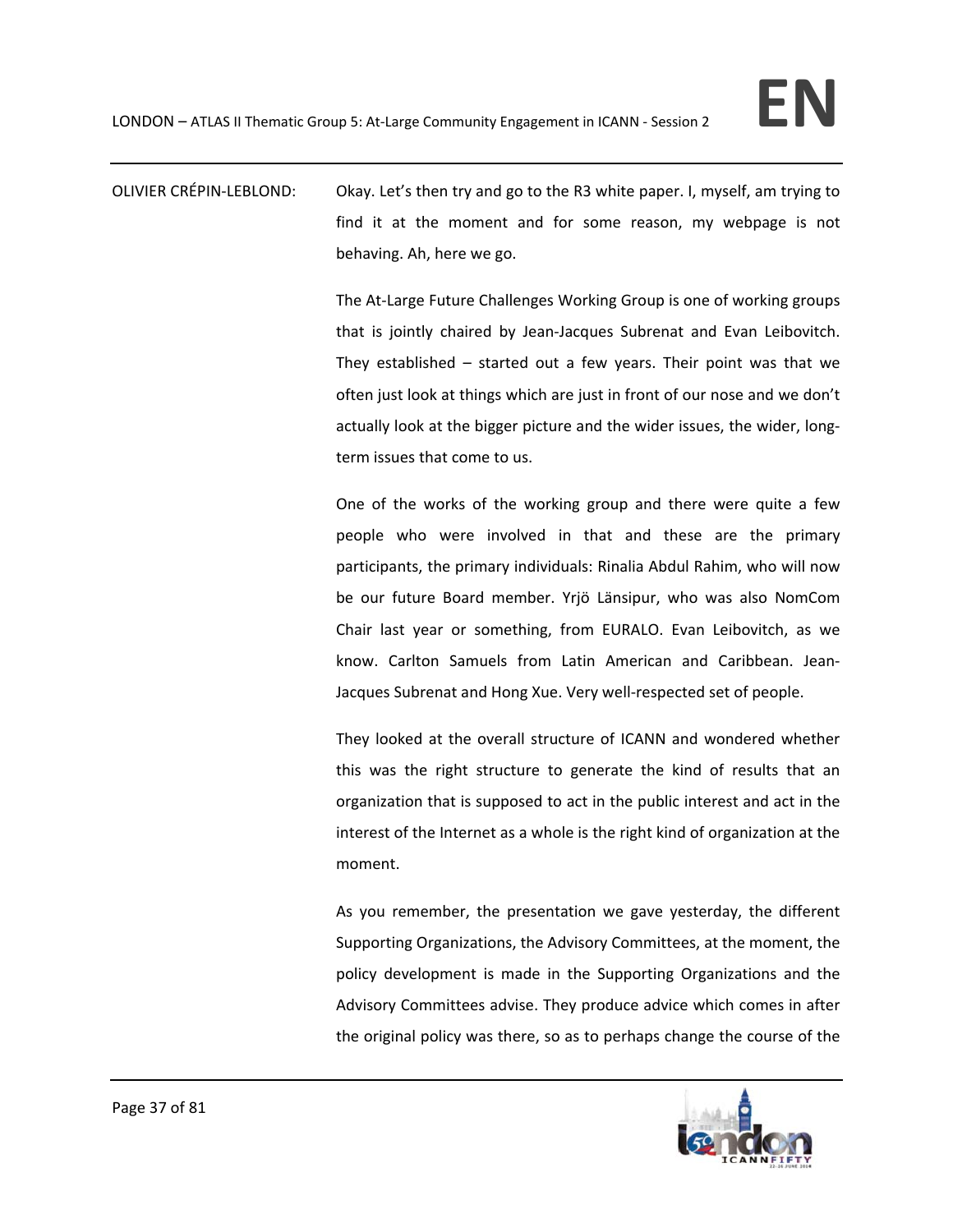OLIVIER CRÉPIN-LEBLOND: Okay. Let's then try and go to the R3 white paper. I, myself, am trying to find it at the moment and for some reason, my webpage is not behaving. Ah, here we go.

The At-Large Future Challenges Working Group is one of working groups that is jointly chaired by Jean-Jacques Subrenat and Evan Leibovitch. They established – started out a few years. Their point was that we often just look at things which are just in front of our nose and we don't actually look at the bigger picture and the wider issues, the wider, long-term issues that come to us.

One of the works of the working group and there were quite a few people who were involved in that and these are the primary participants, the primary individuals: Rinalia Abdul Rahim, who will now be our future Board member. Yrjö Länsipur, who was also NomCom Chair last year or something, from EURALO. Evan Leibovitch, as we know. Carlton Samuels from Latin American and Caribbean. Jean-Jacques Subrenat and Hong Xue. Very well-respected set of people.

They looked at the overall structure of ICANN and wondered whether this was the right structure to generate the kind of results that an organization that is supposed to act in the public interest and act in the interest of the Internet as a whole is the right kind of organization at the moment.

As you remember, the presentation we gave yesterday, the different Supporting Organizations, the Advisory Committees, at the moment, the policy development is made in the Supporting Organizations and the Advisory Committees advise. They produce advice which comes in after the original policy was there, so as to perhaps change the course of the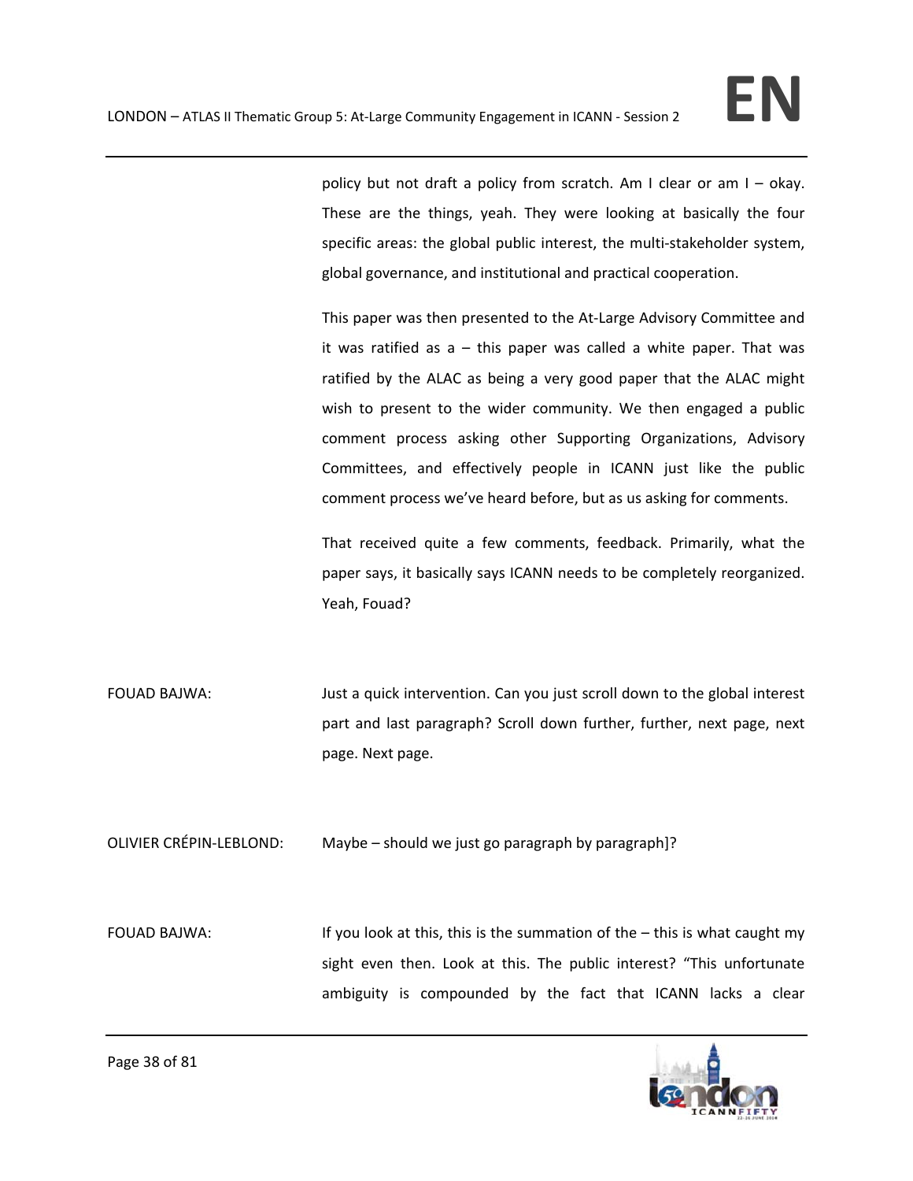policy but not draft a policy from scratch. Am I clear or am I – okay. These are the things, yeah. They were looking at basically the four specific areas: the global public interest, the multi-stakeholder system, global governance, and institutional and practical cooperation.

This paper was then presented to the At-Large Advisory Committee and it was ratified as a – this paper was called a white paper. That was ratified by the ALAC as being a very good paper that the ALAC might wish to present to the wider community. We then engaged a public comment process asking other Supporting Organizations, Advisory Committees, and effectively people in ICANN just like the public comment process we've heard before, but as us asking for comments.

That received quite a few comments, feedback. Primarily, what the paper says, it basically says ICANN needs to be completely reorganized. Yeah, Fouad?

FOUAD BAJWA: Just a quick intervention. Can you just scroll down to the global interest part and last paragraph? Scroll down further, further, next page, next page. Next page.

OLIVIER CRÉPIN-LEBLOND: Maybe – should we just go paragraph by paragraph]?

FOUAD BAJWA: If you look at this, this is the summation of the – this is what caught my sight even then. Look at this. The public interest? "This unfortunate ambiguity is compounded by the fact that ICANN lacks a clear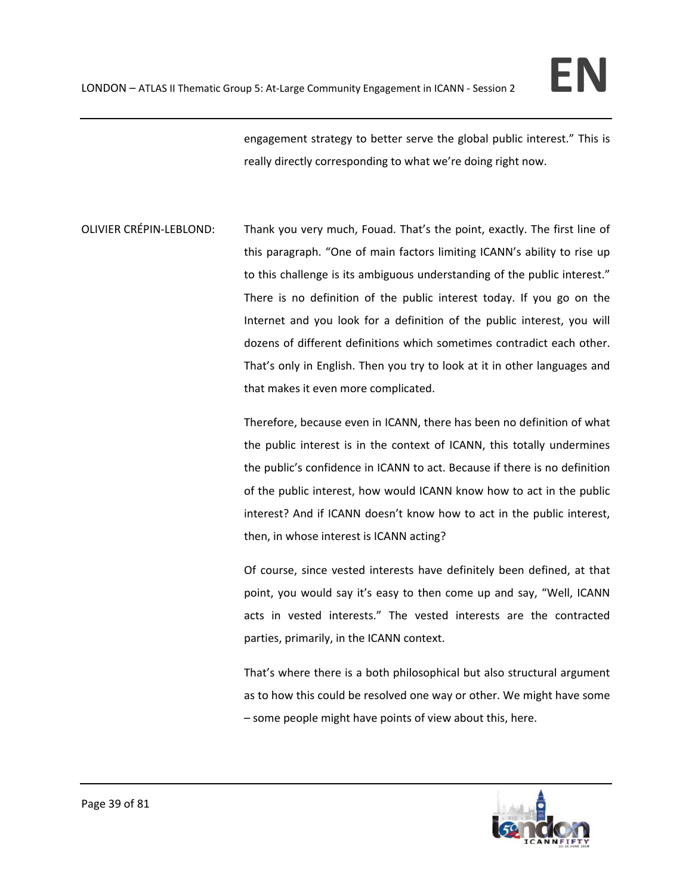engagement strategy to better serve the global public interest." This is really directly corresponding to what we're doing right now.

OLIVIER CRÉPIN-LEBLOND: Thank you very much, Fouad. That's the point, exactly. The first line of this paragraph. "One of main factors limiting ICANN's ability to rise up to this challenge is its ambiguous understanding of the public interest." There is no definition of the public interest today. If you go on the Internet and you look for a definition of the public interest, you will dozens of different definitions which sometimes contradict each other. That's only in English. Then you try to look at it in other languages and that makes it even more complicated.

Therefore, because even in ICANN, there has been no definition of what the public interest is in the context of ICANN, this totally undermines the public's confidence in ICANN to act. Because if there is no definition of the public interest, how would ICANN know how to act in the public interest? And if ICANN doesn't know how to act in the public interest, then, in whose interest is ICANN acting?

Of course, since vested interests have definitely been defined, at that point, you would say it's easy to then come up and say, "Well, ICANN acts in vested interests." The vested interests are the contracted parties, primarily, in the ICANN context.

That's where there is a both philosophical but also structural argument as to how this could be resolved one way or other. We might have some – some people might have points of view about this, here.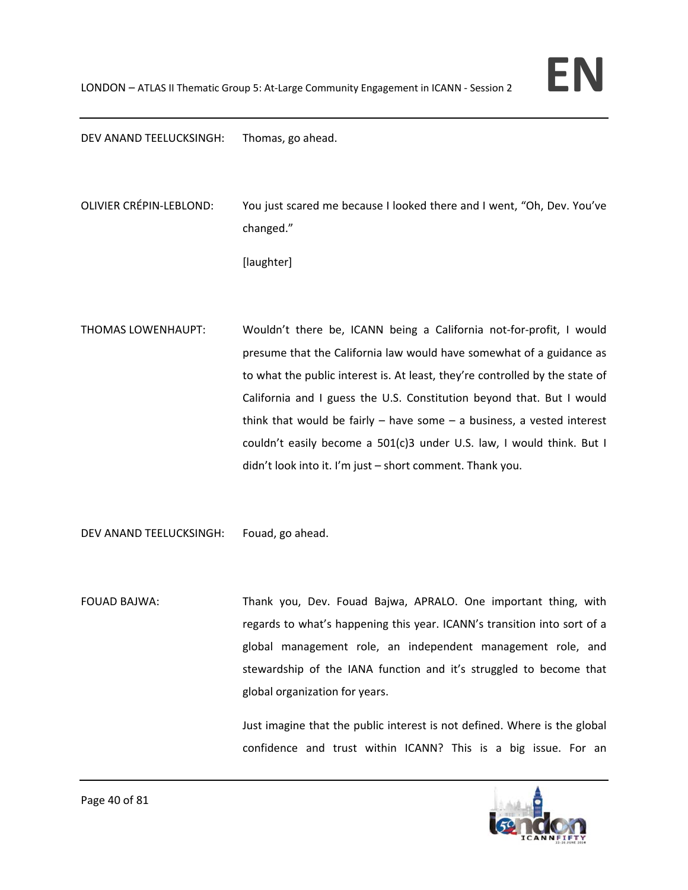DEV ANAND TEELUCKSINGH: Thomas, go ahead.

OLIVIER CRÉPIN-LEBLOND: You just scared me because I looked there and I went, "Oh, Dev. You've changed."

[laughter]

THOMAS LOWENHAUPT: Wouldn't there be, ICANN being a California not-for-profit, I would presume that the California law would have somewhat of a guidance as to what the public interest is. At least, they're controlled by the state of California and I guess the U.S. Constitution beyond that. But I would think that would be fairly – have some – a business, a vested interest couldn't easily become a 501(c)3 under U.S. law, I would think. But I didn't look into it. I'm just – short comment. Thank you.

DEV ANAND TEELUCKSINGH: Fouad, go ahead.

FOUAD BAJWA: Thank you, Dev. Fouad Bajwa, APRALO. One important thing, with regards to what's happening this year. ICANN's transition into sort of a global management role, an independent management role, and stewardship of the IANA function and it's struggled to become that global organization for years.

Just imagine that the public interest is not defined. Where is the global confidence and trust within ICANN? This is a big issue. For an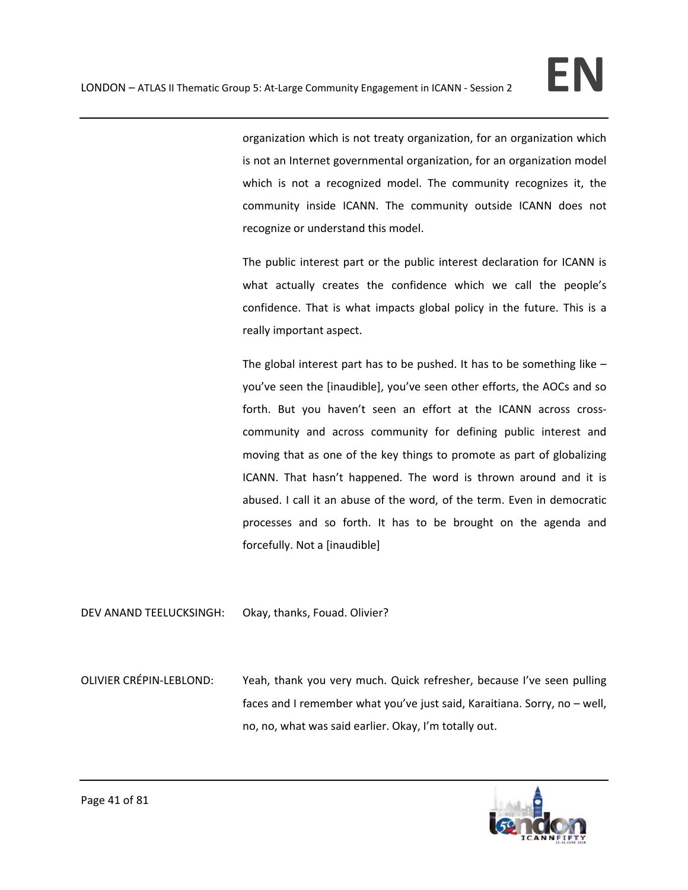organization which is not treaty organization, for an organization which is not an Internet governmental organization, for an organization model which is not a recognized model. The community recognizes it, the community inside ICANN. The community outside ICANN does not recognize or understand this model.

The public interest part or the public interest declaration for ICANN is what actually creates the confidence which we call the people's confidence. That is what impacts global policy in the future. This is a really important aspect.

The global interest part has to be pushed. It has to be something like – you've seen the [inaudible], you've seen other efforts, the AOCs and so forth. But you haven't seen an effort at the ICANN across cross-community and across community for defining public interest and moving that as one of the key things to promote as part of globalizing ICANN. That hasn't happened. The word is thrown around and it is abused. I call it an abuse of the word, of the term. Even in democratic processes and so forth. It has to be brought on the agenda and forcefully. Not a [inaudible]

DEV ANAND TEELUCKSINGH: Okay, thanks, Fouad. Olivier?

OLIVIER CRÉPIN-LEBLOND: Yeah, thank you very much. Quick refresher, because I've seen pulling faces and I remember what you've just said, Karaitiana. Sorry, no – well, no, no, what was said earlier. Okay, I'm totally out.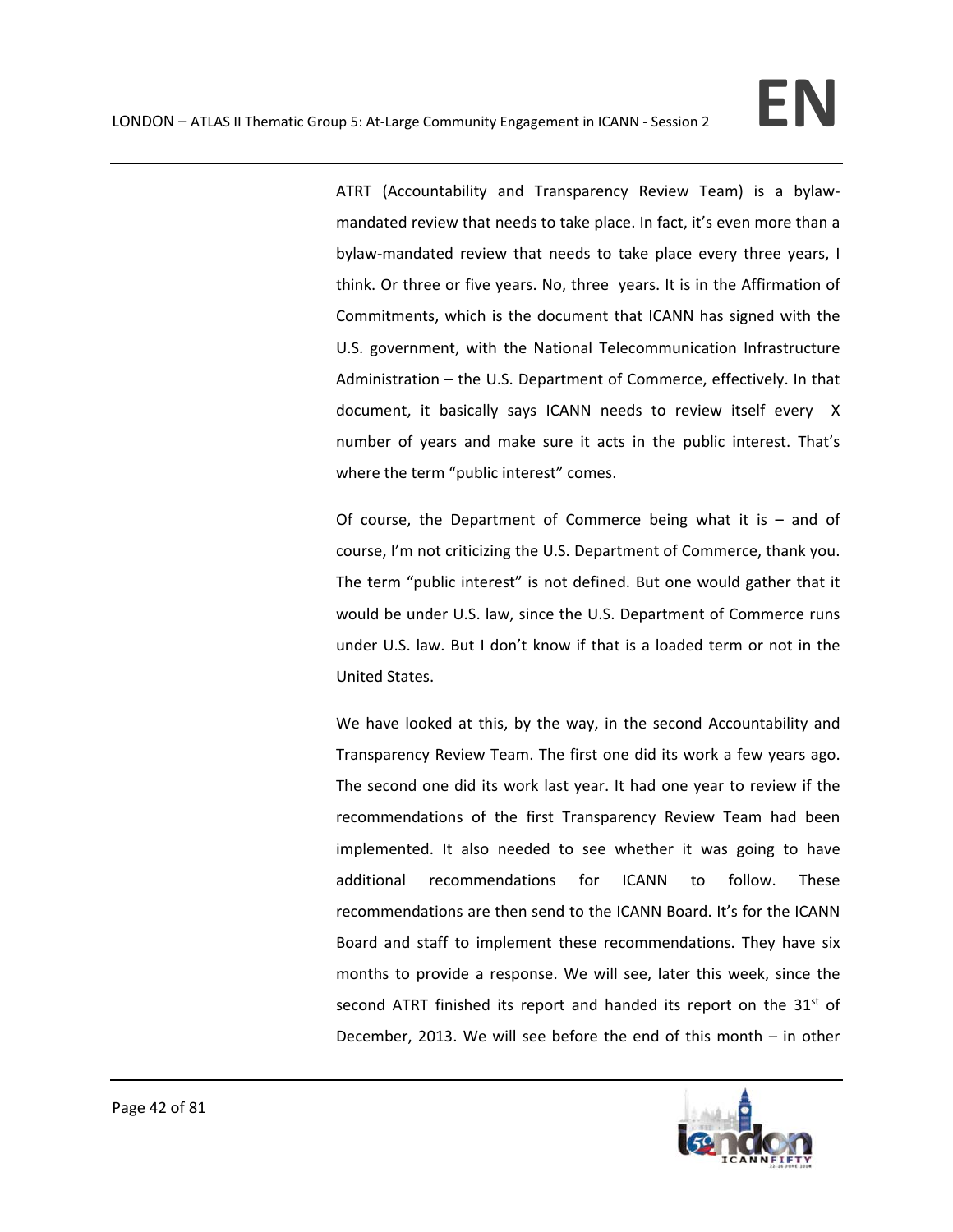ATRT (Accountability and Transparency Review Team) is a bylaw-mandated review that needs to take place. In fact, it's even more than a bylaw-mandated review that needs to take place every three years, I think. Or three or five years. No, three years. It is in the Affirmation of Commitments, which is the document that ICANN has signed with the U.S. government, with the National Telecommunication Infrastructure Administration – the U.S. Department of Commerce, effectively. In that document, it basically says ICANN needs to review itself every X number of years and make sure it acts in the public interest. That's where the term "public interest" comes.

Of course, the Department of Commerce being what it is – and of course, I'm not criticizing the U.S. Department of Commerce, thank you. The term "public interest" is not defined. But one would gather that it would be under U.S. law, since the U.S. Department of Commerce runs under U.S. law. But I don't know if that is a loaded term or not in the United States.

We have looked at this, by the way, in the second Accountability and Transparency Review Team. The first one did its work a few years ago. The second one did its work last year. It had one year to review if the recommendations of the first Transparency Review Team had been implemented. It also needed to see whether it was going to have additional recommendations for ICANN to follow. These recommendations are then send to the ICANN Board. It's for the ICANN Board and staff to implement these recommendations. They have six months to provide a response. We will see, later this week, since the second ATRT finished its report and handed its report on the 31st of December, 2013. We will see before the end of this month – in other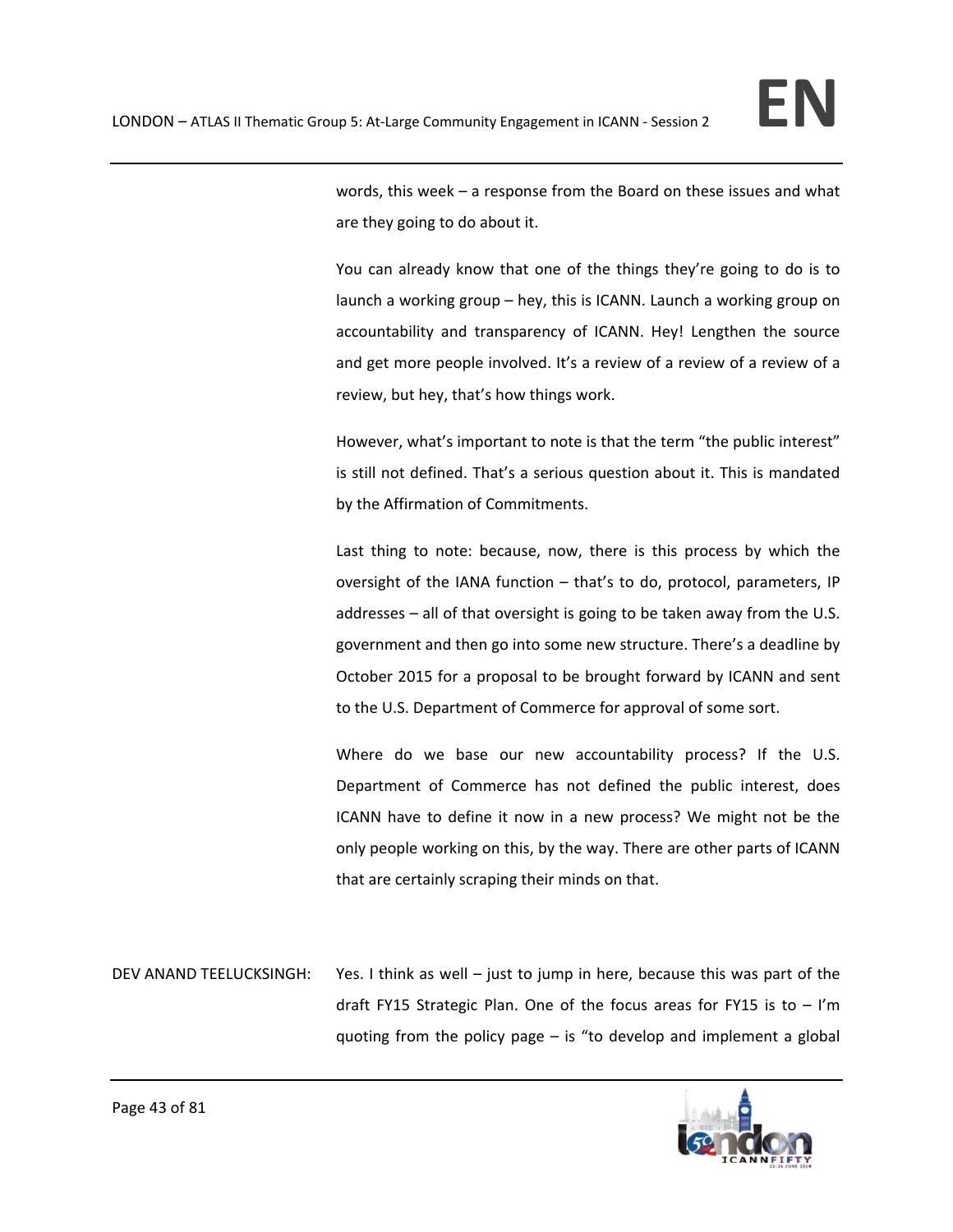words, this week – a response from the Board on these issues and what are they going to do about it.

You can already know that one of the things they're going to do is to launch a working group – hey, this is ICANN. Launch a working group on accountability and transparency of ICANN. Hey! Lengthen the source and get more people involved. It's a review of a review of a review of a review, but hey, that's how things work.

However, what's important to note is that the term "the public interest" is still not defined. That's a serious question about it. This is mandated by the Affirmation of Commitments.

Last thing to note: because, now, there is this process by which the oversight of the IANA function – that's to do, protocol, parameters, IP addresses – all of that oversight is going to be taken away from the U.S. government and then go into some new structure. There's a deadline by October 2015 for a proposal to be brought forward by ICANN and sent to the U.S. Department of Commerce for approval of some sort.

Where do we base our new accountability process? If the U.S. Department of Commerce has not defined the public interest, does ICANN have to define it now in a new process? We might not be the only people working on this, by the way. There are other parts of ICANN that are certainly scraping their minds on that.

DEV ANAND TEELUCKSINGH: Yes. I think as well – just to jump in here, because this was part of the draft FY15 Strategic Plan. One of the focus areas for FY15 is to – I'm quoting from the policy page – is "to develop and implement a global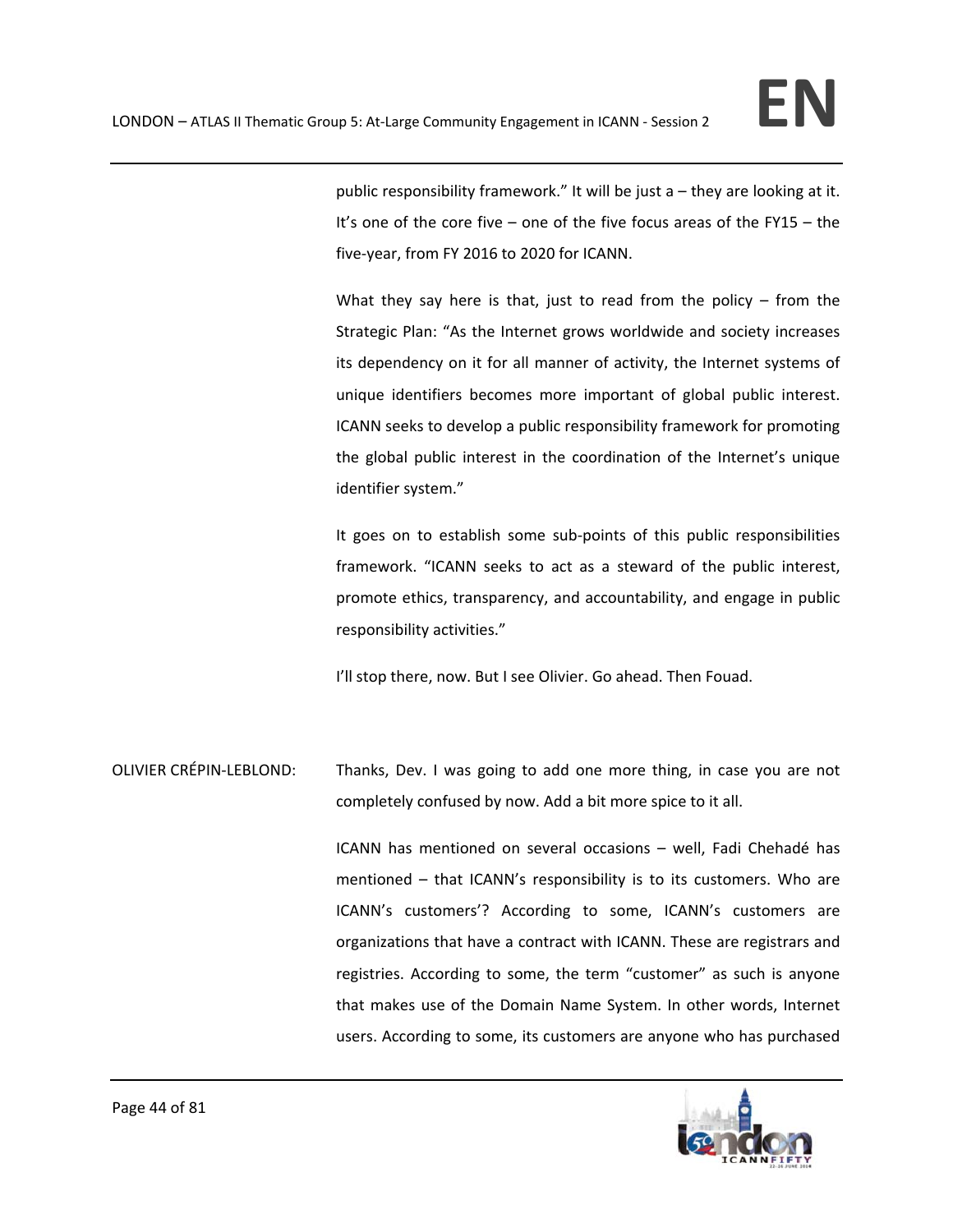public responsibility framework." It will be just a – they are looking at it. It's one of the core five – one of the five focus areas of the FY15 – the five-year, from FY 2016 to 2020 for ICANN.

What they say here is that, just to read from the policy – from the Strategic Plan: "As the Internet grows worldwide and society increases its dependency on it for all manner of activity, the Internet systems of unique identifiers becomes more important of global public interest. ICANN seeks to develop a public responsibility framework for promoting the global public interest in the coordination of the Internet's unique identifier system."

It goes on to establish some sub-points of this public responsibilities framework. "ICANN seeks to act as a steward of the public interest, promote ethics, transparency, and accountability, and engage in public responsibility activities."

I'll stop there, now. But I see Olivier. Go ahead. Then Fouad.

OLIVIER CRÉPIN-LEBLOND: Thanks, Dev. I was going to add one more thing, in case you are not completely confused by now. Add a bit more spice to it all.

ICANN has mentioned on several occasions – well, Fadi Chehadé has mentioned – that ICANN's responsibility is to its customers. Who are ICANN's customers'? According to some, ICANN's customers are organizations that have a contract with ICANN. These are registrars and registries. According to some, the term "customer" as such is anyone that makes use of the Domain Name System. In other words, Internet users. According to some, its customers are anyone who has purchased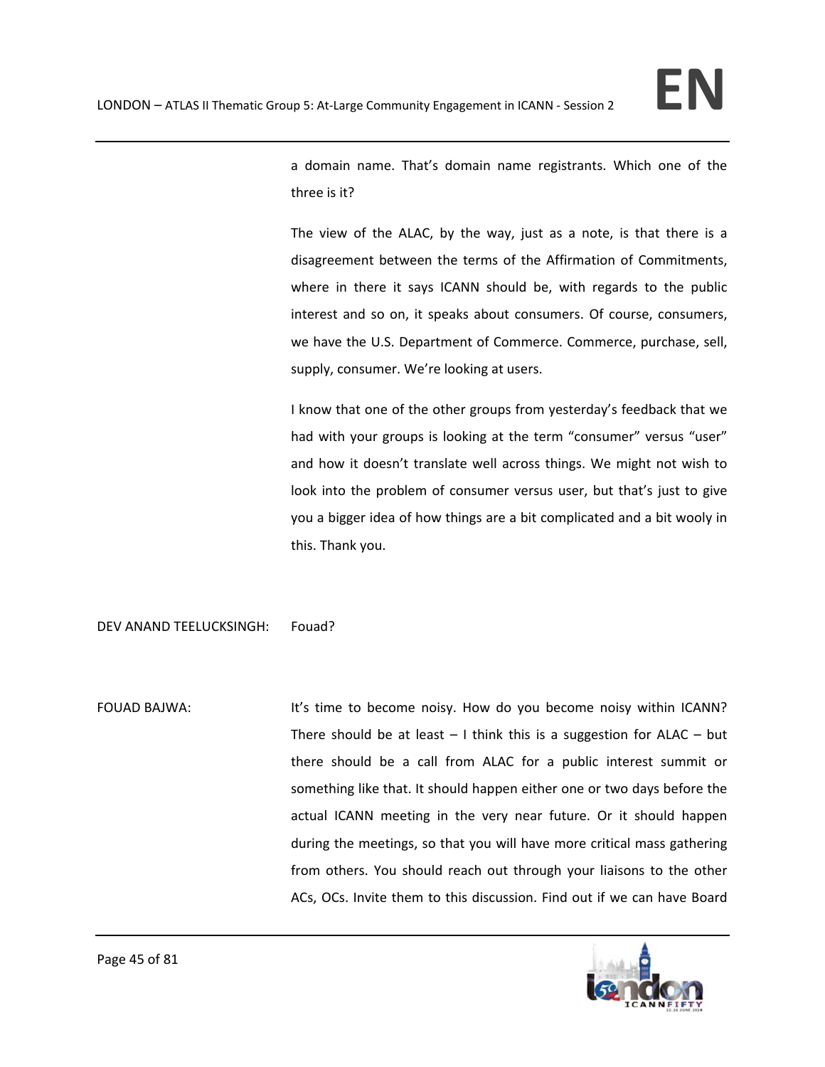a domain name. That's domain name registrants. Which one of the three is it?

The view of the ALAC, by the way, just as a note, is that there is a disagreement between the terms of the Affirmation of Commitments, where in there it says ICANN should be, with regards to the public interest and so on, it speaks about consumers. Of course, consumers, we have the U.S. Department of Commerce. Commerce, purchase, sell, supply, consumer. We're looking at users.

I know that one of the other groups from yesterday's feedback that we had with your groups is looking at the term "consumer" versus "user" and how it doesn't translate well across things. We might not wish to look into the problem of consumer versus user, but that's just to give you a bigger idea of how things are a bit complicated and a bit wooly in this. Thank you.

DEV ANAND TEELUCKSINGH: Fouad?

FOUAD BAJWA: It's time to become noisy. How do you become noisy within ICANN? There should be at least – I think this is a suggestion for ALAC – but there should be a call from ALAC for a public interest summit or something like that. It should happen either one or two days before the actual ICANN meeting in the very near future. Or it should happen during the meetings, so that you will have more critical mass gathering from others. You should reach out through your liaisons to the other ACs, OCs. Invite them to this discussion. Find out if we can have Board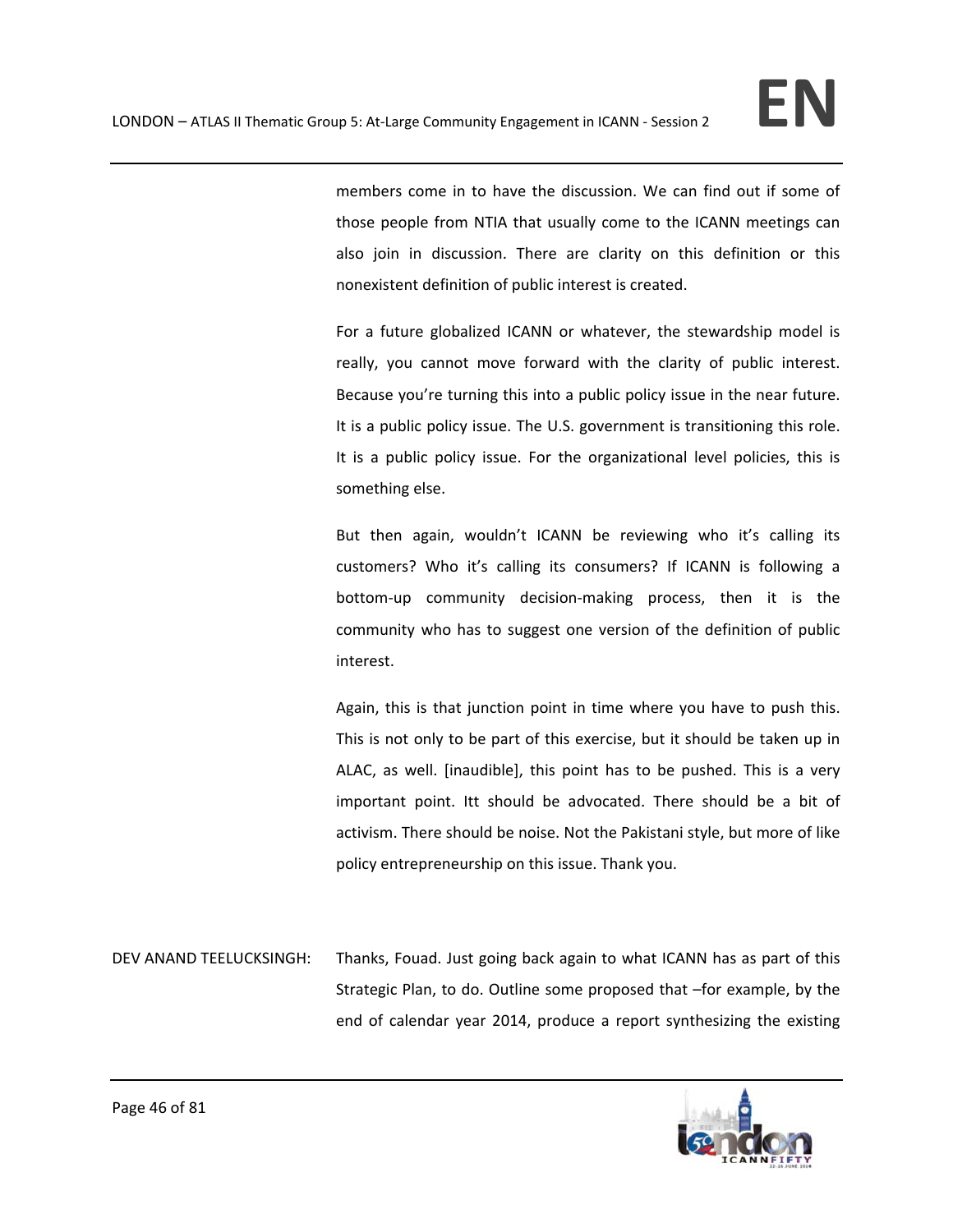members come in to have the discussion. We can find out if some of those people from NTIA that usually come to the ICANN meetings can also join in discussion. There are clarity on this definition or this nonexistent definition of public interest is created.

For a future globalized ICANN or whatever, the stewardship model is really, you cannot move forward with the clarity of public interest. Because you're turning this into a public policy issue in the near future. It is a public policy issue. The U.S. government is transitioning this role. It is a public policy issue. For the organizational level policies, this is something else.

But then again, wouldn't ICANN be reviewing who it's calling its customers? Who it's calling its consumers? If ICANN is following a bottom-up community decision-making process, then it is the community who has to suggest one version of the definition of public interest.

Again, this is that junction point in time where you have to push this. This is not only to be part of this exercise, but it should be taken up in ALAC, as well. [inaudible], this point has to be pushed. This is a very important point. Itt should be advocated. There should be a bit of activism. There should be noise. Not the Pakistani style, but more of like policy entrepreneurship on this issue. Thank you.

DEV ANAND TEELUCKSINGH: Thanks, Fouad. Just going back again to what ICANN has as part of this Strategic Plan, to do. Outline some proposed that –for example, by the end of calendar year 2014, produce a report synthesizing the existing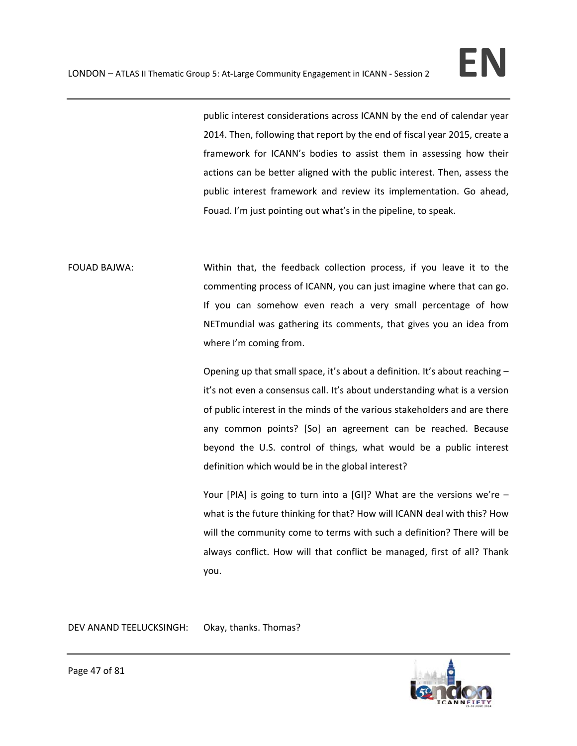public interest considerations across ICANN by the end of calendar year 2014. Then, following that report by the end of fiscal year 2015, create a framework for ICANN's bodies to assist them in assessing how their actions can be better aligned with the public interest. Then, assess the public interest framework and review its implementation. Go ahead, Fouad. I'm just pointing out what's in the pipeline, to speak.

FOUAD BAJWA: Within that, the feedback collection process, if you leave it to the commenting process of ICANN, you can just imagine where that can go. If you can somehow even reach a very small percentage of how NETmundial was gathering its comments, that gives you an idea from where I'm coming from.

Opening up that small space, it's about a definition. It's about reaching – it's not even a consensus call. It's about understanding what is a version of public interest in the minds of the various stakeholders and are there any common points? [So] an agreement can be reached. Because beyond the U.S. control of things, what would be a public interest definition which would be in the global interest?

Your [PIA] is going to turn into a [GI]? What are the versions we're – what is the future thinking for that? How will ICANN deal with this? How will the community come to terms with such a definition? There will be always conflict. How will that conflict be managed, first of all? Thank you.

DEV ANAND TEELUCKSINGH: Okay, thanks. Thomas?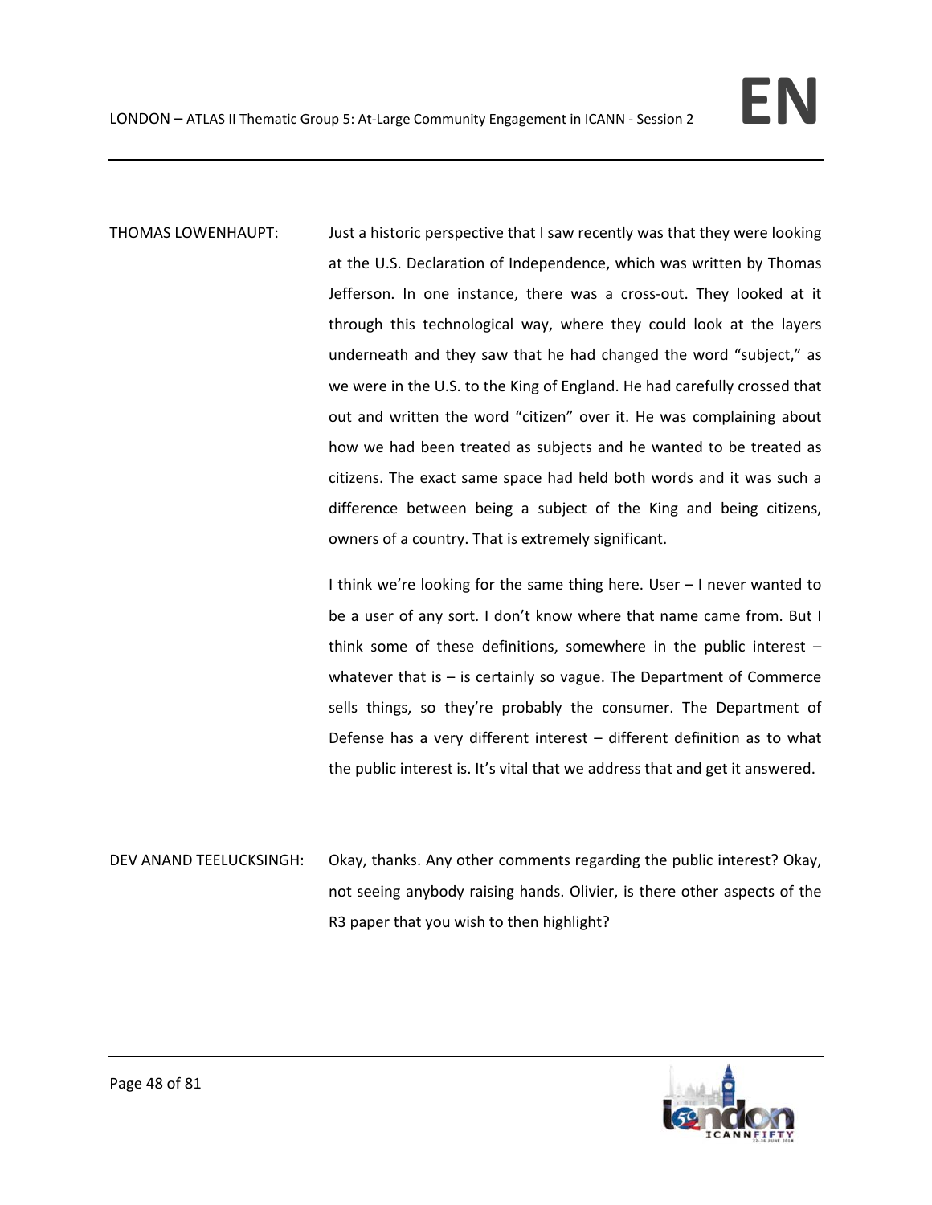THOMAS LOWENHAUPT: Just a historic perspective that I saw recently was that they were looking at the U.S. Declaration of Independence, which was written by Thomas Jefferson. In one instance, there was a cross-out. They looked at it through this technological way, where they could look at the layers underneath and they saw that he had changed the word "subject," as we were in the U.S. to the King of England. He had carefully crossed that out and written the word "citizen" over it. He was complaining about how we had been treated as subjects and he wanted to be treated as citizens. The exact same space had held both words and it was such a difference between being a subject of the King and being citizens, owners of a country. That is extremely significant.

I think we're looking for the same thing here. User – I never wanted to be a user of any sort. I don't know where that name came from. But I think some of these definitions, somewhere in the public interest – whatever that is – is certainly so vague. The Department of Commerce sells things, so they're probably the consumer. The Department of Defense has a very different interest – different definition as to what the public interest is. It's vital that we address that and get it answered.

DEV ANAND TEELUCKSINGH: Okay, thanks. Any other comments regarding the public interest? Okay, not seeing anybody raising hands. Olivier, is there other aspects of the R3 paper that you wish to then highlight?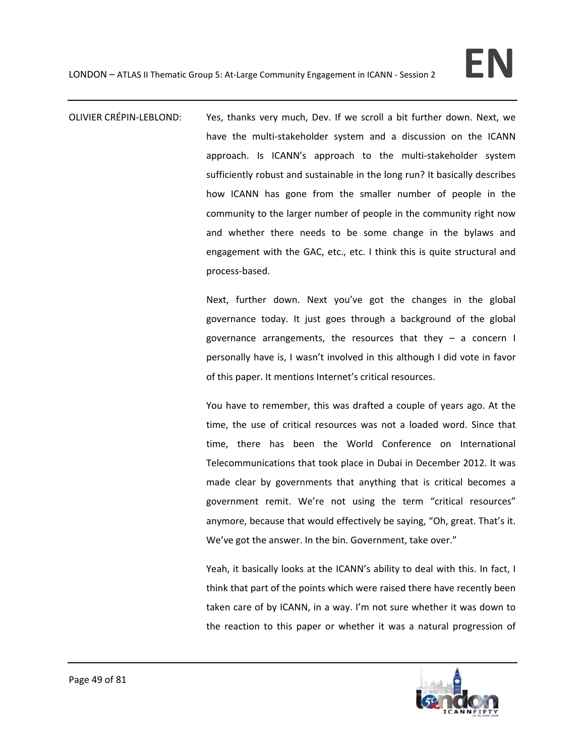OLIVIER CRÉPIN-LEBLOND: Yes, thanks very much, Dev. If we scroll a bit further down. Next, we have the multi-stakeholder system and a discussion on the ICANN approach. Is ICANN's approach to the multi-stakeholder system sufficiently robust and sustainable in the long run? It basically describes how ICANN has gone from the smaller number of people in the community to the larger number of people in the community right now and whether there needs to be some change in the bylaws and engagement with the GAC, etc., etc. I think this is quite structural and process-based.

Next, further down. Next you've got the changes in the global governance today. It just goes through a background of the global governance arrangements, the resources that they – a concern I personally have is, I wasn't involved in this although I did vote in favor of this paper. It mentions Internet's critical resources.

You have to remember, this was drafted a couple of years ago. At the time, the use of critical resources was not a loaded word. Since that time, there has been the World Conference on International Telecommunications that took place in Dubai in December 2012. It was made clear by governments that anything that is critical becomes a government remit. We're not using the term "critical resources" anymore, because that would effectively be saying, "Oh, great. That's it. We've got the answer. In the bin. Government, take over."

Yeah, it basically looks at the ICANN's ability to deal with this. In fact, I think that part of the points which were raised there have recently been taken care of by ICANN, in a way. I'm not sure whether it was down to the reaction to this paper or whether it was a natural progression of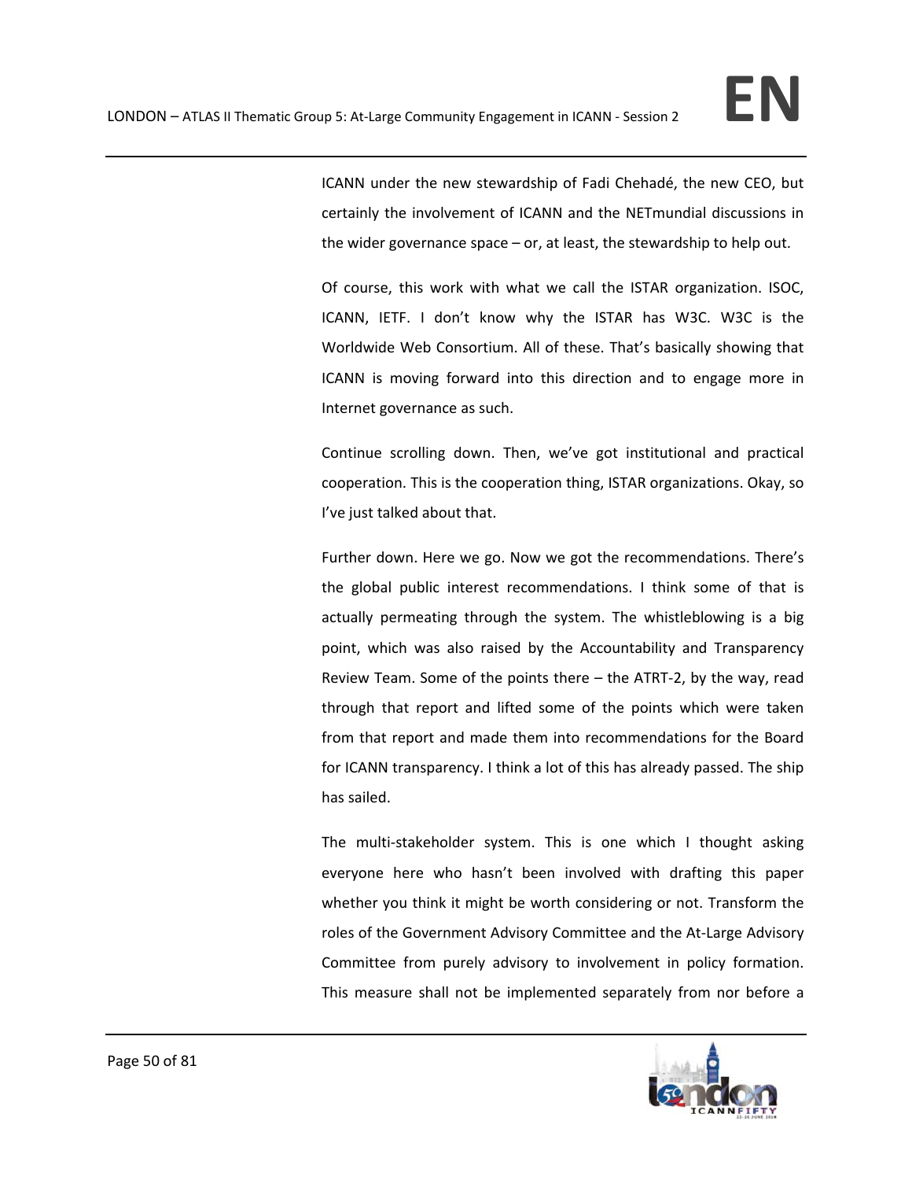ICANN under the new stewardship of Fadi Chehadé, the new CEO, but certainly the involvement of ICANN and the NETmundial discussions in the wider governance space – or, at least, the stewardship to help out.

Of course, this work with what we call the ISTAR organization. ISOC, ICANN, IETF. I don't know why the ISTAR has W3C. W3C is the Worldwide Web Consortium. All of these. That's basically showing that ICANN is moving forward into this direction and to engage more in Internet governance as such.

Continue scrolling down. Then, we've got institutional and practical cooperation. This is the cooperation thing, ISTAR organizations. Okay, so I've just talked about that.

Further down. Here we go. Now we got the recommendations. There's the global public interest recommendations. I think some of that is actually permeating through the system. The whistleblowing is a big point, which was also raised by the Accountability and Transparency Review Team. Some of the points there – the ATRT-2, by the way, read through that report and lifted some of the points which were taken from that report and made them into recommendations for the Board for ICANN transparency. I think a lot of this has already passed. The ship has sailed.

The multi-stakeholder system. This is one which I thought asking everyone here who hasn't been involved with drafting this paper whether you think it might be worth considering or not. Transform the roles of the Government Advisory Committee and the At-Large Advisory Committee from purely advisory to involvement in policy formation. This measure shall not be implemented separately from nor before a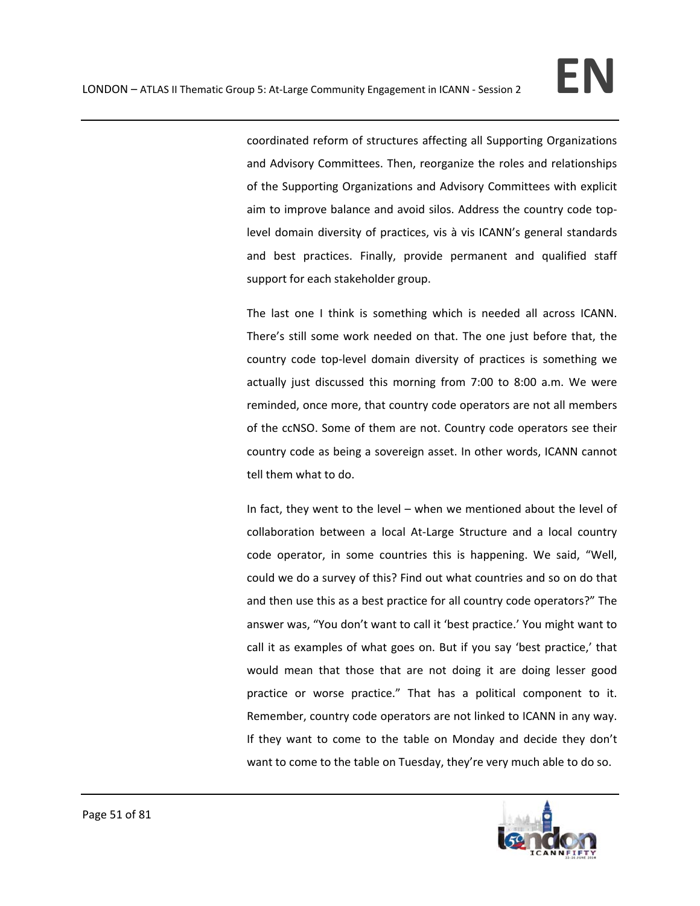coordinated reform of structures affecting all Supporting Organizations and Advisory Committees. Then, reorganize the roles and relationships of the Supporting Organizations and Advisory Committees with explicit aim to improve balance and avoid silos. Address the country code top-level domain diversity of practices, vis à vis ICANN's general standards and best practices. Finally, provide permanent and qualified staff support for each stakeholder group.

The last one I think is something which is needed all across ICANN. There's still some work needed on that. The one just before that, the country code top-level domain diversity of practices is something we actually just discussed this morning from 7:00 to 8:00 a.m. We were reminded, once more, that country code operators are not all members of the ccNSO. Some of them are not. Country code operators see their country code as being a sovereign asset. In other words, ICANN cannot tell them what to do.

In fact, they went to the level – when we mentioned about the level of collaboration between a local At-Large Structure and a local country code operator, in some countries this is happening. We said, "Well, could we do a survey of this? Find out what countries and so on do that and then use this as a best practice for all country code operators?" The answer was, "You don't want to call it 'best practice.' You might want to call it as examples of what goes on. But if you say 'best practice,' that would mean that those that are not doing it are doing lesser good practice or worse practice." That has a political component to it. Remember, country code operators are not linked to ICANN in any way. If they want to come to the table on Monday and decide they don't want to come to the table on Tuesday, they're very much able to do so.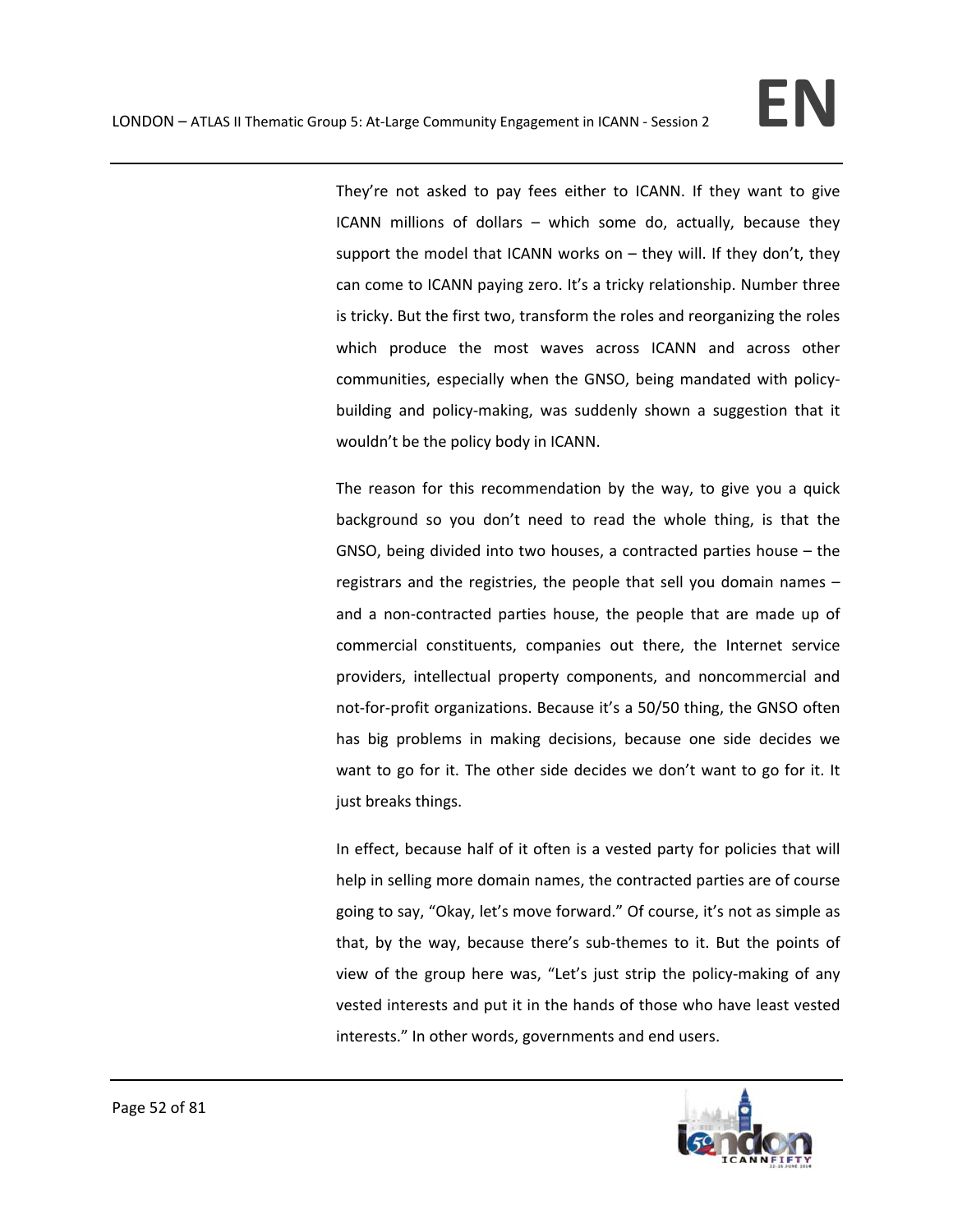They're not asked to pay fees either to ICANN. If they want to give ICANN millions of dollars – which some do, actually, because they support the model that ICANN works on – they will. If they don't, they can come to ICANN paying zero. It's a tricky relationship. Number three is tricky. But the first two, transform the roles and reorganizing the roles which produce the most waves across ICANN and across other communities, especially when the GNSO, being mandated with policy-building and policy-making, was suddenly shown a suggestion that it wouldn't be the policy body in ICANN.

The reason for this recommendation by the way, to give you a quick background so you don't need to read the whole thing, is that the GNSO, being divided into two houses, a contracted parties house – the registrars and the registries, the people that sell you domain names – and a non-contracted parties house, the people that are made up of commercial constituents, companies out there, the Internet service providers, intellectual property components, and noncommercial and not-for-profit organizations. Because it's a 50/50 thing, the GNSO often has big problems in making decisions, because one side decides we want to go for it. The other side decides we don't want to go for it. It just breaks things.

In effect, because half of it often is a vested party for policies that will help in selling more domain names, the contracted parties are of course going to say, "Okay, let's move forward." Of course, it's not as simple as that, by the way, because there's sub-themes to it. But the points of view of the group here was, "Let's just strip the policy-making of any vested interests and put it in the hands of those who have least vested interests." In other words, governments and end users.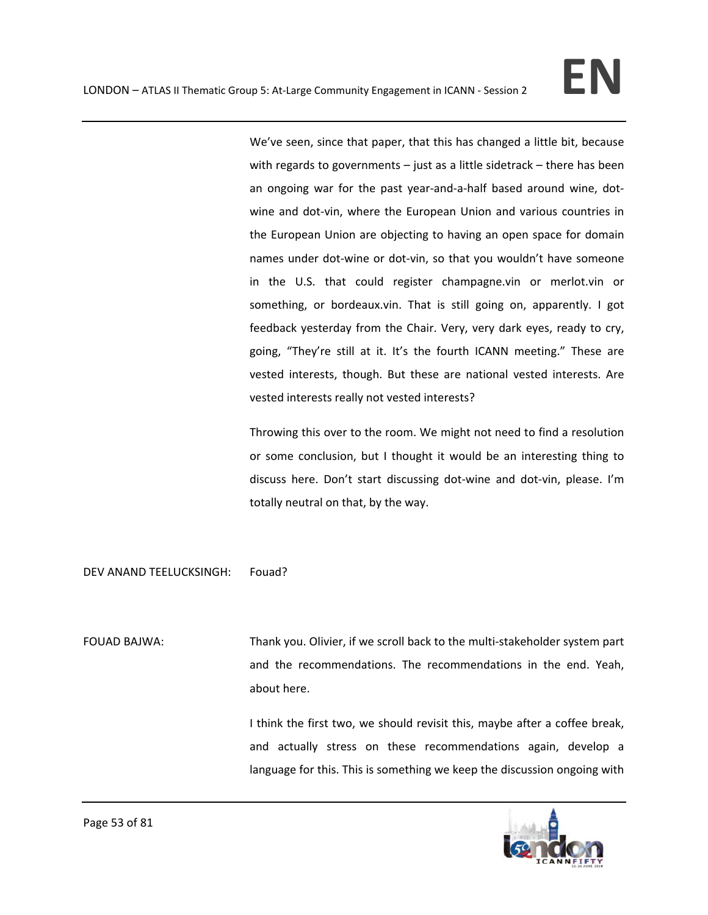We've seen, since that paper, that this has changed a little bit, because with regards to governments – just as a little sidetrack – there has been an ongoing war for the past year-and-a-half based around wine, dot-wine and dot-vin, where the European Union and various countries in the European Union are objecting to having an open space for domain names under dot-wine or dot-vin, so that you wouldn't have someone in the U.S. that could register champagne.vin or merlot.vin or something, or bordeaux.vin. That is still going on, apparently. I got feedback yesterday from the Chair. Very, very dark eyes, ready to cry, going, "They're still at it. It's the fourth ICANN meeting." These are vested interests, though. But these are national vested interests. Are vested interests really not vested interests?

Throwing this over to the room. We might not need to find a resolution or some conclusion, but I thought it would be an interesting thing to discuss here. Don't start discussing dot-wine and dot-vin, please. I'm totally neutral on that, by the way.

DEV ANAND TEELUCKSINGH: Fouad?

FOUAD BAJWA: Thank you. Olivier, if we scroll back to the multi-stakeholder system part and the recommendations. The recommendations in the end. Yeah, about here.

I think the first two, we should revisit this, maybe after a coffee break, and actually stress on these recommendations again, develop a language for this. This is something we keep the discussion ongoing with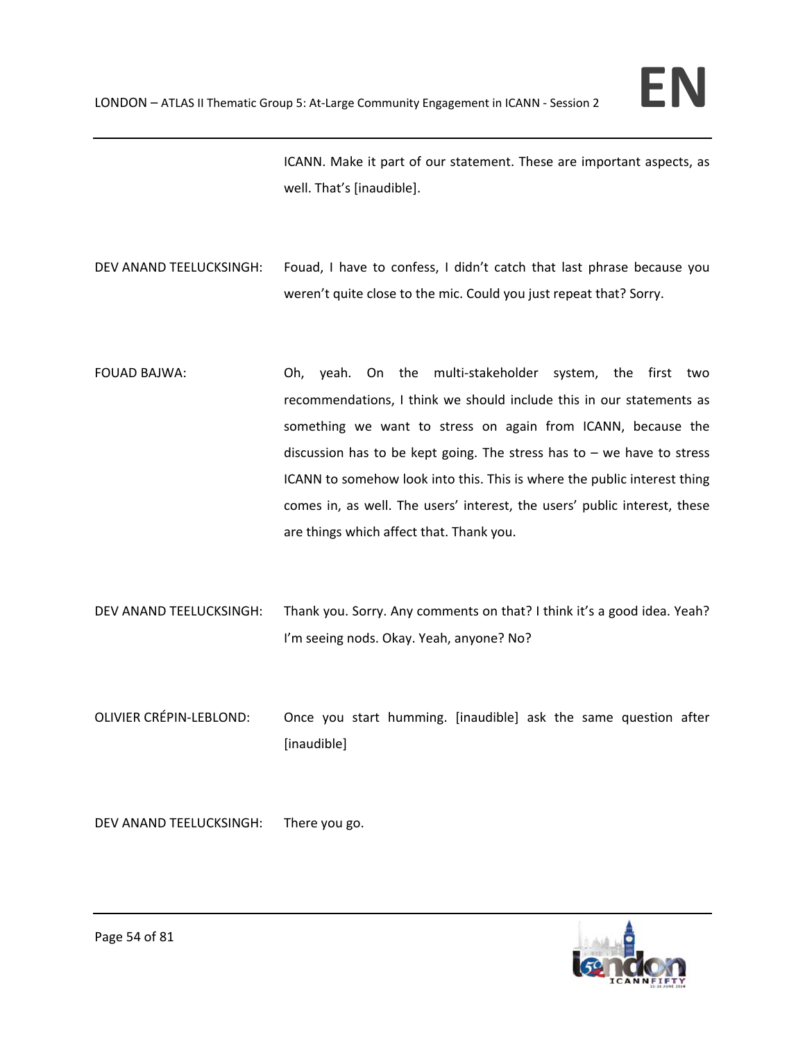ICANN. Make it part of our statement. These are important aspects, as well. That's [inaudible].

DEV ANAND TEELUCKSINGH: Fouad, I have to confess, I didn't catch that last phrase because you weren't quite close to the mic. Could you just repeat that? Sorry.

FOUAD BAJWA: Oh, yeah. On the multi-stakeholder system, the first two recommendations, I think we should include this in our statements as something we want to stress on again from ICANN, because the discussion has to be kept going. The stress has to – we have to stress ICANN to somehow look into this. This is where the public interest thing comes in, as well. The users' interest, the users' public interest, these are things which affect that. Thank you.

DEV ANAND TEELUCKSINGH: Thank you. Sorry. Any comments on that? I think it's a good idea. Yeah? I'm seeing nods. Okay. Yeah, anyone? No?

OLIVIER CRÉPIN-LEBLOND: Once you start humming. [inaudible] ask the same question after [inaudible]

DEV ANAND TEELUCKSINGH: There you go.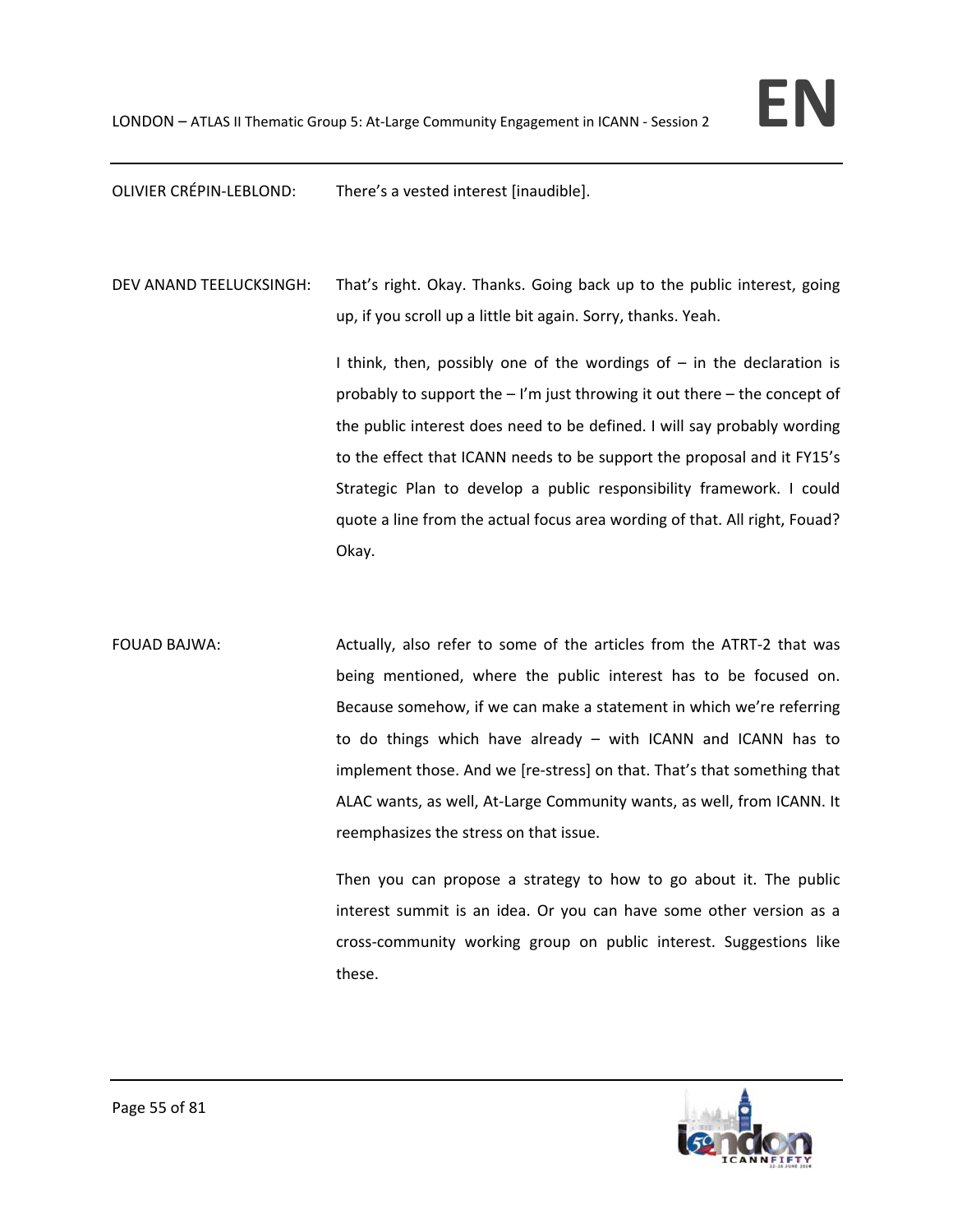OLIVIER CRÉPIN-LEBLOND: There's a vested interest [inaudible].

DEV ANAND TEELUCKSINGH: That's right. Okay. Thanks. Going back up to the public interest, going up, if you scroll up a little bit again. Sorry, thanks. Yeah.

I think, then, possibly one of the wordings of – in the declaration is probably to support the – I'm just throwing it out there – the concept of the public interest does need to be defined. I will say probably wording to the effect that ICANN needs to be support the proposal and it FY15's Strategic Plan to develop a public responsibility framework. I could quote a line from the actual focus area wording of that. All right, Fouad? Okay.

FOUAD BAJWA: Actually, also refer to some of the articles from the ATRT-2 that was being mentioned, where the public interest has to be focused on. Because somehow, if we can make a statement in which we're referring to do things which have already – with ICANN and ICANN has to implement those. And we [re-stress] on that. That's that something that ALAC wants, as well, At-Large Community wants, as well, from ICANN. It reemphasizes the stress on that issue.

Then you can propose a strategy to how to go about it. The public interest summit is an idea. Or you can have some other version as a cross-community working group on public interest. Suggestions like these.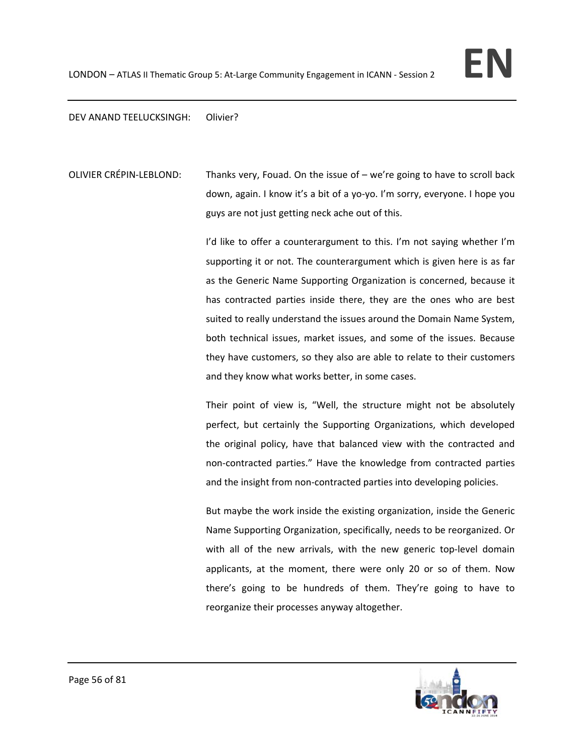DEV ANAND TEELUCKSINGH: Olivier?

OLIVIER CRÉPIN-LEBLOND: Thanks very, Fouad. On the issue of – we're going to have to scroll back down, again. I know it's a bit of a yo-yo. I'm sorry, everyone. I hope you guys are not just getting neck ache out of this.

I'd like to offer a counterargument to this. I'm not saying whether I'm supporting it or not. The counterargument which is given here is as far as the Generic Name Supporting Organization is concerned, because it has contracted parties inside there, they are the ones who are best suited to really understand the issues around the Domain Name System, both technical issues, market issues, and some of the issues. Because they have customers, so they also are able to relate to their customers and they know what works better, in some cases.

Their point of view is, "Well, the structure might not be absolutely perfect, but certainly the Supporting Organizations, which developed the original policy, have that balanced view with the contracted and non-contracted parties." Have the knowledge from contracted parties and the insight from non-contracted parties into developing policies.

But maybe the work inside the existing organization, inside the Generic Name Supporting Organization, specifically, needs to be reorganized. Or with all of the new arrivals, with the new generic top-level domain applicants, at the moment, there were only 20 or so of them. Now there's going to be hundreds of them. They're going to have to reorganize their processes anyway altogether.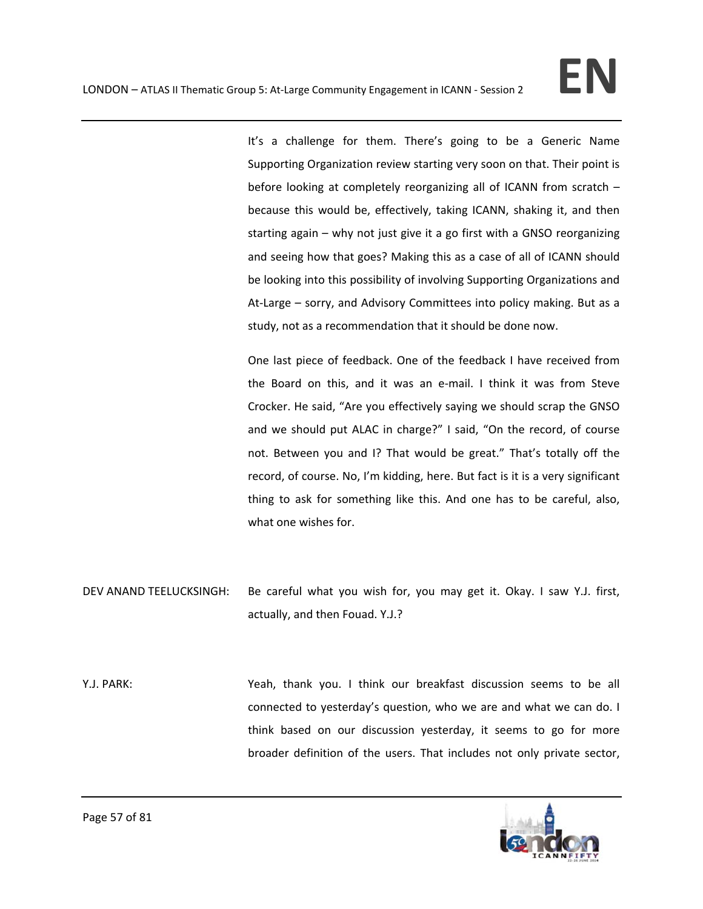It's a challenge for them. There's going to be a Generic Name Supporting Organization review starting very soon on that. Their point is before looking at completely reorganizing all of ICANN from scratch – because this would be, effectively, taking ICANN, shaking it, and then starting again – why not just give it a go first with a GNSO reorganizing and seeing how that goes? Making this as a case of all of ICANN should be looking into this possibility of involving Supporting Organizations and At-Large – sorry, and Advisory Committees into policy making. But as a study, not as a recommendation that it should be done now.

One last piece of feedback. One of the feedback I have received from the Board on this, and it was an e-mail. I think it was from Steve Crocker. He said, "Are you effectively saying we should scrap the GNSO and we should put ALAC in charge?" I said, "On the record, of course not. Between you and I? That would be great." That's totally off the record, of course. No, I'm kidding, here. But fact is it is a very significant thing to ask for something like this. And one has to be careful, also, what one wishes for.

DEV ANAND TEELUCKSINGH: Be careful what you wish for, you may get it. Okay. I saw Y.J. first, actually, and then Fouad. Y.J.?

Y.J. PARK: Yeah, thank you. I think our breakfast discussion seems to be all connected to yesterday's question, who we are and what we can do. I think based on our discussion yesterday, it seems to go for more broader definition of the users. That includes not only private sector,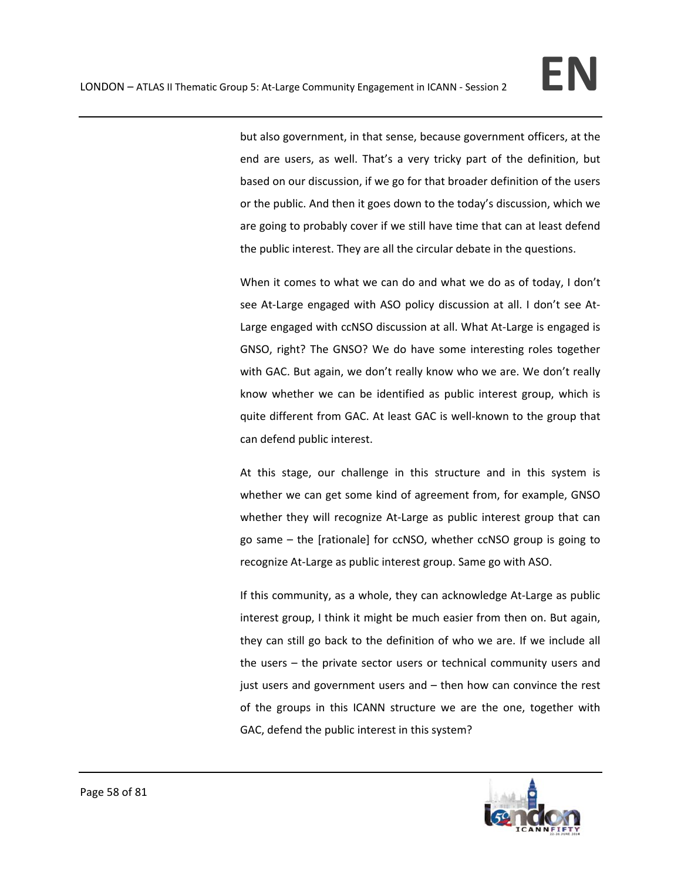but also government, in that sense, because government officers, at the end are users, as well. That's a very tricky part of the definition, but based on our discussion, if we go for that broader definition of the users or the public. And then it goes down to the today's discussion, which we are going to probably cover if we still have time that can at least defend the public interest. They are all the circular debate in the questions.

When it comes to what we can do and what we do as of today, I don't see At-Large engaged with ASO policy discussion at all. I don't see At-Large engaged with ccNSO discussion at all. What At-Large is engaged is GNSO, right? The GNSO? We do have some interesting roles together with GAC. But again, we don't really know who we are. We don't really know whether we can be identified as public interest group, which is quite different from GAC. At least GAC is well-known to the group that can defend public interest.

At this stage, our challenge in this structure and in this system is whether we can get some kind of agreement from, for example, GNSO whether they will recognize At-Large as public interest group that can go same – the [rationale] for ccNSO, whether ccNSO group is going to recognize At-Large as public interest group. Same go with ASO.

If this community, as a whole, they can acknowledge At-Large as public interest group, I think it might be much easier from then on. But again, they can still go back to the definition of who we are. If we include all the users – the private sector users or technical community users and just users and government users and – then how can convince the rest of the groups in this ICANN structure we are the one, together with GAC, defend the public interest in this system?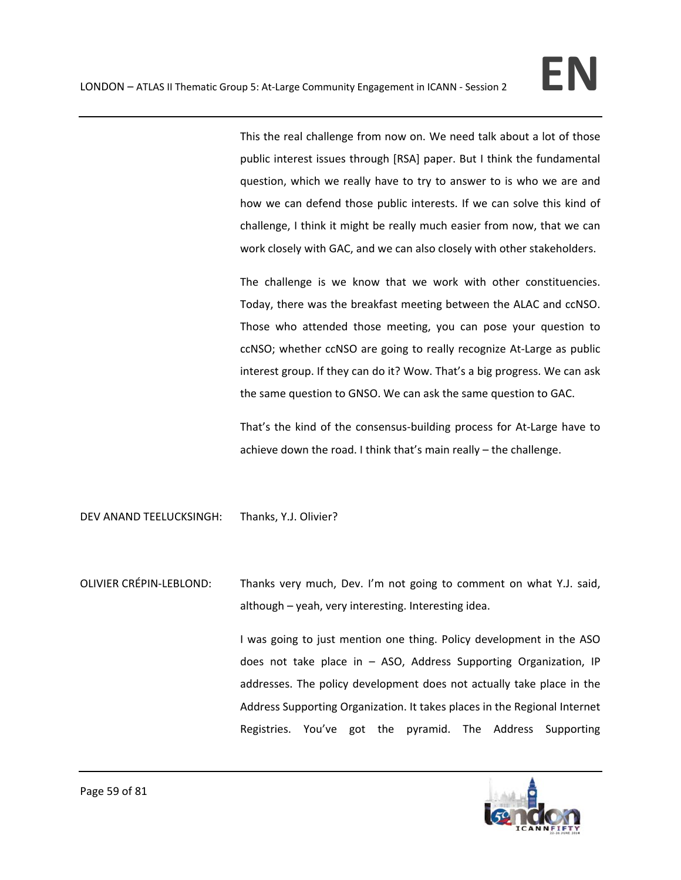This the real challenge from now on. We need talk about a lot of those public interest issues through [RSA] paper. But I think the fundamental question, which we really have to try to answer to is who we are and how we can defend those public interests. If we can solve this kind of challenge, I think it might be really much easier from now, that we can work closely with GAC, and we can also closely with other stakeholders.

The challenge is we know that we work with other constituencies. Today, there was the breakfast meeting between the ALAC and ccNSO. Those who attended those meeting, you can pose your question to ccNSO; whether ccNSO are going to really recognize At-Large as public interest group. If they can do it? Wow. That's a big progress. We can ask the same question to GNSO. We can ask the same question to GAC.

That's the kind of the consensus-building process for At-Large have to achieve down the road. I think that's main really – the challenge.

DEV ANAND TEELUCKSINGH: Thanks, Y.J. Olivier?

OLIVIER CRÉPIN-LEBLOND: Thanks very much, Dev. I'm not going to comment on what Y.J. said, although – yeah, very interesting. Interesting idea.

I was going to just mention one thing. Policy development in the ASO does not take place in – ASO, Address Supporting Organization, IP addresses. The policy development does not actually take place in the Address Supporting Organization. It takes places in the Regional Internet Registries. You've got the pyramid. The Address Supporting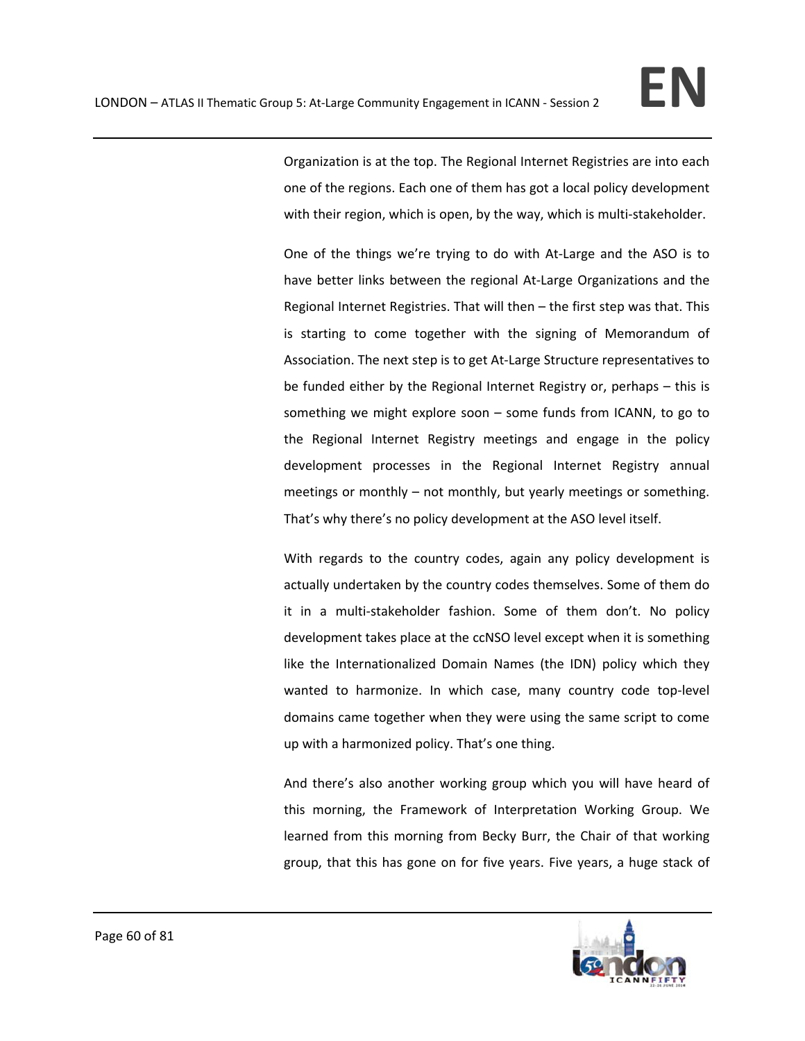Organization is at the top. The Regional Internet Registries are into each one of the regions. Each one of them has got a local policy development with their region, which is open, by the way, which is multi-stakeholder.

One of the things we're trying to do with At-Large and the ASO is to have better links between the regional At-Large Organizations and the Regional Internet Registries. That will then – the first step was that. This is starting to come together with the signing of Memorandum of Association. The next step is to get At-Large Structure representatives to be funded either by the Regional Internet Registry or, perhaps – this is something we might explore soon – some funds from ICANN, to go to the Regional Internet Registry meetings and engage in the policy development processes in the Regional Internet Registry annual meetings or monthly – not monthly, but yearly meetings or something. That's why there's no policy development at the ASO level itself.

With regards to the country codes, again any policy development is actually undertaken by the country codes themselves. Some of them do it in a multi-stakeholder fashion. Some of them don't. No policy development takes place at the ccNSO level except when it is something like the Internationalized Domain Names (the IDN) policy which they wanted to harmonize. In which case, many country code top-level domains came together when they were using the same script to come up with a harmonized policy. That's one thing.

And there's also another working group which you will have heard of this morning, the Framework of Interpretation Working Group. We learned from this morning from Becky Burr, the Chair of that working group, that this has gone on for five years. Five years, a huge stack of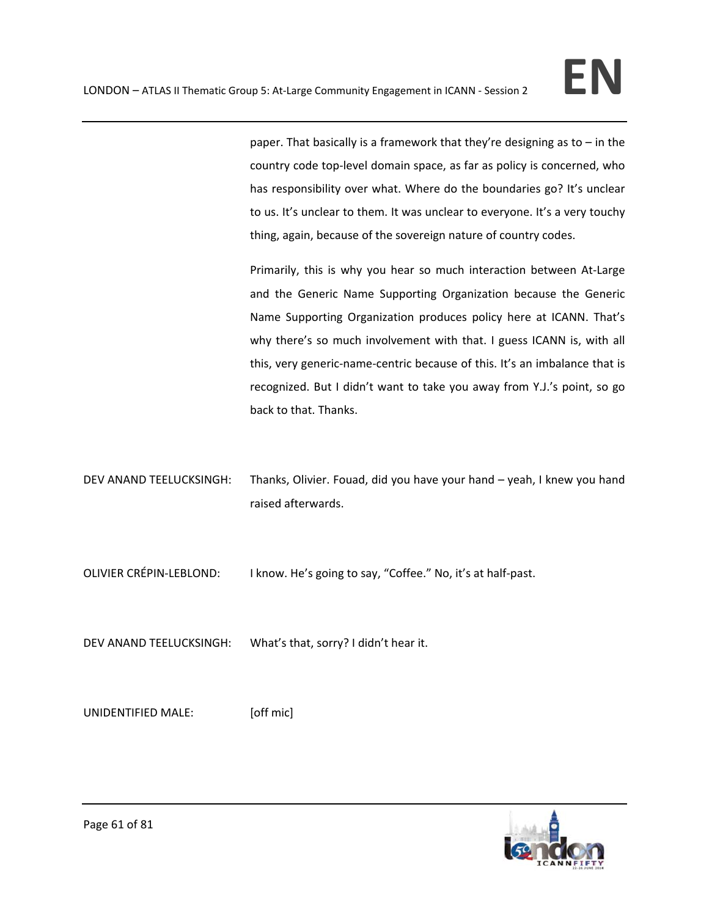paper. That basically is a framework that they're designing as to – in the country code top-level domain space, as far as policy is concerned, who has responsibility over what. Where do the boundaries go? It's unclear to us. It's unclear to them. It was unclear to everyone. It's a very touchy thing, again, because of the sovereign nature of country codes.

Primarily, this is why you hear so much interaction between At-Large and the Generic Name Supporting Organization because the Generic Name Supporting Organization produces policy here at ICANN. That's why there's so much involvement with that. I guess ICANN is, with all this, very generic-name-centric because of this. It's an imbalance that is recognized. But I didn't want to take you away from Y.J.'s point, so go back to that. Thanks.

DEV ANAND TEELUCKSINGH: Thanks, Olivier. Fouad, did you have your hand – yeah, I knew you hand raised afterwards.

OLIVIER CRÉPIN-LEBLOND: I know. He's going to say, "Coffee." No, it's at half-past.

DEV ANAND TEELUCKSINGH: What's that, sorry? I didn't hear it.

UNIDENTIFIED MALE: [off mic]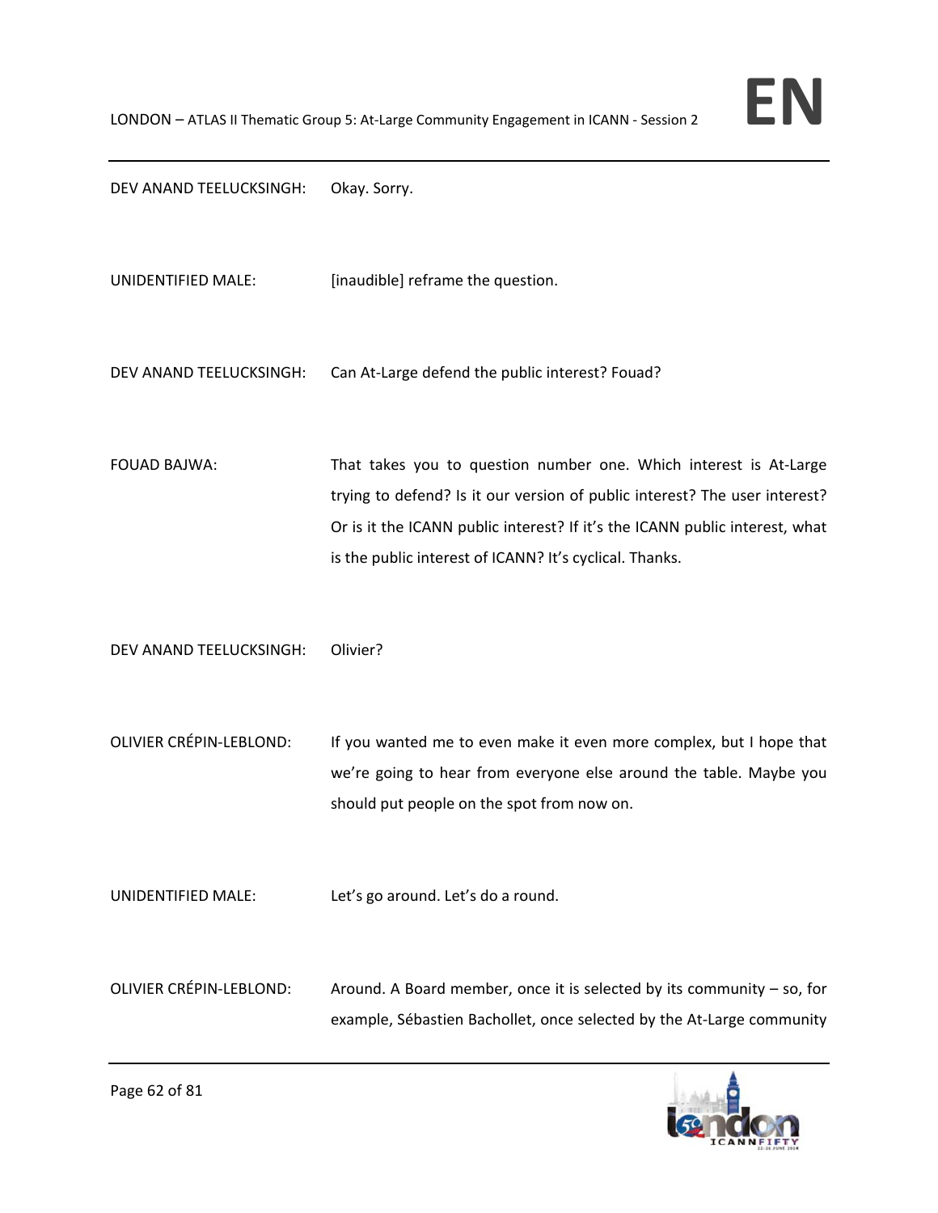DEV ANAND TEELUCKSINGH: Okay. Sorry.

UNIDENTIFIED MALE: [inaudible] reframe the question.

DEV ANAND TEELUCKSINGH: Can At-Large defend the public interest? Fouad?

FOUAD BAJWA: That takes you to question number one. Which interest is At-Large trying to defend? Is it our version of public interest? The user interest? Or is it the ICANN public interest? If it's the ICANN public interest, what is the public interest of ICANN? It's cyclical. Thanks.

DEV ANAND TEELUCKSINGH: Olivier?

OLIVIER CRÉPIN-LEBLOND: If you wanted me to even make it even more complex, but I hope that we're going to hear from everyone else around the table. Maybe you should put people on the spot from now on.

UNIDENTIFIED MALE: Let's go around. Let's do a round.

OLIVIER CRÉPIN-LEBLOND: Around. A Board member, once it is selected by its community – so, for example, Sébastien Bachollet, once selected by the At-Large community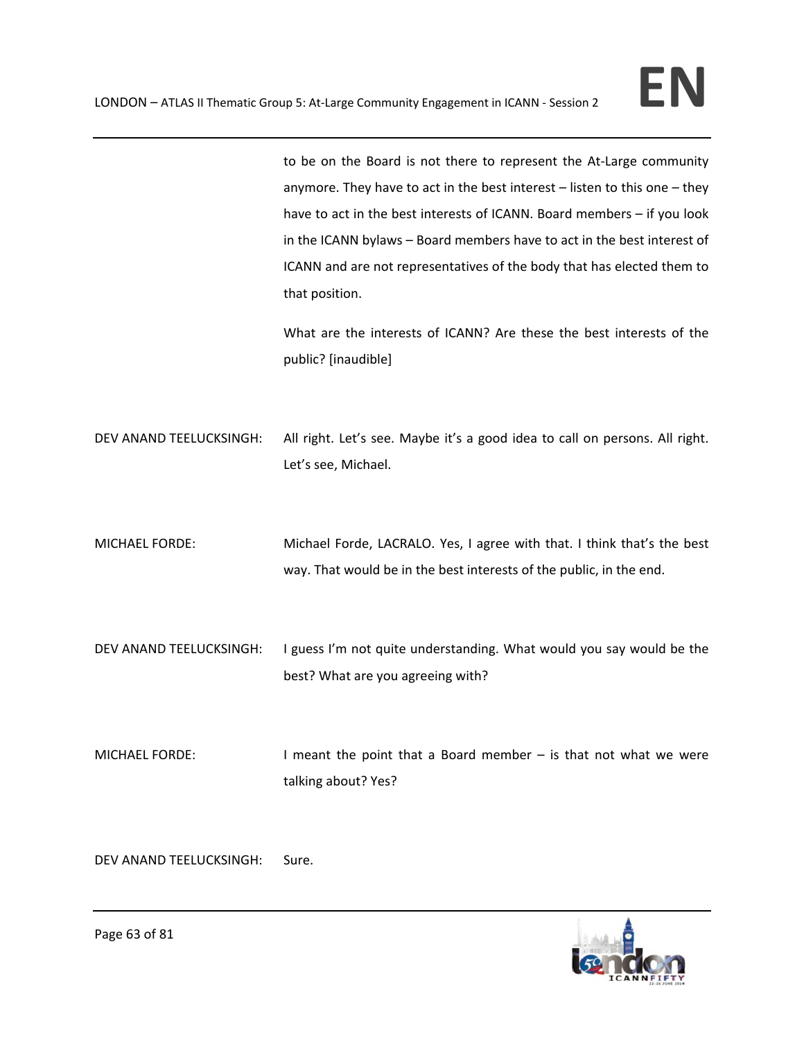to be on the Board is not there to represent the At-Large community anymore. They have to act in the best interest – listen to this one – they have to act in the best interests of ICANN. Board members – if you look in the ICANN bylaws – Board members have to act in the best interest of ICANN and are not representatives of the body that has elected them to that position.

What are the interests of ICANN? Are these the best interests of the public? [inaudible]

DEV ANAND TEELUCKSINGH: All right. Let's see. Maybe it's a good idea to call on persons. All right. Let's see, Michael.

MICHAEL FORDE: Michael Forde, LACRALO. Yes, I agree with that. I think that's the best way. That would be in the best interests of the public, in the end.

DEV ANAND TEELUCKSINGH: I guess I'm not quite understanding. What would you say would be the best? What are you agreeing with?

MICHAEL FORDE: I meant the point that a Board member – is that not what we were talking about? Yes?

DEV ANAND TEELUCKSINGH: Sure.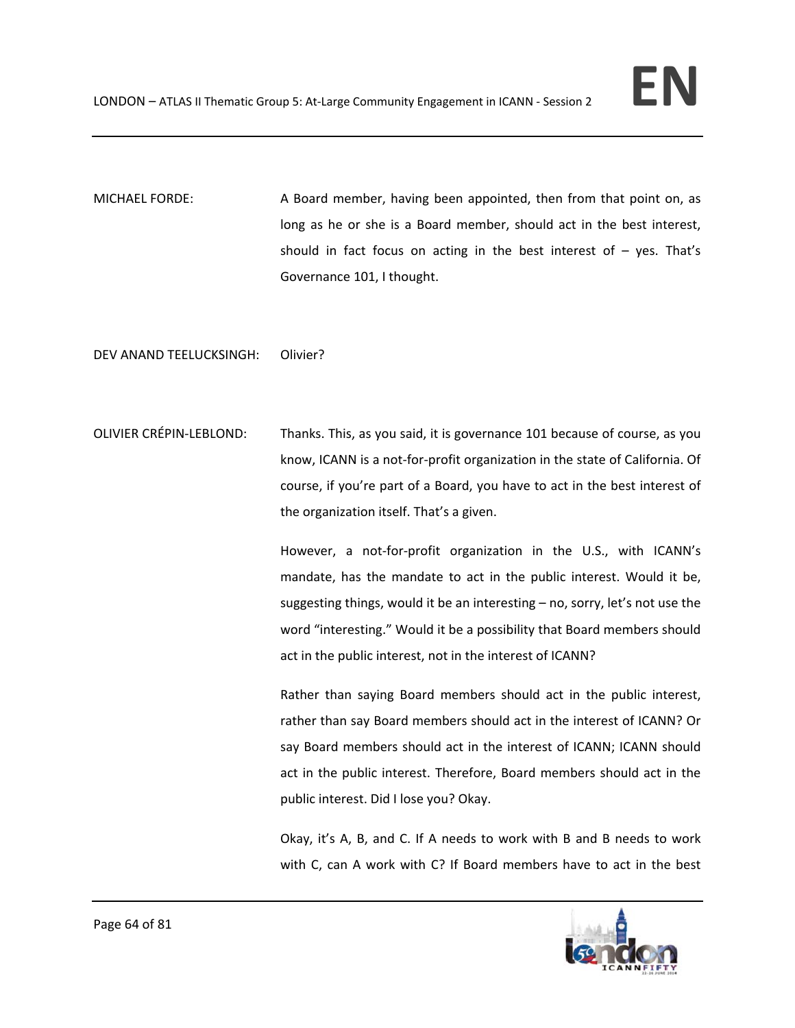MICHAEL FORDE: A Board member, having been appointed, then from that point on, as long as he or she is a Board member, should act in the best interest, should in fact focus on acting in the best interest of – yes. That's Governance 101, I thought.

DEV ANAND TEELUCKSINGH: Olivier?

OLIVIER CRÉPIN-LEBLOND: Thanks. This, as you said, it is governance 101 because of course, as you know, ICANN is a not-for-profit organization in the state of California. Of course, if you're part of a Board, you have to act in the best interest of the organization itself. That's a given.

However, a not-for-profit organization in the U.S., with ICANN's mandate, has the mandate to act in the public interest. Would it be, suggesting things, would it be an interesting – no, sorry, let's not use the word "interesting." Would it be a possibility that Board members should act in the public interest, not in the interest of ICANN?

Rather than saying Board members should act in the public interest, rather than say Board members should act in the interest of ICANN? Or say Board members should act in the interest of ICANN; ICANN should act in the public interest. Therefore, Board members should act in the public interest. Did I lose you? Okay.

Okay, it's A, B, and C. If A needs to work with B and B needs to work with C, can A work with C? If Board members have to act in the best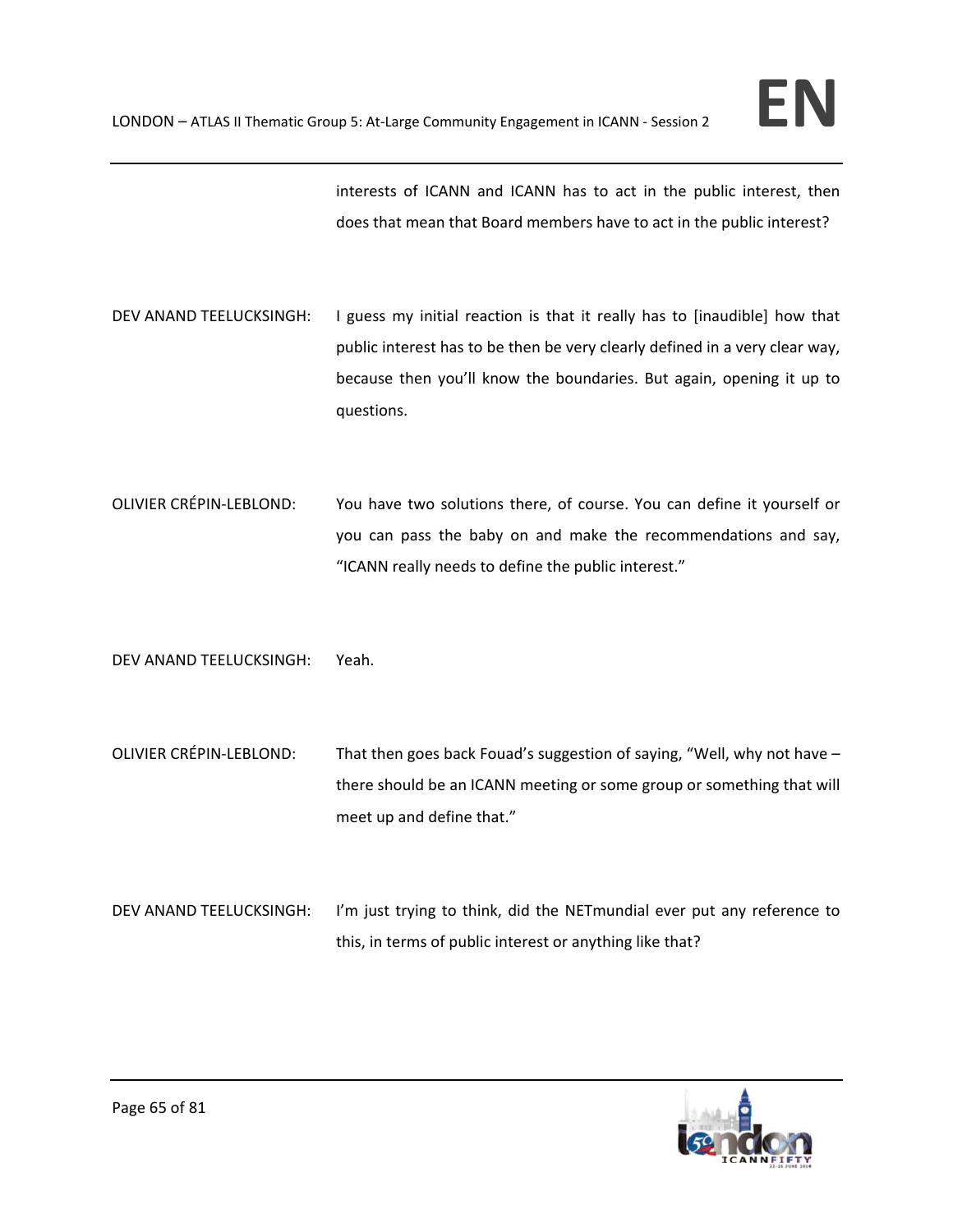interests of ICANN and ICANN has to act in the public interest, then does that mean that Board members have to act in the public interest?

DEV ANAND TEELUCKSINGH: I guess my initial reaction is that it really has to [inaudible] how that public interest has to be then be very clearly defined in a very clear way, because then you'll know the boundaries. But again, opening it up to questions.

OLIVIER CRÉPIN-LEBLOND: You have two solutions there, of course. You can define it yourself or you can pass the baby on and make the recommendations and say, "ICANN really needs to define the public interest."

DEV ANAND TEELUCKSINGH: Yeah.

OLIVIER CRÉPIN-LEBLOND: That then goes back Fouad's suggestion of saying, "Well, why not have – there should be an ICANN meeting or some group or something that will meet up and define that."

DEV ANAND TEELUCKSINGH: I'm just trying to think, did the NETmundial ever put any reference to this, in terms of public interest or anything like that?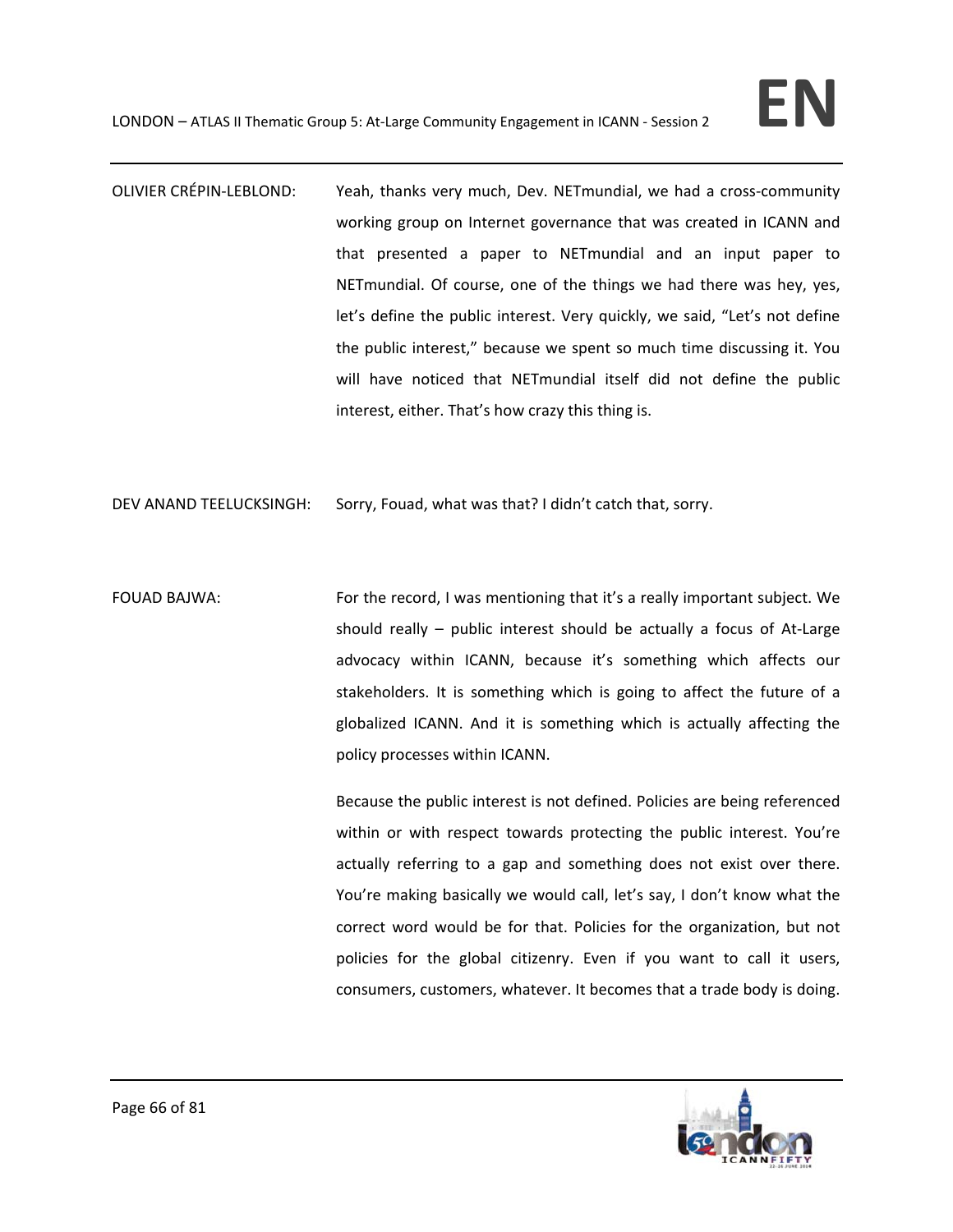OLIVIER CRÉPIN-LEBLOND: Yeah, thanks very much, Dev. NETmundial, we had a cross-community working group on Internet governance that was created in ICANN and that presented a paper to NETmundial and an input paper to NETmundial. Of course, one of the things we had there was hey, yes, let's define the public interest. Very quickly, we said, "Let's not define the public interest," because we spent so much time discussing it. You will have noticed that NETmundial itself did not define the public interest, either. That's how crazy this thing is.

DEV ANAND TEELUCKSINGH: Sorry, Fouad, what was that? I didn't catch that, sorry.

FOUAD BAJWA: For the record, I was mentioning that it's a really important subject. We should really – public interest should be actually a focus of At-Large advocacy within ICANN, because it's something which affects our stakeholders. It is something which is going to affect the future of a globalized ICANN. And it is something which is actually affecting the policy processes within ICANN.

Because the public interest is not defined. Policies are being referenced within or with respect towards protecting the public interest. You're actually referring to a gap and something does not exist over there. You're making basically we would call, let's say, I don't know what the correct word would be for that. Policies for the organization, but not policies for the global citizenry. Even if you want to call it users, consumers, customers, whatever. It becomes that a trade body is doing.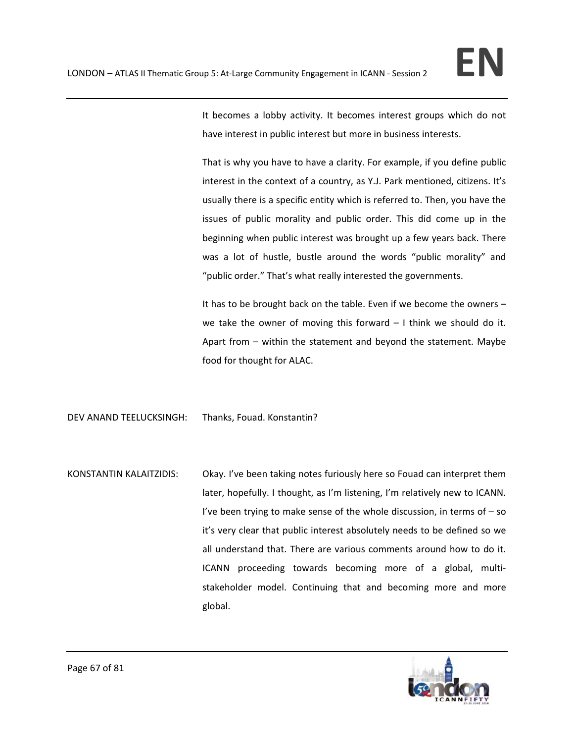It becomes a lobby activity. It becomes interest groups which do not have interest in public interest but more in business interests.

That is why you have to have a clarity. For example, if you define public interest in the context of a country, as Y.J. Park mentioned, citizens. It's usually there is a specific entity which is referred to. Then, you have the issues of public morality and public order. This did come up in the beginning when public interest was brought up a few years back. There was a lot of hustle, bustle around the words "public morality" and "public order." That's what really interested the governments.

It has to be brought back on the table. Even if we become the owners – we take the owner of moving this forward – I think we should do it. Apart from – within the statement and beyond the statement. Maybe food for thought for ALAC.

DEV ANAND TEELUCKSINGH: Thanks, Fouad. Konstantin?

KONSTANTIN KALAITZIDIS: Okay. I've been taking notes furiously here so Fouad can interpret them later, hopefully. I thought, as I'm listening, I'm relatively new to ICANN. I've been trying to make sense of the whole discussion, in terms of – so it's very clear that public interest absolutely needs to be defined so we all understand that. There are various comments around how to do it. ICANN proceeding towards becoming more of a global, multi-stakeholder model. Continuing that and becoming more and more global.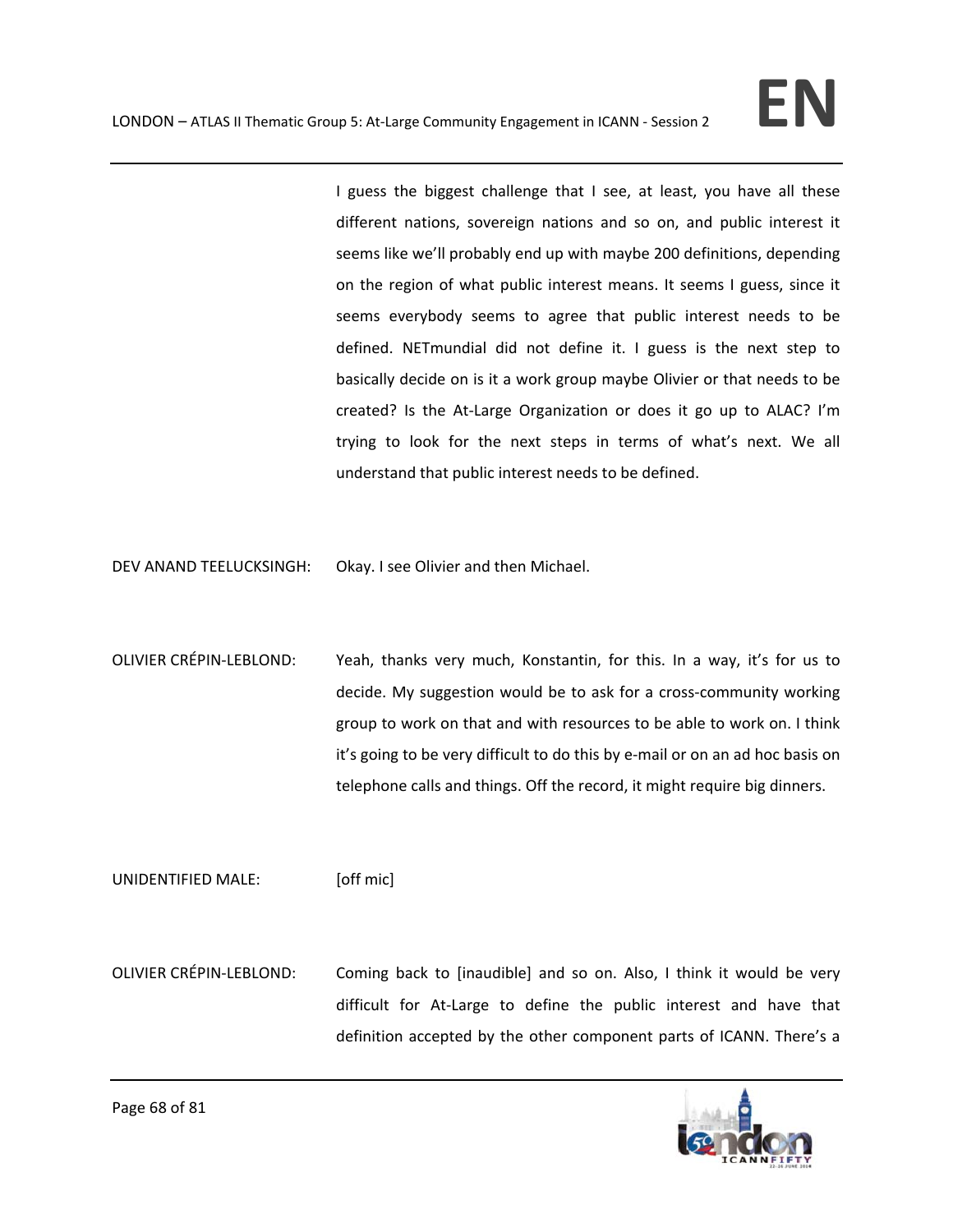I guess the biggest challenge that I see, at least, you have all these different nations, sovereign nations and so on, and public interest it seems like we'll probably end up with maybe 200 definitions, depending on the region of what public interest means. It seems I guess, since it seems everybody seems to agree that public interest needs to be defined. NETmundial did not define it. I guess is the next step to basically decide on is it a work group maybe Olivier or that needs to be created? Is the At-Large Organization or does it go up to ALAC? I'm trying to look for the next steps in terms of what's next. We all understand that public interest needs to be defined.

DEV ANAND TEELUCKSINGH: Okay. I see Olivier and then Michael.

OLIVIER CRÉPIN-LEBLOND: Yeah, thanks very much, Konstantin, for this. In a way, it's for us to decide. My suggestion would be to ask for a cross-community working group to work on that and with resources to be able to work on. I think it's going to be very difficult to do this by e-mail or on an ad hoc basis on telephone calls and things. Off the record, it might require big dinners.

UNIDENTIFIED MALE: [off mic]

OLIVIER CRÉPIN-LEBLOND: Coming back to [inaudible] and so on. Also, I think it would be very difficult for At-Large to define the public interest and have that definition accepted by the other component parts of ICANN. There's a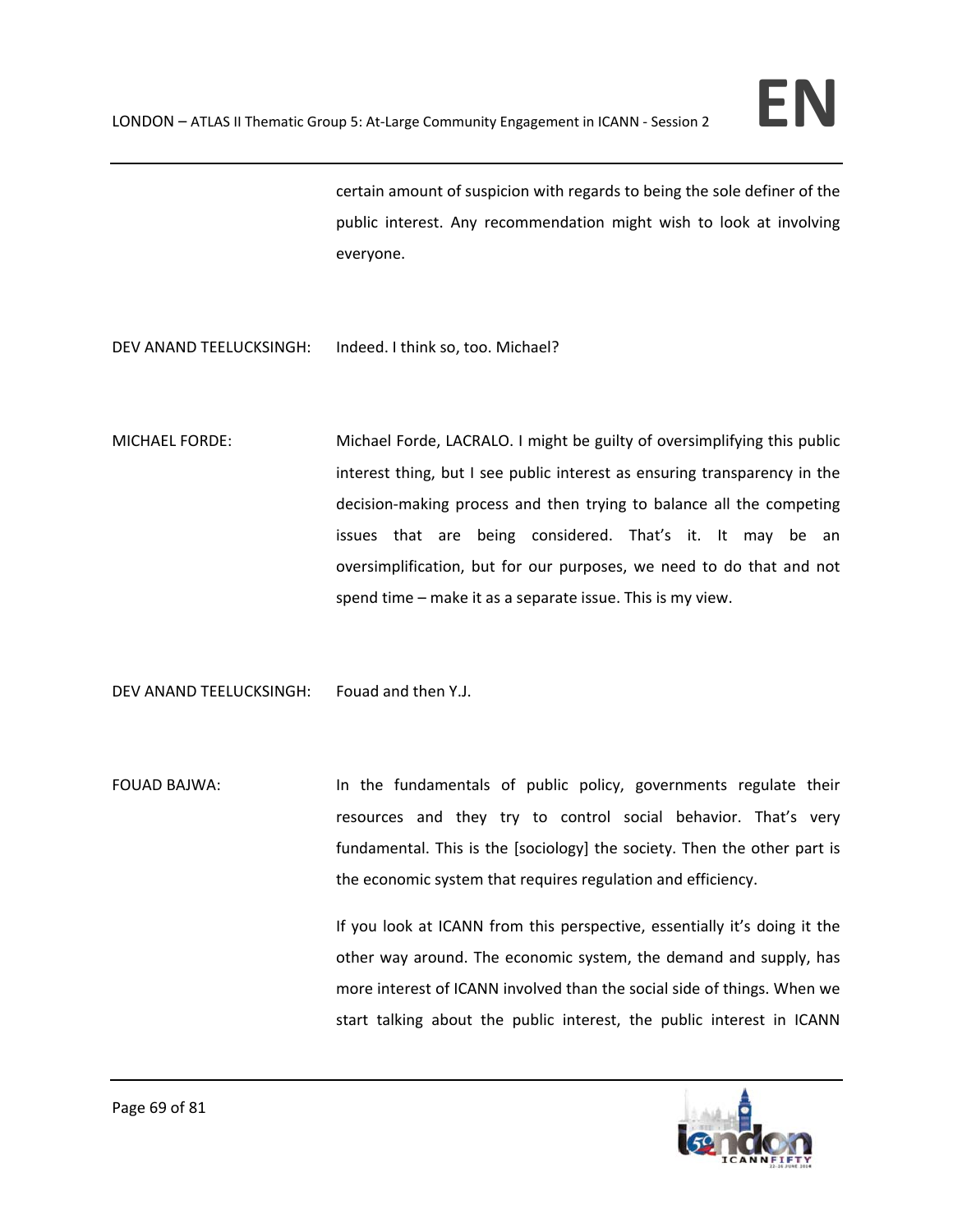certain amount of suspicion with regards to being the sole definer of the public interest. Any recommendation might wish to look at involving everyone.

DEV ANAND TEELUCKSINGH: Indeed. I think so, too. Michael?

MICHAEL FORDE: Michael Forde, LACRALO. I might be guilty of oversimplifying this public interest thing, but I see public interest as ensuring transparency in the decision-making process and then trying to balance all the competing issues that are being considered. That's it. It may be an oversimplification, but for our purposes, we need to do that and not spend time – make it as a separate issue. This is my view.

DEV ANAND TEELUCKSINGH: Fouad and then Y.J.

FOUAD BAJWA: In the fundamentals of public policy, governments regulate their resources and they try to control social behavior. That's very fundamental. This is the [sociology] the society. Then the other part is the economic system that requires regulation and efficiency.

If you look at ICANN from this perspective, essentially it's doing it the other way around. The economic system, the demand and supply, has more interest of ICANN involved than the social side of things. When we start talking about the public interest, the public interest in ICANN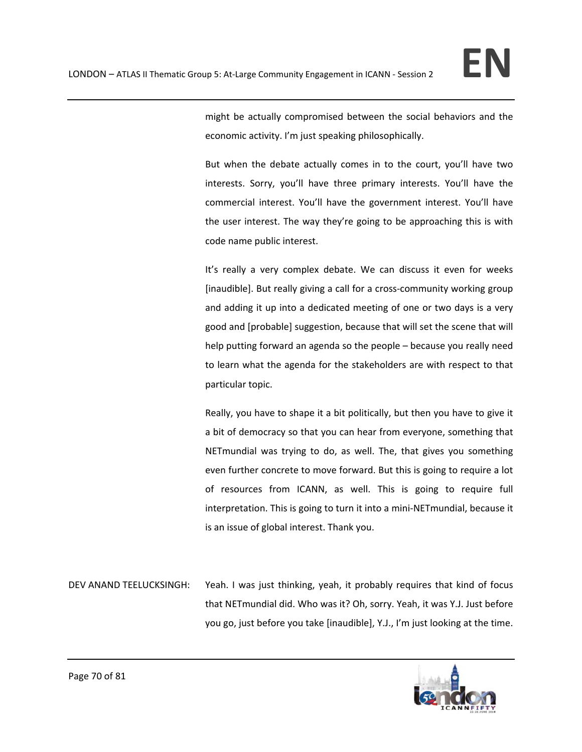might be actually compromised between the social behaviors and the economic activity. I'm just speaking philosophically.

But when the debate actually comes in to the court, you'll have two interests. Sorry, you'll have three primary interests. You'll have the commercial interest. You'll have the government interest. You'll have the user interest. The way they're going to be approaching this is with code name public interest.

It's really a very complex debate. We can discuss it even for weeks [inaudible]. But really giving a call for a cross-community working group and adding it up into a dedicated meeting of one or two days is a very good and [probable] suggestion, because that will set the scene that will help putting forward an agenda so the people – because you really need to learn what the agenda for the stakeholders are with respect to that particular topic.

Really, you have to shape it a bit politically, but then you have to give it a bit of democracy so that you can hear from everyone, something that NETmundial was trying to do, as well. The, that gives you something even further concrete to move forward. But this is going to require a lot of resources from ICANN, as well. This is going to require full interpretation. This is going to turn it into a mini-NETmundial, because it is an issue of global interest. Thank you.

DEV ANAND TEELUCKSINGH: Yeah. I was just thinking, yeah, it probably requires that kind of focus that NETmundial did. Who was it? Oh, sorry. Yeah, it was Y.J. Just before you go, just before you take [inaudible], Y.J., I'm just looking at the time.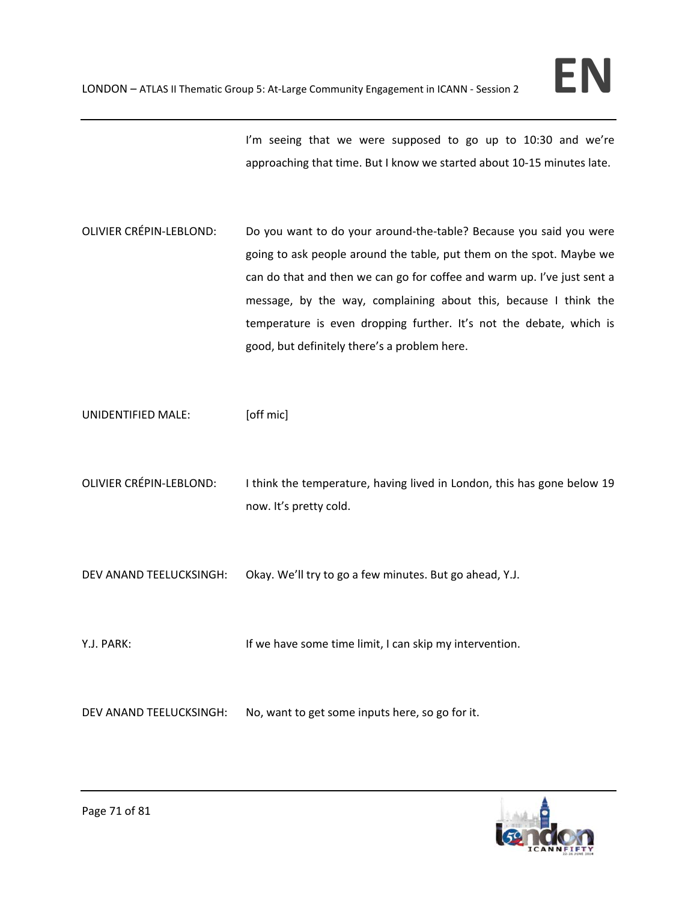I'm seeing that we were supposed to go up to 10:30 and we're approaching that time. But I know we started about 10-15 minutes late.

OLIVIER CRÉPIN-LEBLOND: Do you want to do your around-the-table? Because you said you were going to ask people around the table, put them on the spot. Maybe we can do that and then we can go for coffee and warm up. I've just sent a message, by the way, complaining about this, because I think the temperature is even dropping further. It's not the debate, which is good, but definitely there's a problem here.

UNIDENTIFIED MALE: [off mic]

OLIVIER CRÉPIN-LEBLOND: I think the temperature, having lived in London, this has gone below 19 now. It's pretty cold.

DEV ANAND TEELUCKSINGH: Okay. We'll try to go a few minutes. But go ahead, Y.J.

Y.J. PARK: If we have some time limit, I can skip my intervention.

DEV ANAND TEELUCKSINGH: No, want to get some inputs here, so go for it.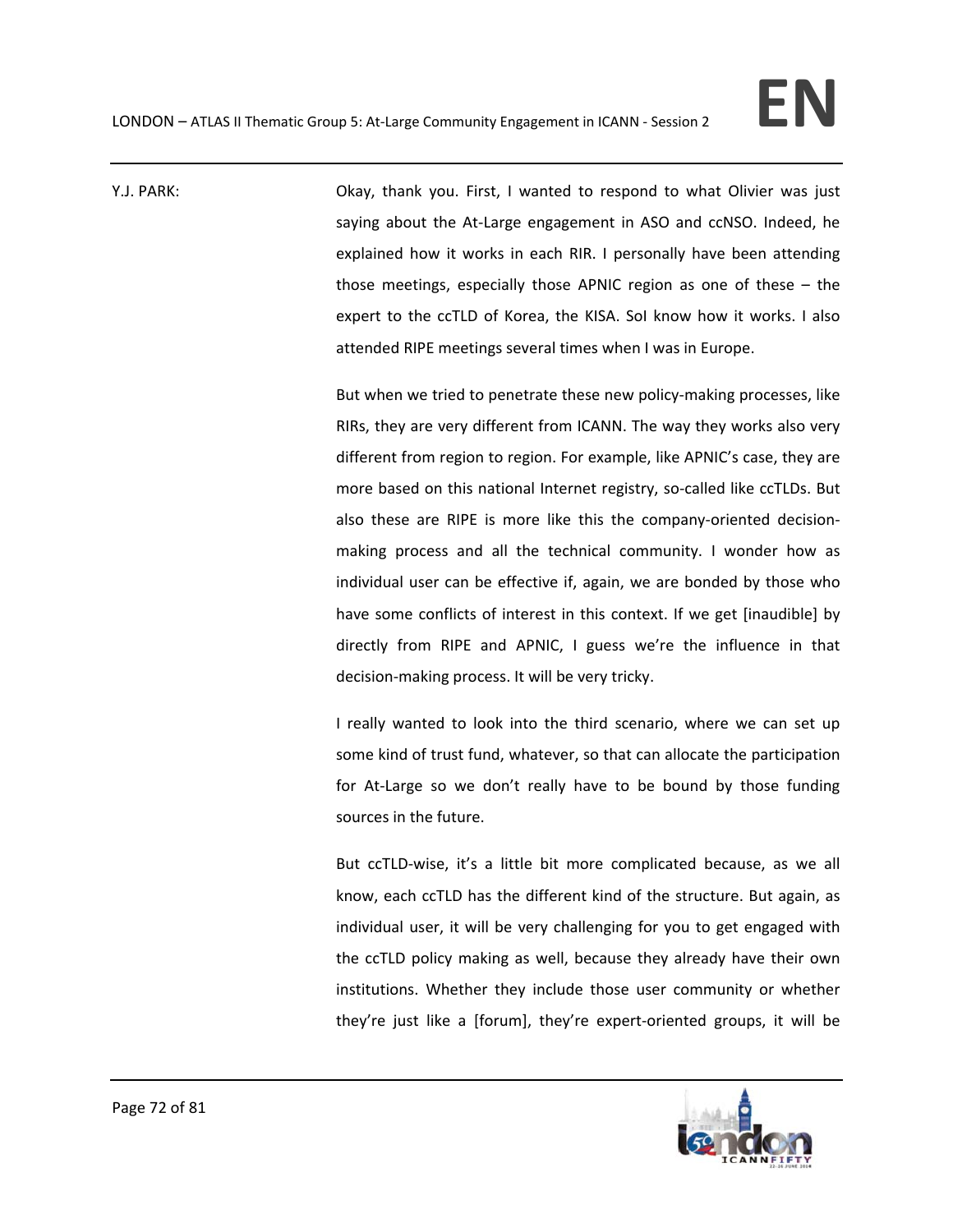Y.J. PARK: Okay, thank you. First, I wanted to respond to what Olivier was just saying about the At-Large engagement in ASO and ccNSO. Indeed, he explained how it works in each RIR. I personally have been attending those meetings, especially those APNIC region as one of these – the expert to the ccTLD of Korea, the KISA. SoI know how it works. I also attended RIPE meetings several times when I was in Europe.

But when we tried to penetrate these new policy-making processes, like RIRs, they are very different from ICANN. The way they works also very different from region to region. For example, like APNIC's case, they are more based on this national Internet registry, so-called like ccTLDs. But also these are RIPE is more like this the company-oriented decision-making process and all the technical community. I wonder how as individual user can be effective if, again, we are bonded by those who have some conflicts of interest in this context. If we get [inaudible] by directly from RIPE and APNIC, I guess we're the influence in that decision-making process. It will be very tricky.

I really wanted to look into the third scenario, where we can set up some kind of trust fund, whatever, so that can allocate the participation for At-Large so we don't really have to be bound by those funding sources in the future.

But ccTLD-wise, it's a little bit more complicated because, as we all know, each ccTLD has the different kind of the structure. But again, as individual user, it will be very challenging for you to get engaged with the ccTLD policy making as well, because they already have their own institutions. Whether they include those user community or whether they're just like a [forum], they're expert-oriented groups, it will be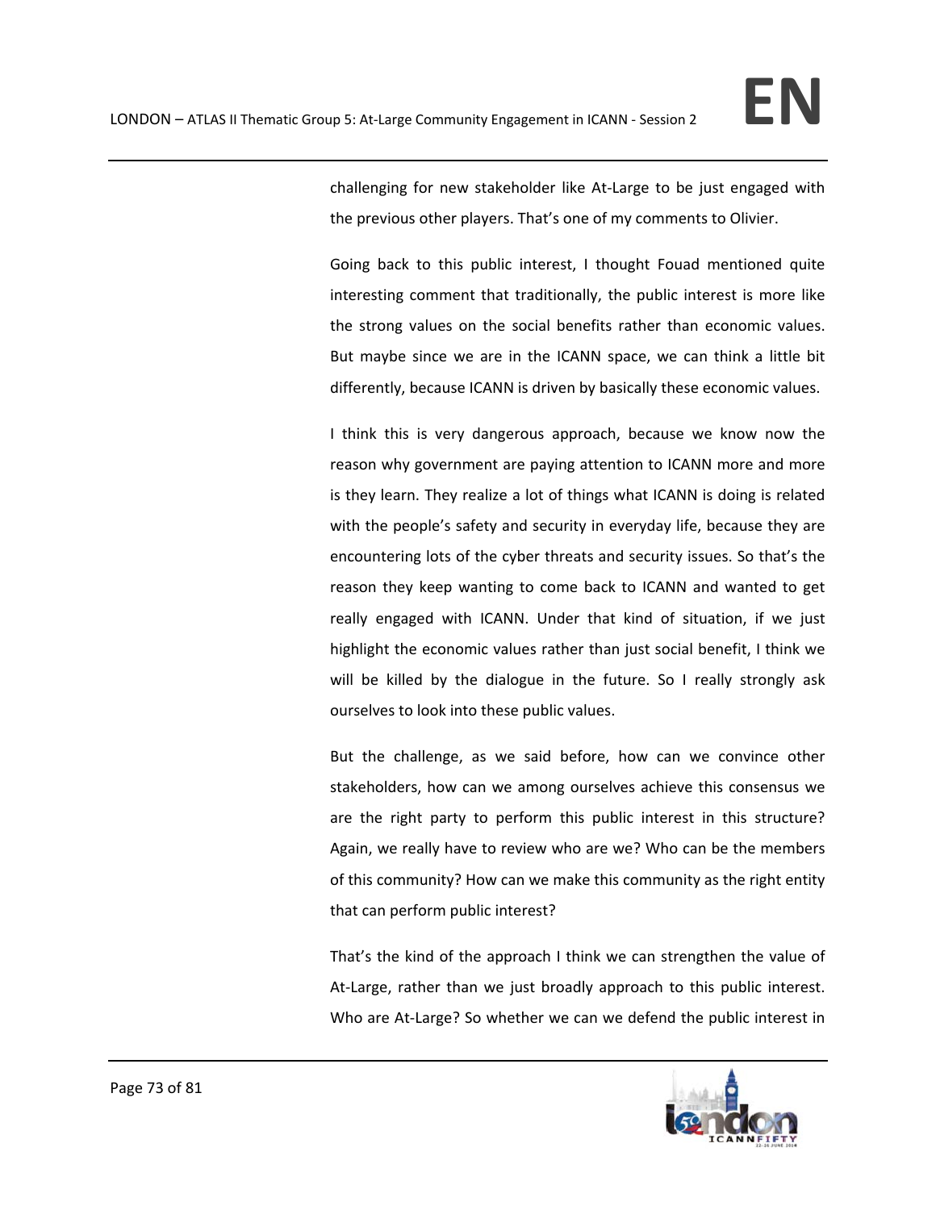challenging for new stakeholder like At-Large to be just engaged with the previous other players. That's one of my comments to Olivier.

Going back to this public interest, I thought Fouad mentioned quite interesting comment that traditionally, the public interest is more like the strong values on the social benefits rather than economic values. But maybe since we are in the ICANN space, we can think a little bit differently, because ICANN is driven by basically these economic values.

I think this is very dangerous approach, because we know now the reason why government are paying attention to ICANN more and more is they learn. They realize a lot of things what ICANN is doing is related with the people's safety and security in everyday life, because they are encountering lots of the cyber threats and security issues. So that's the reason they keep wanting to come back to ICANN and wanted to get really engaged with ICANN. Under that kind of situation, if we just highlight the economic values rather than just social benefit, I think we will be killed by the dialogue in the future. So I really strongly ask ourselves to look into these public values.

But the challenge, as we said before, how can we convince other stakeholders, how can we among ourselves achieve this consensus we are the right party to perform this public interest in this structure? Again, we really have to review who are we? Who can be the members of this community? How can we make this community as the right entity that can perform public interest?

That's the kind of the approach I think we can strengthen the value of At-Large, rather than we just broadly approach to this public interest. Who are At-Large? So whether we can we defend the public interest in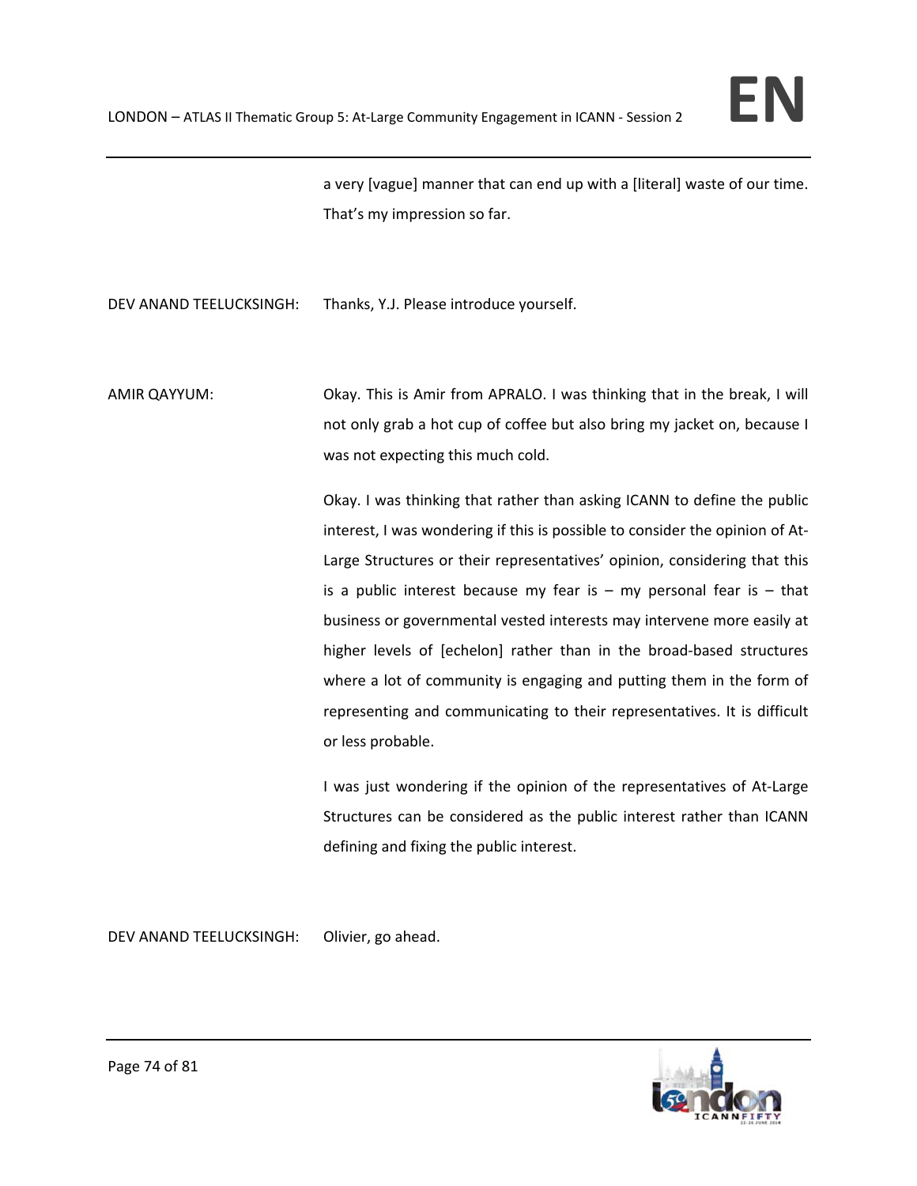a very [vague] manner that can end up with a [literal] waste of our time. That's my impression so far.

DEV ANAND TEELUCKSINGH: Thanks, Y.J. Please introduce yourself.

AMIR QAYYUM: Okay. This is Amir from APRALO. I was thinking that in the break, I will not only grab a hot cup of coffee but also bring my jacket on, because I was not expecting this much cold.

Okay. I was thinking that rather than asking ICANN to define the public interest, I was wondering if this is possible to consider the opinion of At-Large Structures or their representatives' opinion, considering that this is a public interest because my fear is – my personal fear is – that business or governmental vested interests may intervene more easily at higher levels of [echelon] rather than in the broad-based structures where a lot of community is engaging and putting them in the form of representing and communicating to their representatives. It is difficult or less probable.

I was just wondering if the opinion of the representatives of At-Large Structures can be considered as the public interest rather than ICANN defining and fixing the public interest.

DEV ANAND TEELUCKSINGH: Olivier, go ahead.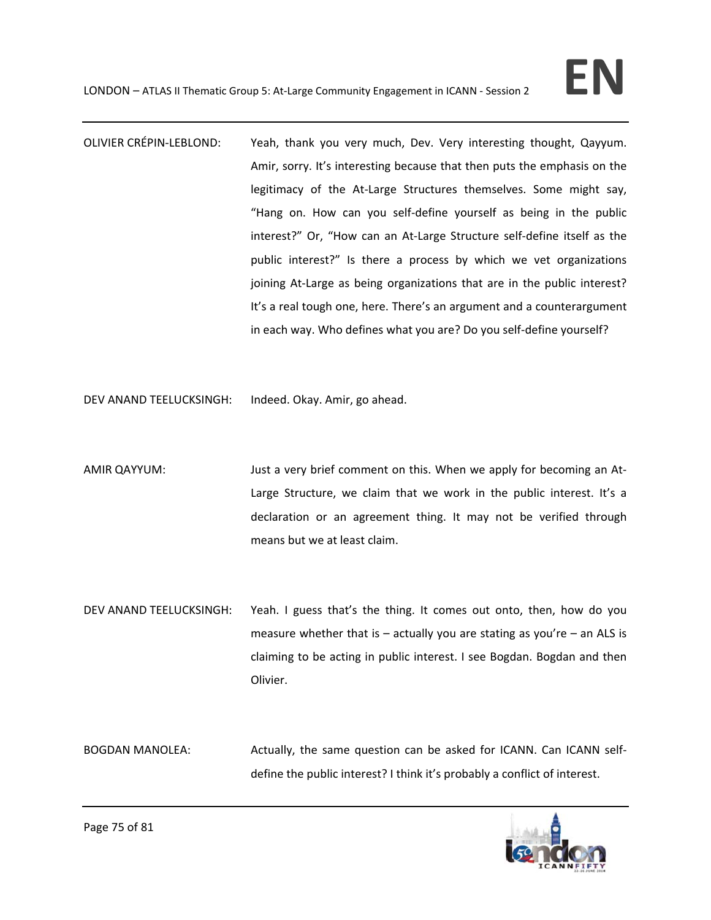OLIVIER CRÉPIN-LEBLOND: Yeah, thank you very much, Dev. Very interesting thought, Qayyum. Amir, sorry. It's interesting because that then puts the emphasis on the legitimacy of the At-Large Structures themselves. Some might say, "Hang on. How can you self-define yourself as being in the public interest?" Or, "How can an At-Large Structure self-define itself as the public interest?" Is there a process by which we vet organizations joining At-Large as being organizations that are in the public interest? It's a real tough one, here. There's an argument and a counterargument in each way. Who defines what you are? Do you self-define yourself?

DEV ANAND TEELUCKSINGH: Indeed. Okay. Amir, go ahead.

AMIR QAYYUM: Just a very brief comment on this. When we apply for becoming an At-Large Structure, we claim that we work in the public interest. It's a declaration or an agreement thing. It may not be verified through means but we at least claim.

DEV ANAND TEELUCKSINGH: Yeah. I guess that's the thing. It comes out onto, then, how do you measure whether that is – actually you are stating as you're – an ALS is claiming to be acting in public interest. I see Bogdan. Bogdan and then Olivier.

BOGDAN MANOLEA: Actually, the same question can be asked for ICANN. Can ICANN self-define the public interest? I think it's probably a conflict of interest.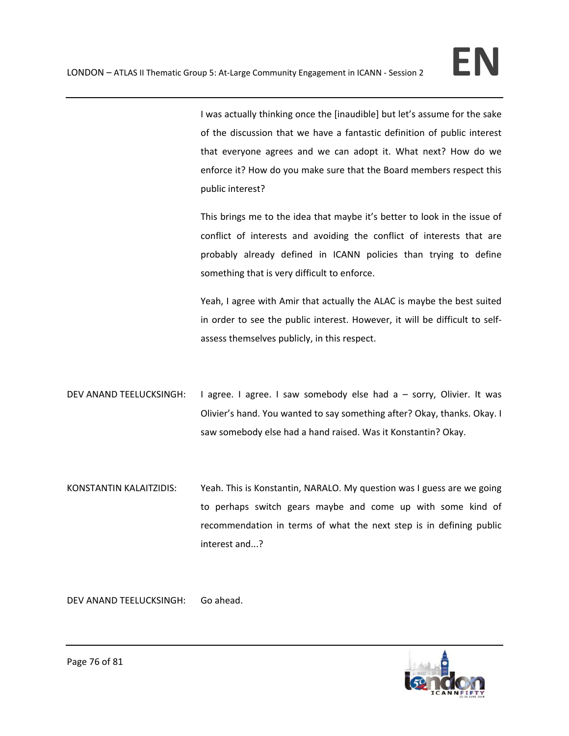I was actually thinking once the [inaudible] but let's assume for the sake of the discussion that we have a fantastic definition of public interest that everyone agrees and we can adopt it. What next? How do we enforce it? How do you make sure that the Board members respect this public interest?

This brings me to the idea that maybe it's better to look in the issue of conflict of interests and avoiding the conflict of interests that are probably already defined in ICANN policies than trying to define something that is very difficult to enforce.

Yeah, I agree with Amir that actually the ALAC is maybe the best suited in order to see the public interest. However, it will be difficult to self-assess themselves publicly, in this respect.

DEV ANAND TEELUCKSINGH: I agree. I agree. I saw somebody else had a – sorry, Olivier. It was Olivier's hand. You wanted to say something after? Okay, thanks. Okay. I saw somebody else had a hand raised. Was it Konstantin? Okay.

KONSTANTIN KALAITZIDIS: Yeah. This is Konstantin, NARALO. My question was I guess are we going to perhaps switch gears maybe and come up with some kind of recommendation in terms of what the next step is in defining public interest and...?

DEV ANAND TEELUCKSINGH: Go ahead.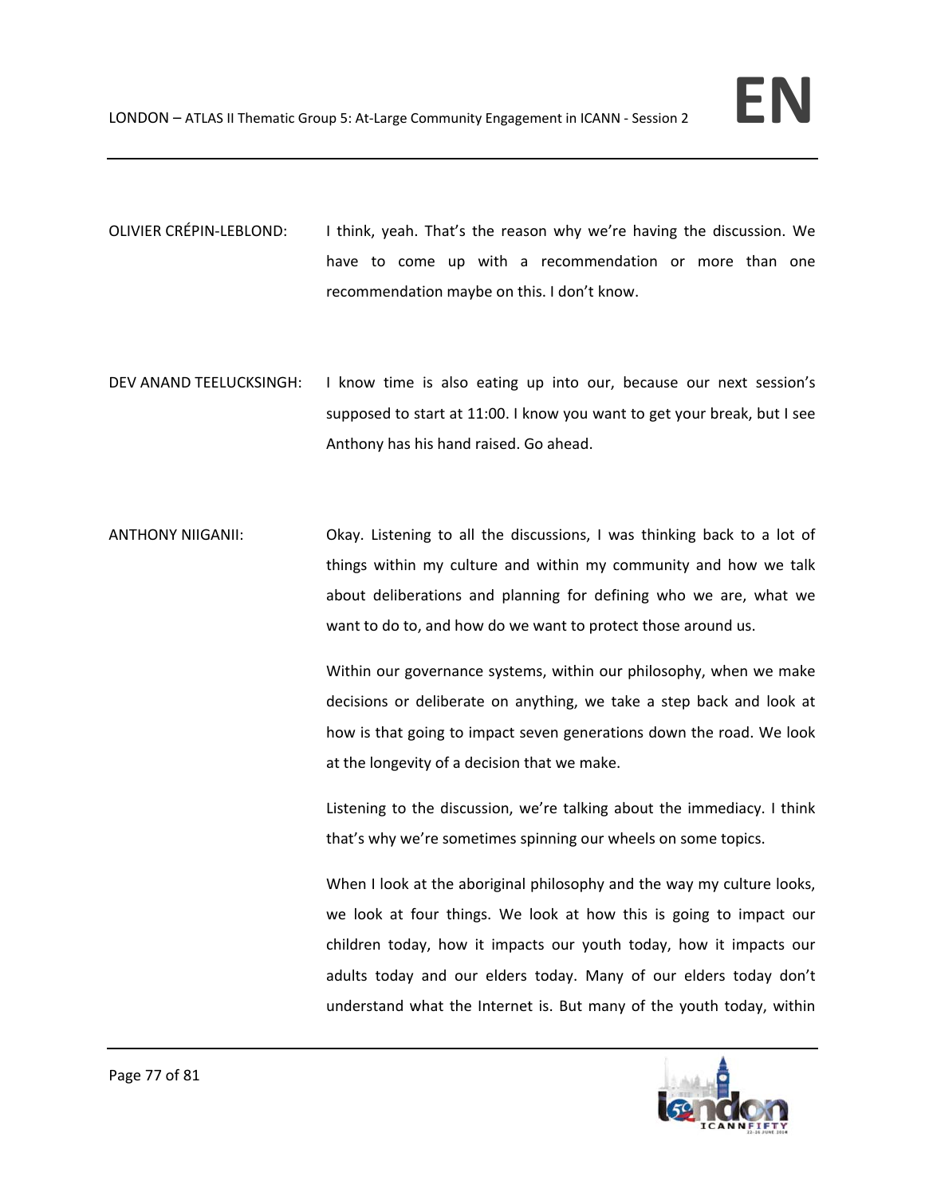OLIVIER CRÉPIN-LEBLOND: I think, yeah. That's the reason why we're having the discussion. We have to come up with a recommendation or more than one recommendation maybe on this. I don't know.

DEV ANAND TEELUCKSINGH: I know time is also eating up into our, because our next session's supposed to start at 11:00. I know you want to get your break, but I see Anthony has his hand raised. Go ahead.

ANTHONY NIIGANII: Okay. Listening to all the discussions, I was thinking back to a lot of things within my culture and within my community and how we talk about deliberations and planning for defining who we are, what we want to do to, and how do we want to protect those around us.

Within our governance systems, within our philosophy, when we make decisions or deliberate on anything, we take a step back and look at how is that going to impact seven generations down the road. We look at the longevity of a decision that we make.

Listening to the discussion, we're talking about the immediacy. I think that's why we're sometimes spinning our wheels on some topics.

When I look at the aboriginal philosophy and the way my culture looks, we look at four things. We look at how this is going to impact our children today, how it impacts our youth today, how it impacts our adults today and our elders today. Many of our elders today don't understand what the Internet is. But many of the youth today, within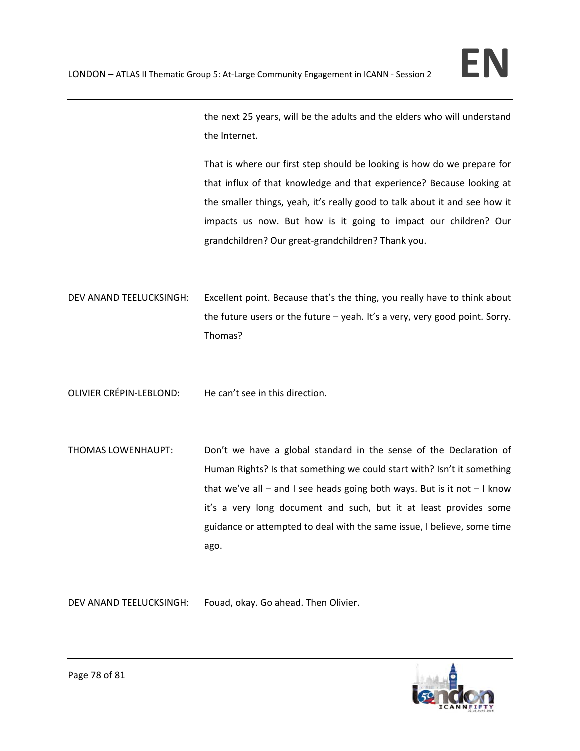the next 25 years, will be the adults and the elders who will understand the Internet.

That is where our first step should be looking is how do we prepare for that influx of that knowledge and that experience? Because looking at the smaller things, yeah, it's really good to talk about it and see how it impacts us now. But how is it going to impact our children? Our grandchildren? Our great-grandchildren? Thank you.

DEV ANAND TEELUCKSINGH: Excellent point. Because that's the thing, you really have to think about the future users or the future – yeah. It's a very, very good point. Sorry. Thomas?

OLIVIER CRÉPIN-LEBLOND: He can't see in this direction.

THOMAS LOWENHAUPT: Don't we have a global standard in the sense of the Declaration of Human Rights? Is that something we could start with? Isn't it something that we've all – and I see heads going both ways. But is it not – I know it's a very long document and such, but it at least provides some guidance or attempted to deal with the same issue, I believe, some time ago.

DEV ANAND TEELUCKSINGH: Fouad, okay. Go ahead. Then Olivier.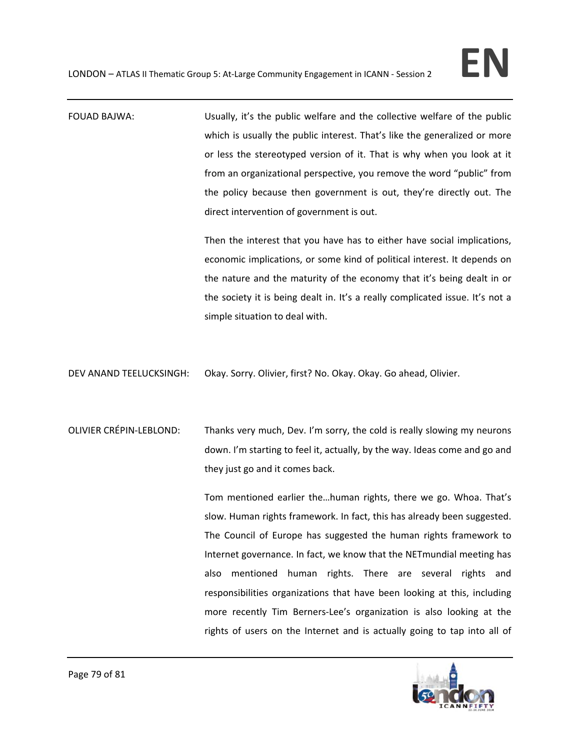FOUAD BAJWA: Usually, it's the public welfare and the collective welfare of the public which is usually the public interest. That's like the generalized or more or less the stereotyped version of it. That is why when you look at it from an organizational perspective, you remove the word "public" from the policy because then government is out, they're directly out. The direct intervention of government is out.

Then the interest that you have has to either have social implications, economic implications, or some kind of political interest. It depends on the nature and the maturity of the economy that it's being dealt in or the society it is being dealt in. It's a really complicated issue. It's not a simple situation to deal with.

DEV ANAND TEELUCKSINGH: Okay. Sorry. Olivier, first? No. Okay. Okay. Go ahead, Olivier.

OLIVIER CRÉPIN-LEBLOND: Thanks very much, Dev. I'm sorry, the cold is really slowing my neurons down. I'm starting to feel it, actually, by the way. Ideas come and go and they just go and it comes back.

Tom mentioned earlier the…human rights, there we go. Whoa. That's slow. Human rights framework. In fact, this has already been suggested. The Council of Europe has suggested the human rights framework to Internet governance. In fact, we know that the NETmundial meeting has also mentioned human rights. There are several rights and responsibilities organizations that have been looking at this, including more recently Tim Berners-Lee's organization is also looking at the rights of users on the Internet and is actually going to tap into all of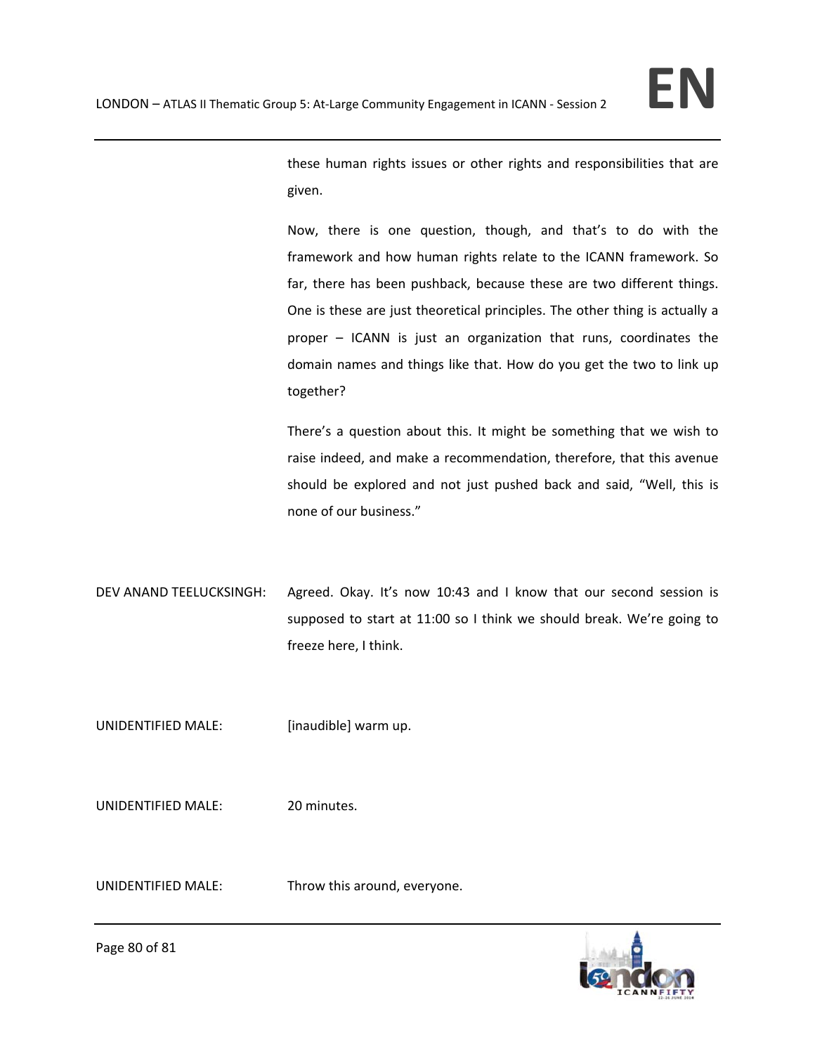these human rights issues or other rights and responsibilities that are given.

Now, there is one question, though, and that's to do with the framework and how human rights relate to the ICANN framework. So far, there has been pushback, because these are two different things. One is these are just theoretical principles. The other thing is actually a proper – ICANN is just an organization that runs, coordinates the domain names and things like that. How do you get the two to link up together?

There's a question about this. It might be something that we wish to raise indeed, and make a recommendation, therefore, that this avenue should be explored and not just pushed back and said, "Well, this is none of our business."

DEV ANAND TEELUCKSINGH: Agreed. Okay. It's now 10:43 and I know that our second session is supposed to start at 11:00 so I think we should break. We're going to freeze here, I think.

UNIDENTIFIED MALE: [inaudible] warm up.

UNIDENTIFIED MALE: 20 minutes.

UNIDENTIFIED MALE: Throw this around, everyone.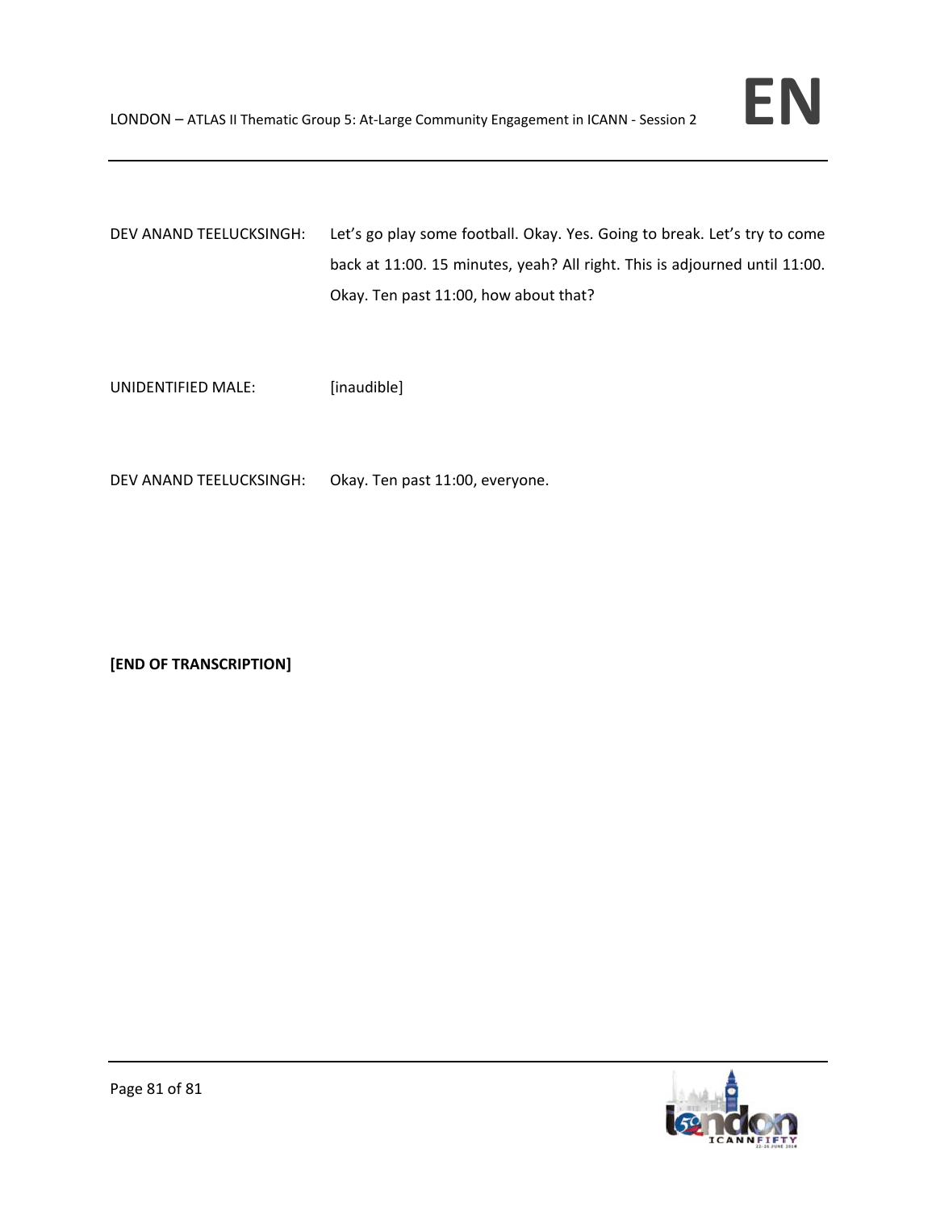DEV ANAND TEELUCKSINGH: Let's go play some football. Okay. Yes. Going to break. Let's try to come back at 11:00. 15 minutes, yeah? All right. This is adjourned until 11:00. Okay. Ten past 11:00, how about that?

UNIDENTIFIED MALE: [inaudible]

DEV ANAND TEELUCKSINGH: Okay. Ten past 11:00, everyone.

**[END OF TRANSCRIPTION]**